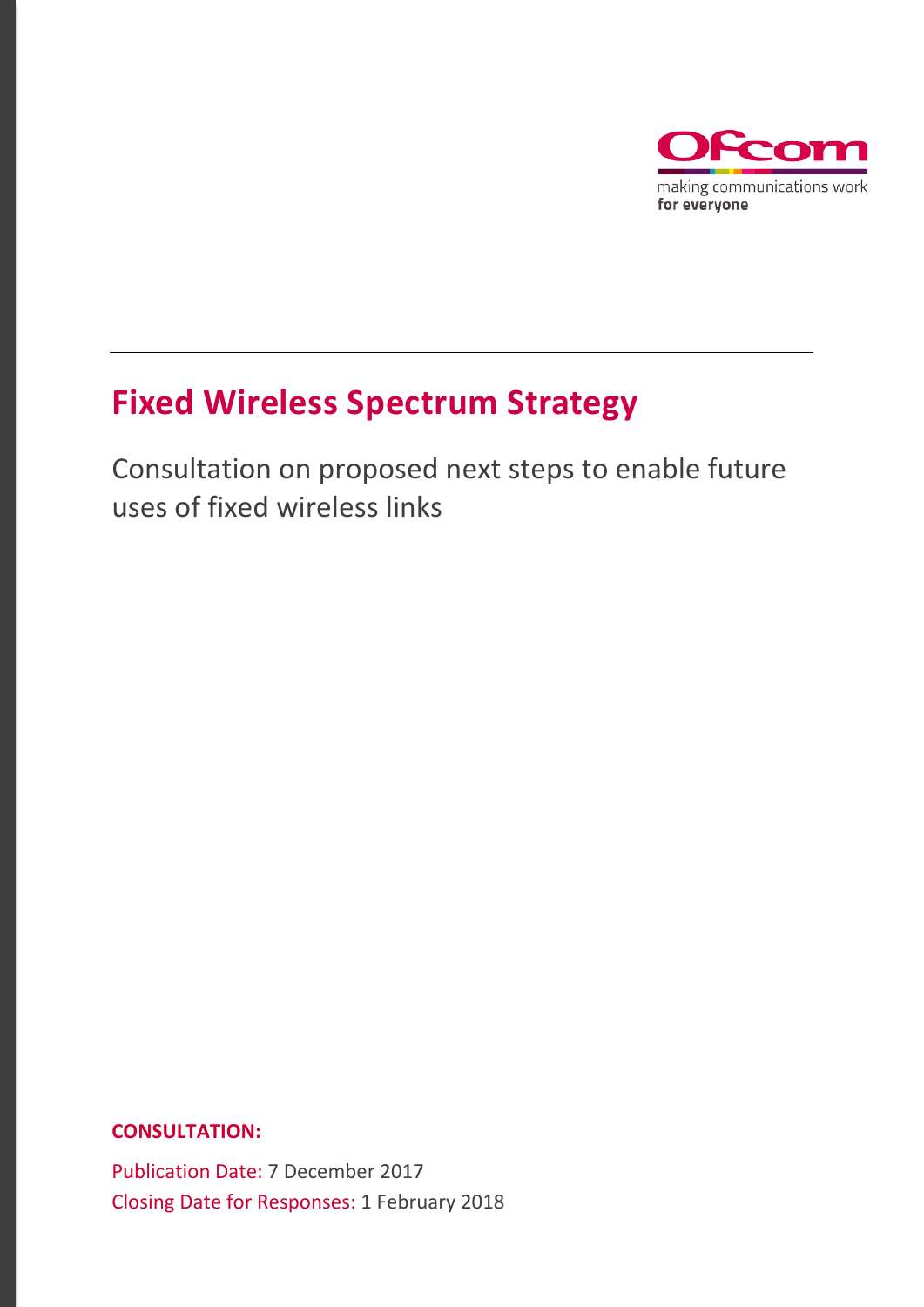Ofcom

making communications work
for everyone

# Fixed Wireless Spectrum Strategy

Consultation on proposed next steps to enable future uses of fixed wireless links

**CONSULTATION:**

Publication Date: 7 December 2017

Closing Date for Responses: 1 February 2018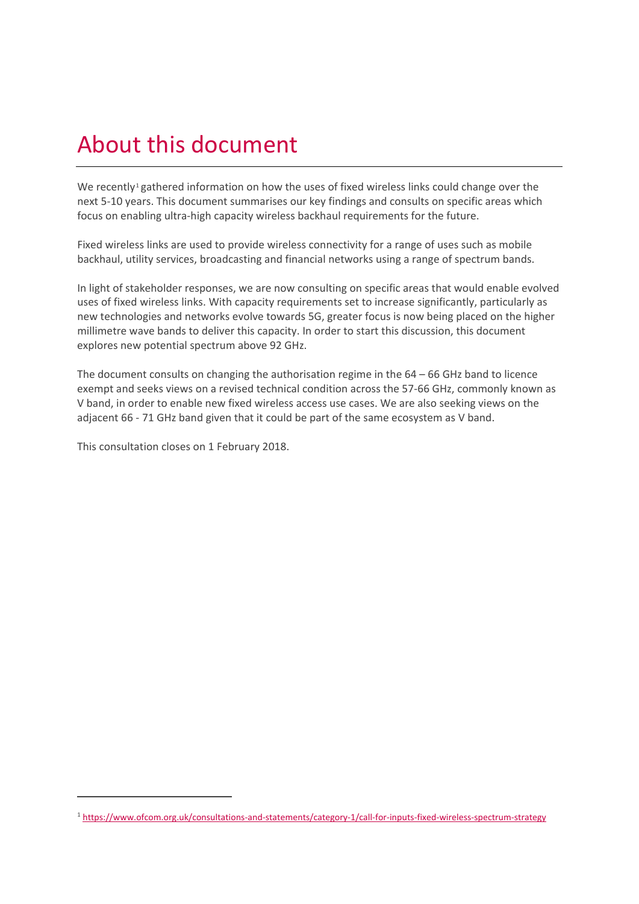# About this document

We recently[1] gathered information on how the uses of fixed wireless links could change over the next 5-10 years. This document summarises our key findings and consults on specific areas which focus on enabling ultra-high capacity wireless backhaul requirements for the future.

Fixed wireless links are used to provide wireless connectivity for a range of uses such as mobile backhaul, utility services, broadcasting and financial networks using a range of spectrum bands.

In light of stakeholder responses, we are now consulting on specific areas that would enable evolved uses of fixed wireless links. With capacity requirements set to increase significantly, particularly as new technologies and networks evolve towards 5G, greater focus is now being placed on the higher millimetre wave bands to deliver this capacity. In order to start this discussion, this document explores new potential spectrum above 92 GHz.

The document consults on changing the authorisation regime in the 64 – 66 GHz band to licence exempt and seeks views on a revised technical condition across the 57-66 GHz, commonly known as V band, in order to enable new fixed wireless access use cases. We are also seeking views on the adjacent 66 - 71 GHz band given that it could be part of the same ecosystem as V band.

This consultation closes on 1 February 2018.

[1] https://www.ofcom.org.uk/consultations-and-statements/category-1/call-for-inputs-fixed-wireless-spectrum-strategy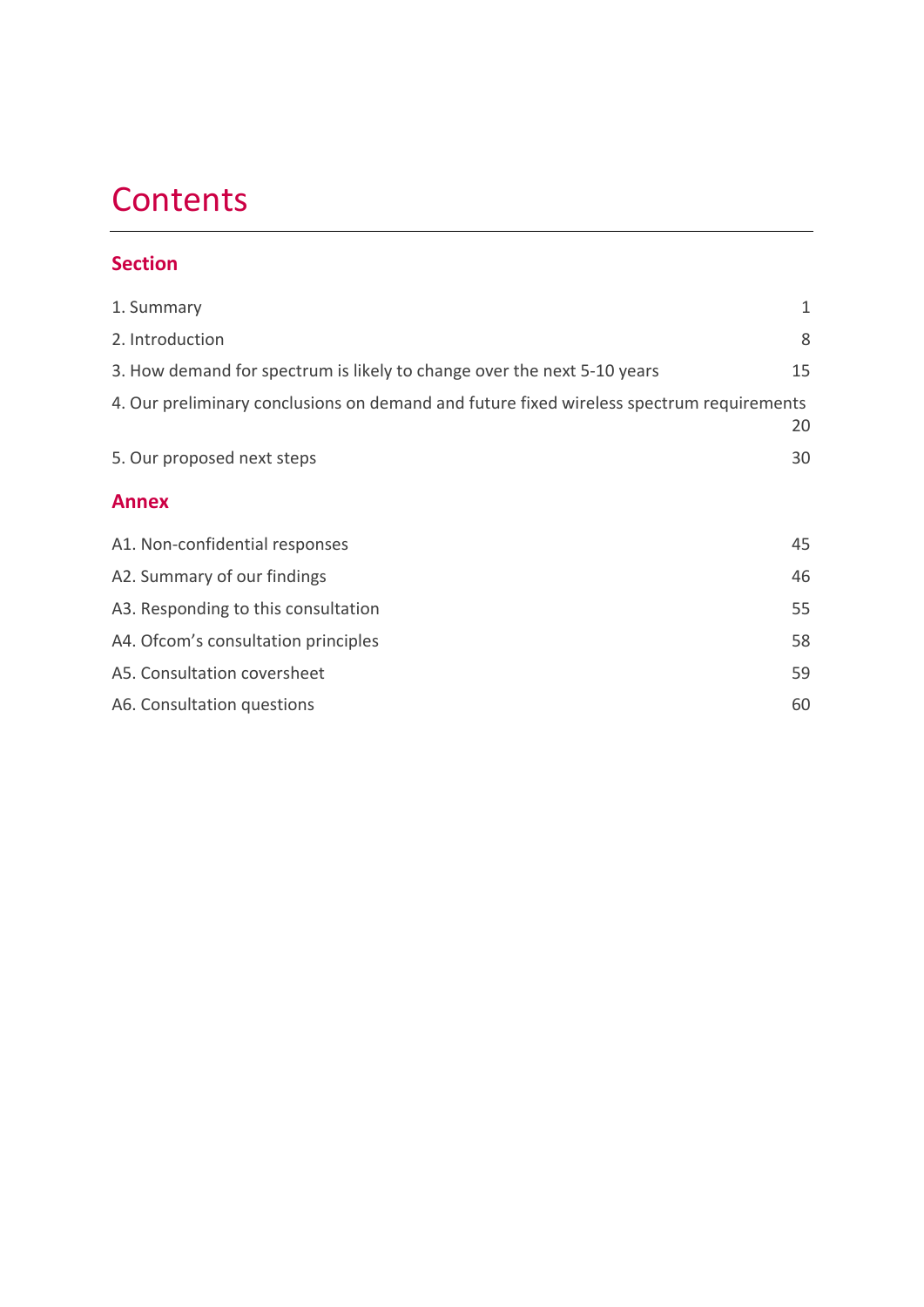# Contents

## Section

1. Summary 1

2. Introduction 8

3. How demand for spectrum is likely to change over the next 5-10 years 15

4. Our preliminary conclusions on demand and future fixed wireless spectrum requirements 20

5. Our proposed next steps 30

## Annex

A1. Non-confidential responses 45

A2. Summary of our findings 46

A3. Responding to this consultation 55

A4. Ofcom's consultation principles 58

A5. Consultation coversheet 59

A6. Consultation questions 60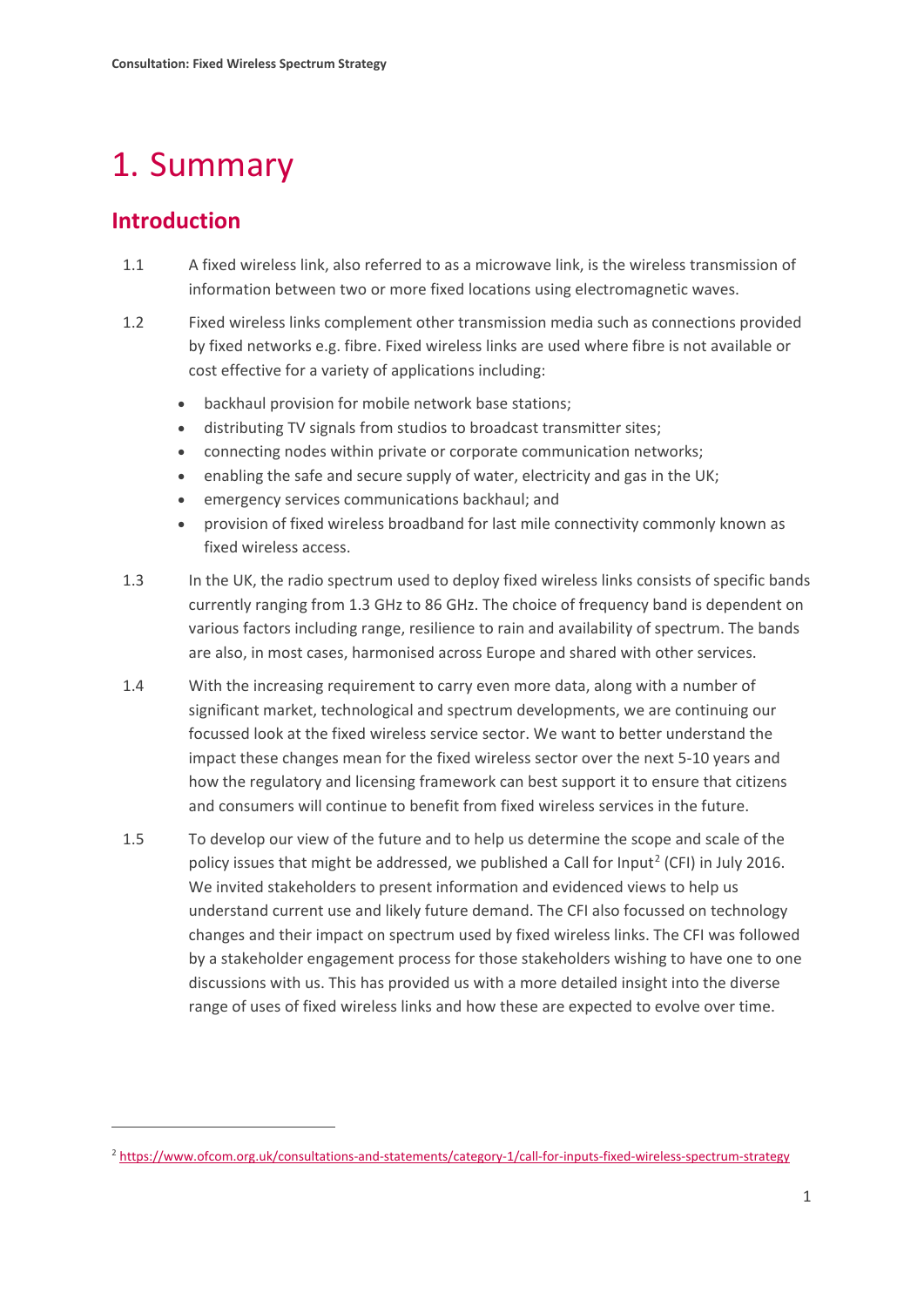# 1. Summary

## Introduction

1.1 A fixed wireless link, also referred to as a microwave link, is the wireless transmission of information between two or more fixed locations using electromagnetic waves.

1.2 Fixed wireless links complement other transmission media such as connections provided by fixed networks e.g. fibre. Fixed wireless links are used where fibre is not available or cost effective for a variety of applications including:

- backhaul provision for mobile network base stations;
- distributing TV signals from studios to broadcast transmitter sites;
- connecting nodes within private or corporate communication networks;
- enabling the safe and secure supply of water, electricity and gas in the UK;
- emergency services communications backhaul; and
- provision of fixed wireless broadband for last mile connectivity commonly known as fixed wireless access.

1.3 In the UK, the radio spectrum used to deploy fixed wireless links consists of specific bands currently ranging from 1.3 GHz to 86 GHz. The choice of frequency band is dependent on various factors including range, resilience to rain and availability of spectrum. The bands are also, in most cases, harmonised across Europe and shared with other services.

1.4 With the increasing requirement to carry even more data, along with a number of significant market, technological and spectrum developments, we are continuing our focussed look at the fixed wireless service sector. We want to better understand the impact these changes mean for the fixed wireless sector over the next 5-10 years and how the regulatory and licensing framework can best support it to ensure that citizens and consumers will continue to benefit from fixed wireless services in the future.

1.5 To develop our view of the future and to help us determine the scope and scale of the policy issues that might be addressed, we published a Call for Input[2] (CFI) in July 2016. We invited stakeholders to present information and evidenced views to help us understand current use and likely future demand. The CFI also focussed on technology changes and their impact on spectrum used by fixed wireless links. The CFI was followed by a stakeholder engagement process for those stakeholders wishing to have one to one discussions with us. This has provided us with a more detailed insight into the diverse range of uses of fixed wireless links and how these are expected to evolve over time.

[2] https://www.ofcom.org.uk/consultations-and-statements/category-1/call-for-inputs-fixed-wireless-spectrum-strategy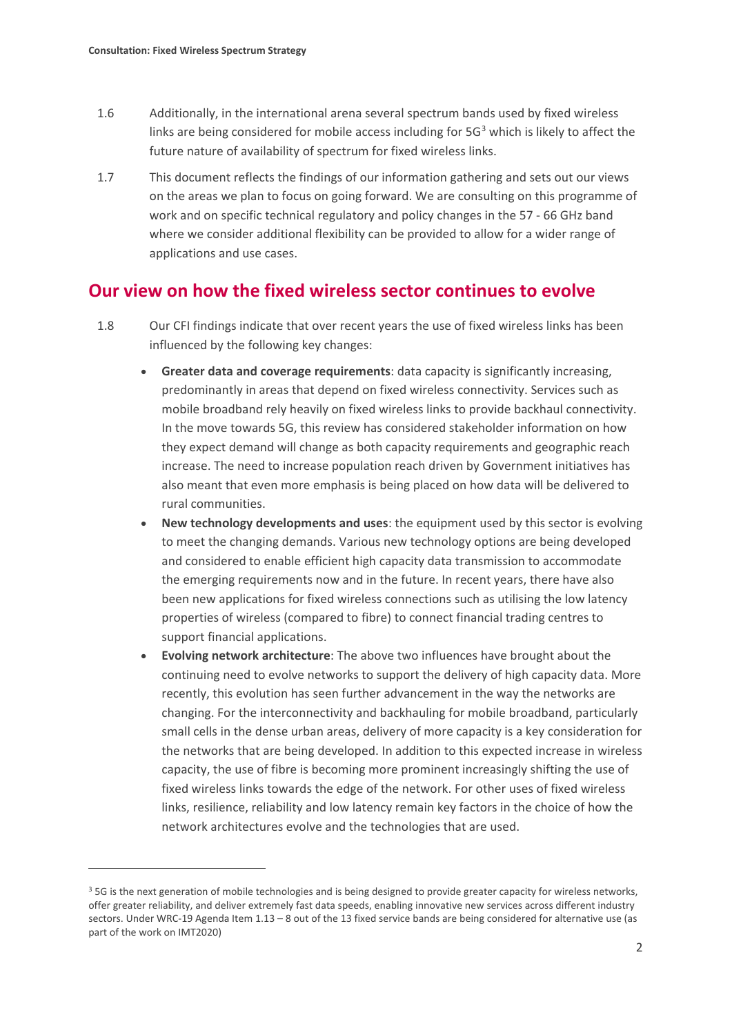1.6 Additionally, in the international arena several spectrum bands used by fixed wireless links are being considered for mobile access including for 5G[3] which is likely to affect the future nature of availability of spectrum for fixed wireless links.

1.7 This document reflects the findings of our information gathering and sets out our views on the areas we plan to focus on going forward. We are consulting on this programme of work and on specific technical regulatory and policy changes in the 57 - 66 GHz band where we consider additional flexibility can be provided to allow for a wider range of applications and use cases.

## Our view on how the fixed wireless sector continues to evolve

1.8 Our CFI findings indicate that over recent years the use of fixed wireless links has been influenced by the following key changes:

- **Greater data and coverage requirements**: data capacity is significantly increasing, predominantly in areas that depend on fixed wireless connectivity. Services such as mobile broadband rely heavily on fixed wireless links to provide backhaul connectivity. In the move towards 5G, this review has considered stakeholder information on how they expect demand will change as both capacity requirements and geographic reach increase. The need to increase population reach driven by Government initiatives has also meant that even more emphasis is being placed on how data will be delivered to rural communities.
- **New technology developments and uses**: the equipment used by this sector is evolving to meet the changing demands. Various new technology options are being developed and considered to enable efficient high capacity data transmission to accommodate the emerging requirements now and in the future. In recent years, there have also been new applications for fixed wireless connections such as utilising the low latency properties of wireless (compared to fibre) to connect financial trading centres to support financial applications.
- **Evolving network architecture**: The above two influences have brought about the continuing need to evolve networks to support the delivery of high capacity data. More recently, this evolution has seen further advancement in the way the networks are changing. For the interconnectivity and backhauling for mobile broadband, particularly small cells in the dense urban areas, delivery of more capacity is a key consideration for the networks that are being developed. In addition to this expected increase in wireless capacity, the use of fibre is becoming more prominent increasingly shifting the use of fixed wireless links towards the edge of the network. For other uses of fixed wireless links, resilience, reliability and low latency remain key factors in the choice of how the network architectures evolve and the technologies that are used.

[3] 5G is the next generation of mobile technologies and is being designed to provide greater capacity for wireless networks, offer greater reliability, and deliver extremely fast data speeds, enabling innovative new services across different industry sectors. Under WRC-19 Agenda Item 1.13 – 8 out of the 13 fixed service bands are being considered for alternative use (as part of the work on IMT2020)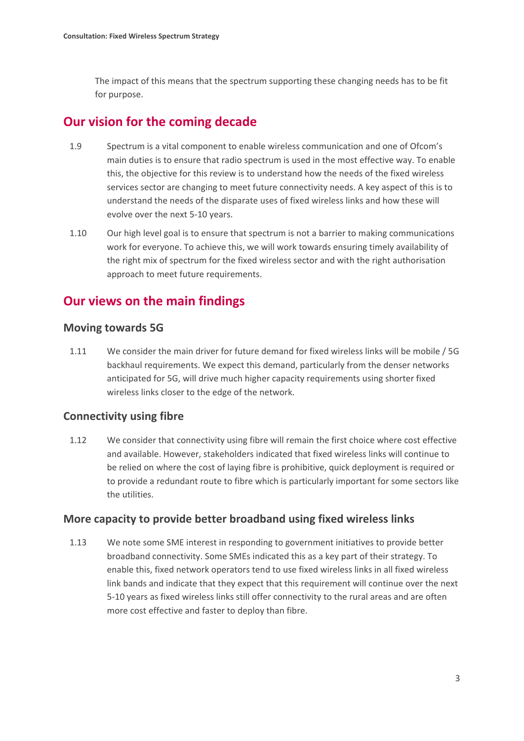The impact of this means that the spectrum supporting these changing needs has to be fit for purpose.

## Our vision for the coming decade

1.9 Spectrum is a vital component to enable wireless communication and one of Ofcom's main duties is to ensure that radio spectrum is used in the most effective way. To enable this, the objective for this review is to understand how the needs of the fixed wireless services sector are changing to meet future connectivity needs. A key aspect of this is to understand the needs of the disparate uses of fixed wireless links and how these will evolve over the next 5-10 years.

1.10 Our high level goal is to ensure that spectrum is not a barrier to making communications work for everyone. To achieve this, we will work towards ensuring timely availability of the right mix of spectrum for the fixed wireless sector and with the right authorisation approach to meet future requirements.

## Our views on the main findings

### Moving towards 5G

1.11 We consider the main driver for future demand for fixed wireless links will be mobile / 5G backhaul requirements. We expect this demand, particularly from the denser networks anticipated for 5G, will drive much higher capacity requirements using shorter fixed wireless links closer to the edge of the network.

### Connectivity using fibre

1.12 We consider that connectivity using fibre will remain the first choice where cost effective and available. However, stakeholders indicated that fixed wireless links will continue to be relied on where the cost of laying fibre is prohibitive, quick deployment is required or to provide a redundant route to fibre which is particularly important for some sectors like the utilities.

### More capacity to provide better broadband using fixed wireless links

1.13 We note some SME interest in responding to government initiatives to provide better broadband connectivity. Some SMEs indicated this as a key part of their strategy. To enable this, fixed network operators tend to use fixed wireless links in all fixed wireless link bands and indicate that they expect that this requirement will continue over the next 5-10 years as fixed wireless links still offer connectivity to the rural areas and are often more cost effective and faster to deploy than fibre.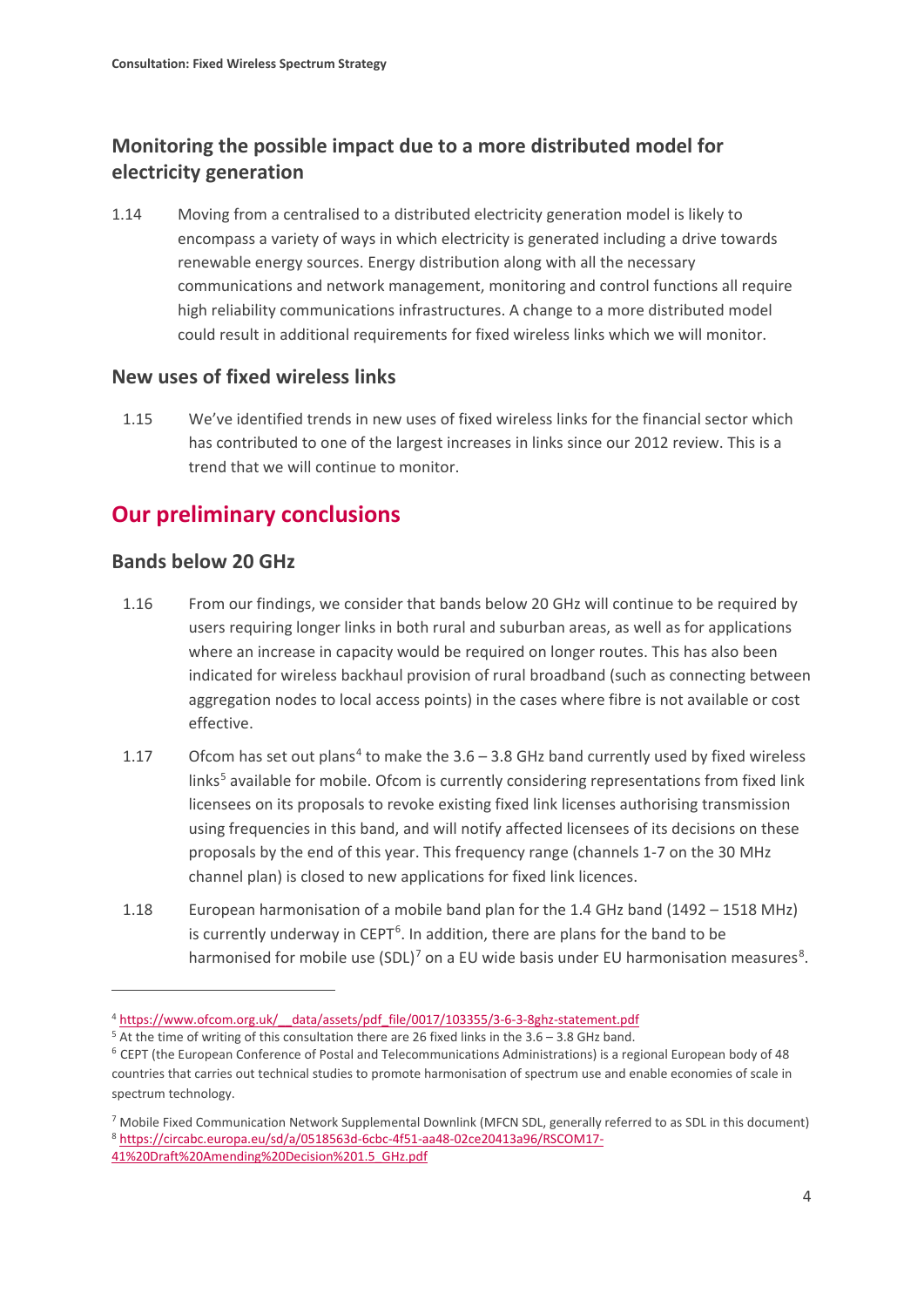## Monitoring the possible impact due to a more distributed model for electricity generation

1.14 Moving from a centralised to a distributed electricity generation model is likely to encompass a variety of ways in which electricity is generated including a drive towards renewable energy sources. Energy distribution along with all the necessary communications and network management, monitoring and control functions all require high reliability communications infrastructures. A change to a more distributed model could result in additional requirements for fixed wireless links which we will monitor.

## New uses of fixed wireless links

1.15 We've identified trends in new uses of fixed wireless links for the financial sector which has contributed to one of the largest increases in links since our 2012 review. This is a trend that we will continue to monitor.

# Our preliminary conclusions

## Bands below 20 GHz

1.16 From our findings, we consider that bands below 20 GHz will continue to be required by users requiring longer links in both rural and suburban areas, as well as for applications where an increase in capacity would be required on longer routes. This has also been indicated for wireless backhaul provision of rural broadband (such as connecting between aggregation nodes to local access points) in the cases where fibre is not available or cost effective.

1.17 Ofcom has set out plans[4] to make the 3.6 – 3.8 GHz band currently used by fixed wireless links[5] available for mobile. Ofcom is currently considering representations from fixed link licensees on its proposals to revoke existing fixed link licenses authorising transmission using frequencies in this band, and will notify affected licensees of its decisions on these proposals by the end of this year. This frequency range (channels 1-7 on the 30 MHz channel plan) is closed to new applications for fixed link licences.

1.18 European harmonisation of a mobile band plan for the 1.4 GHz band (1492 – 1518 MHz) is currently underway in CEPT[6]. In addition, there are plans for the band to be harmonised for mobile use (SDL)[7] on a EU wide basis under EU harmonisation measures[8].

---

[4] https://www.ofcom.org.uk/__data/assets/pdf_file/0017/103355/3-6-3-8ghz-statement.pdf

[5] At the time of writing of this consultation there are 26 fixed links in the 3.6 – 3.8 GHz band.

[6] CEPT (the European Conference of Postal and Telecommunications Administrations) is a regional European body of 48 countries that carries out technical studies to promote harmonisation of spectrum use and enable economies of scale in spectrum technology.

[7] Mobile Fixed Communication Network Supplemental Downlink (MFCN SDL, generally referred to as SDL in this document)

[8] https://circabc.europa.eu/sd/a/0518563d-6cbc-4f51-aa48-02ce20413a96/RSCOM17-41%20Draft%20Amending%20Decision%201.5_GHz.pdf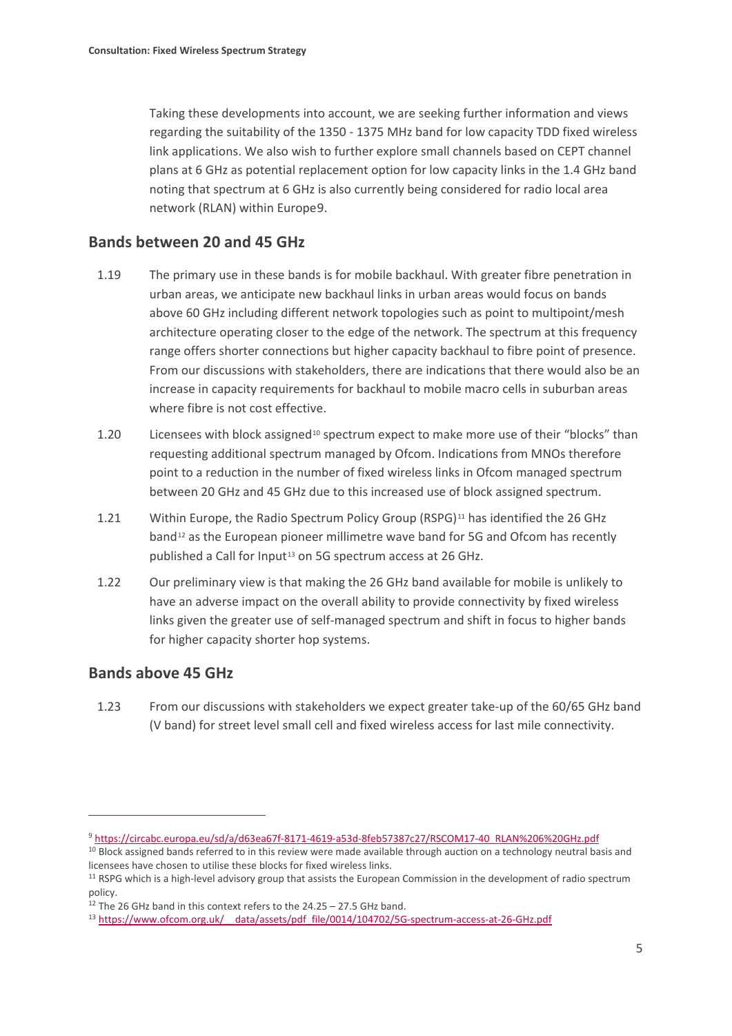Taking these developments into account, we are seeking further information and views regarding the suitability of the 1350 - 1375 MHz band for low capacity TDD fixed wireless link applications. We also wish to further explore small channels based on CEPT channel plans at 6 GHz as potential replacement option for low capacity links in the 1.4 GHz band noting that spectrum at 6 GHz is also currently being considered for radio local area network (RLAN) within Europe[9].

## Bands between 20 and 45 GHz

1.19 The primary use in these bands is for mobile backhaul. With greater fibre penetration in urban areas, we anticipate new backhaul links in urban areas would focus on bands above 60 GHz including different network topologies such as point to multipoint/mesh architecture operating closer to the edge of the network. The spectrum at this frequency range offers shorter connections but higher capacity backhaul to fibre point of presence. From our discussions with stakeholders, there are indications that there would also be an increase in capacity requirements for backhaul to mobile macro cells in suburban areas where fibre is not cost effective.

1.20 Licensees with block assigned[10] spectrum expect to make more use of their "blocks" than requesting additional spectrum managed by Ofcom. Indications from MNOs therefore point to a reduction in the number of fixed wireless links in Ofcom managed spectrum between 20 GHz and 45 GHz due to this increased use of block assigned spectrum.

1.21 Within Europe, the Radio Spectrum Policy Group (RSPG)[11] has identified the 26 GHz band[12] as the European pioneer millimetre wave band for 5G and Ofcom has recently published a Call for Input[13] on 5G spectrum access at 26 GHz.

1.22 Our preliminary view is that making the 26 GHz band available for mobile is unlikely to have an adverse impact on the overall ability to provide connectivity by fixed wireless links given the greater use of self-managed spectrum and shift in focus to higher bands for higher capacity shorter hop systems.

## Bands above 45 GHz

1.23 From our discussions with stakeholders we expect greater take-up of the 60/65 GHz band (V band) for street level small cell and fixed wireless access for last mile connectivity.

---

[9] https://circabc.europa.eu/sd/a/d63ea67f-8171-4619-a53d-8feb57387c27/RSCOM17-40_RLAN%206%20GHz.pdf

[10] Block assigned bands referred to in this review were made available through auction on a technology neutral basis and licensees have chosen to utilise these blocks for fixed wireless links.

[11] RSPG which is a high-level advisory group that assists the European Commission in the development of radio spectrum policy.

[12] The 26 GHz band in this context refers to the 24.25 – 27.5 GHz band.

[13] https://www.ofcom.org.uk/__data/assets/pdf_file/0014/104702/5G-spectrum-access-at-26-GHz.pdf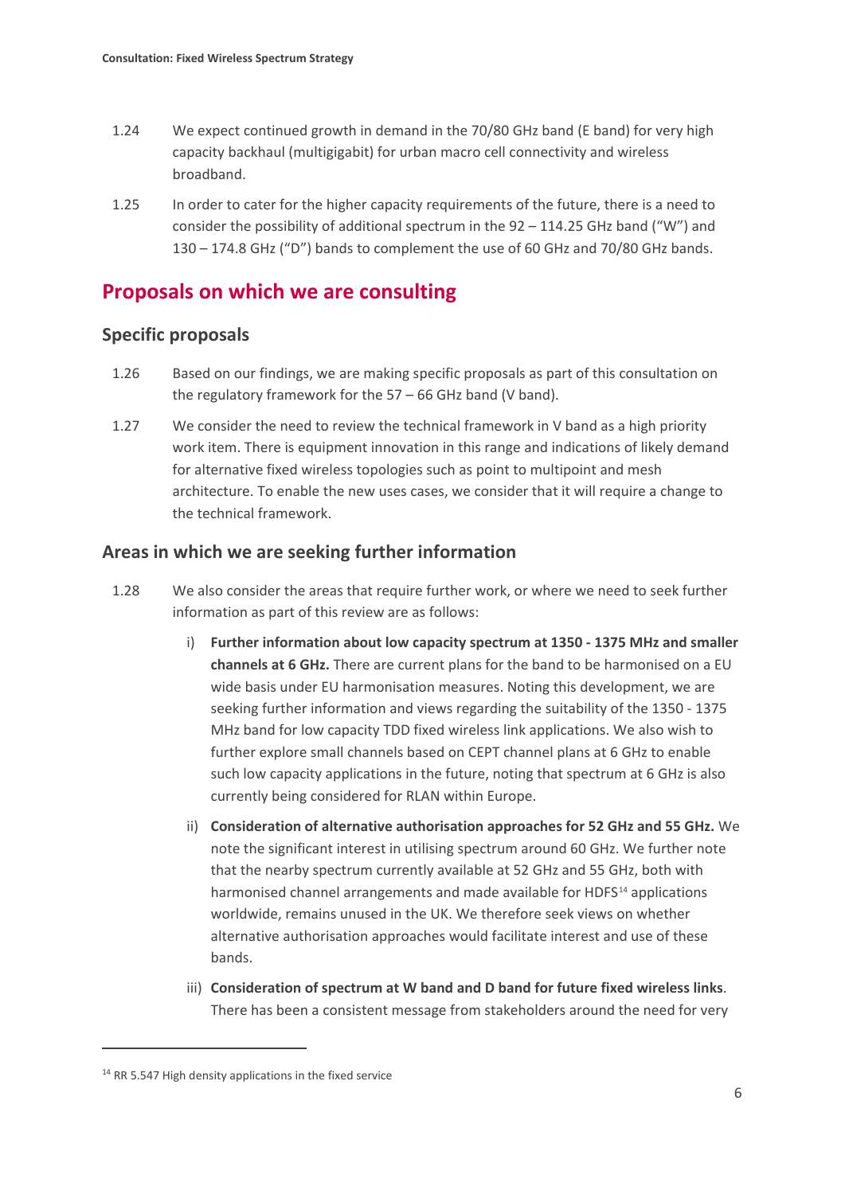1.24 We expect continued growth in demand in the 70/80 GHz band (E band) for very high capacity backhaul (multigigabit) for urban macro cell connectivity and wireless broadband.

1.25 In order to cater for the higher capacity requirements of the future, there is a need to consider the possibility of additional spectrum in the 92 – 114.25 GHz band ("W") and 130 – 174.8 GHz ("D") bands to complement the use of 60 GHz and 70/80 GHz bands.

## Proposals on which we are consulting

### Specific proposals

1.26 Based on our findings, we are making specific proposals as part of this consultation on the regulatory framework for the 57 – 66 GHz band (V band).

1.27 We consider the need to review the technical framework in V band as a high priority work item. There is equipment innovation in this range and indications of likely demand for alternative fixed wireless topologies such as point to multipoint and mesh architecture. To enable the new uses cases, we consider that it will require a change to the technical framework.

### Areas in which we are seeking further information

1.28 We also consider the areas that require further work, or where we need to seek further information as part of this review are as follows:

i) **Further information about low capacity spectrum at 1350 - 1375 MHz and smaller channels at 6 GHz.** There are current plans for the band to be harmonised on a EU wide basis under EU harmonisation measures. Noting this development, we are seeking further information and views regarding the suitability of the 1350 - 1375 MHz band for low capacity TDD fixed wireless link applications. We also wish to further explore small channels based on CEPT channel plans at 6 GHz to enable such low capacity applications in the future, noting that spectrum at 6 GHz is also currently being considered for RLAN within Europe.

ii) **Consideration of alternative authorisation approaches for 52 GHz and 55 GHz.** We note the significant interest in utilising spectrum around 60 GHz. We further note that the nearby spectrum currently available at 52 GHz and 55 GHz, both with harmonised channel arrangements and made available for HDFS[14] applications worldwide, remains unused in the UK. We therefore seek views on whether alternative authorisation approaches would facilitate interest and use of these bands.

iii) **Consideration of spectrum at W band and D band for future fixed wireless links**. There has been a consistent message from stakeholders around the need for very

[14] RR 5.547 High density applications in the fixed service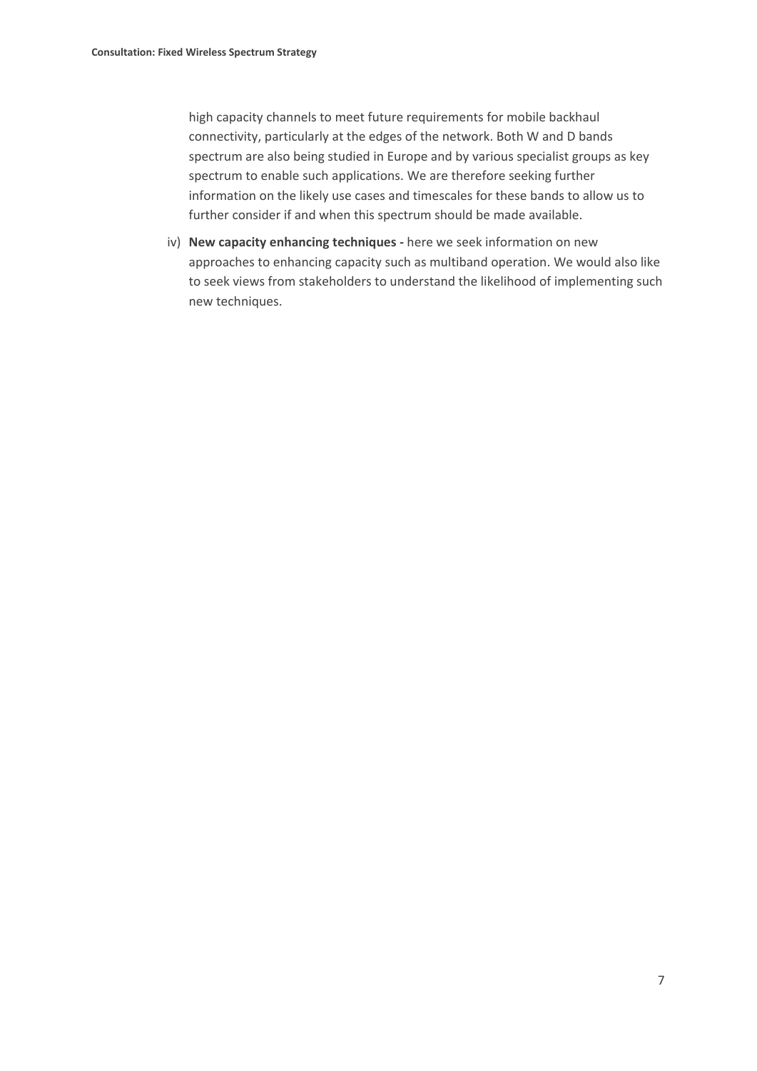high capacity channels to meet future requirements for mobile backhaul connectivity, particularly at the edges of the network. Both W and D bands spectrum are also being studied in Europe and by various specialist groups as key spectrum to enable such applications. We are therefore seeking further information on the likely use cases and timescales for these bands to allow us to further consider if and when this spectrum should be made available.

iv) **New capacity enhancing techniques -** here we seek information on new approaches to enhancing capacity such as multiband operation. We would also like to seek views from stakeholders to understand the likelihood of implementing such new techniques.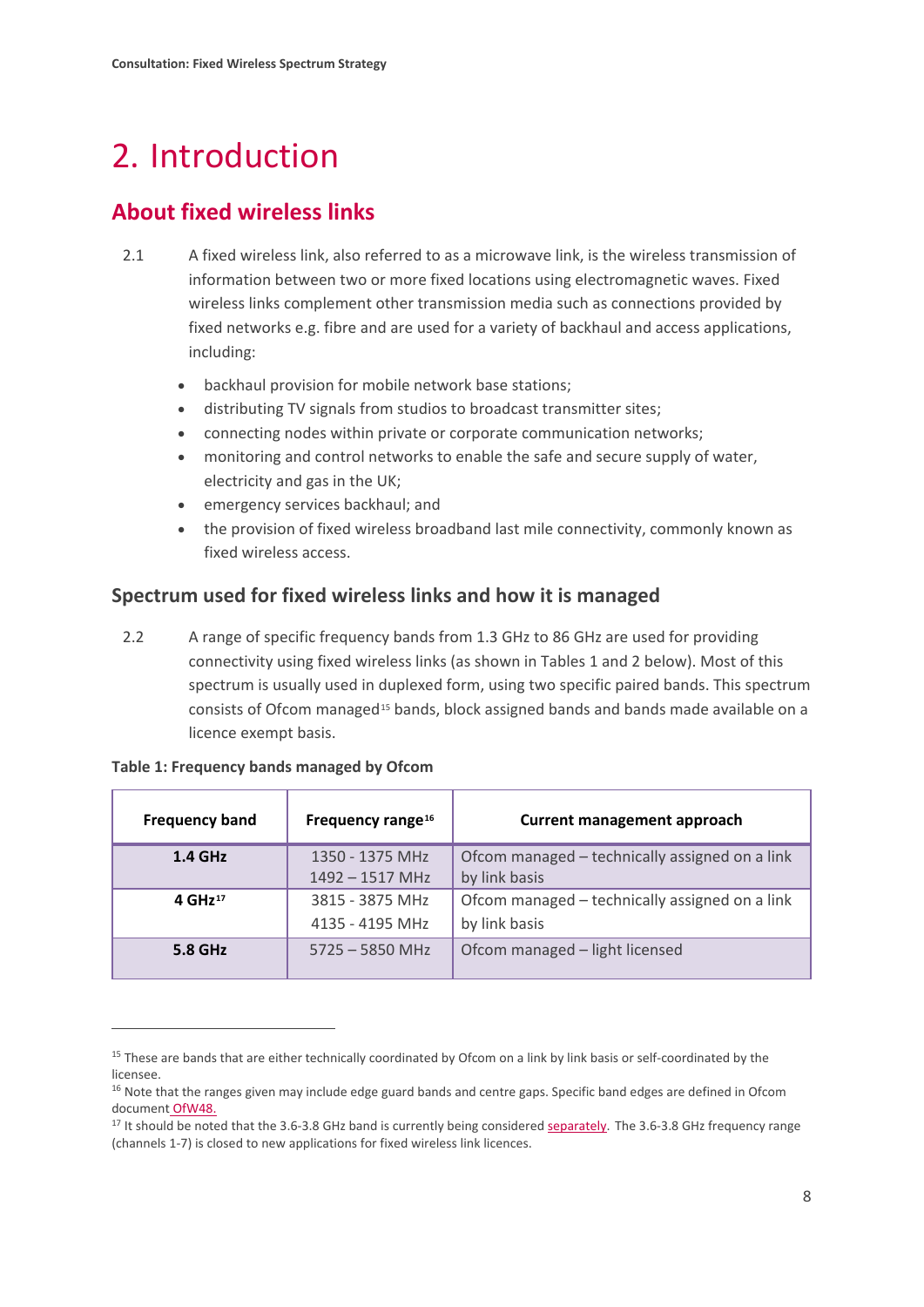# 2. Introduction

## About fixed wireless links

2.1 A fixed wireless link, also referred to as a microwave link, is the wireless transmission of information between two or more fixed locations using electromagnetic waves. Fixed wireless links complement other transmission media such as connections provided by fixed networks e.g. fibre and are used for a variety of backhaul and access applications, including:

- backhaul provision for mobile network base stations;
- distributing TV signals from studios to broadcast transmitter sites;
- connecting nodes within private or corporate communication networks;
- monitoring and control networks to enable the safe and secure supply of water, electricity and gas in the UK;
- emergency services backhaul; and
- the provision of fixed wireless broadband last mile connectivity, commonly known as fixed wireless access.

### Spectrum used for fixed wireless links and how it is managed

2.2 A range of specific frequency bands from 1.3 GHz to 86 GHz are used for providing connectivity using fixed wireless links (as shown in Tables 1 and 2 below). Most of this spectrum is usually used in duplexed form, using two specific paired bands. This spectrum consists of Ofcom managed[15] bands, block assigned bands and bands made available on a licence exempt basis.

**Table 1: Frequency bands managed by Ofcom**

| Frequency band | Frequency range[16] | Current management approach |
|---|---|---|
| **1.4 GHz** | 1350 - 1375 MHz<br>1492 – 1517 MHz | Ofcom managed – technically assigned on a link by link basis |
| **4 GHz**[17] | 3815 - 3875 MHz<br>4135 - 4195 MHz | Ofcom managed – technically assigned on a link by link basis |
| **5.8 GHz** | 5725 – 5850 MHz | Ofcom managed – light licensed |

[15] These are bands that are either technically coordinated by Ofcom on a link by link basis or self-coordinated by the licensee.

[16] Note that the ranges given may include edge guard bands and centre gaps. Specific band edges are defined in Ofcom document OfW48.

[17] It should be noted that the 3.6-3.8 GHz band is currently being considered separately. The 3.6-3.8 GHz frequency range (channels 1-7) is closed to new applications for fixed wireless link licences.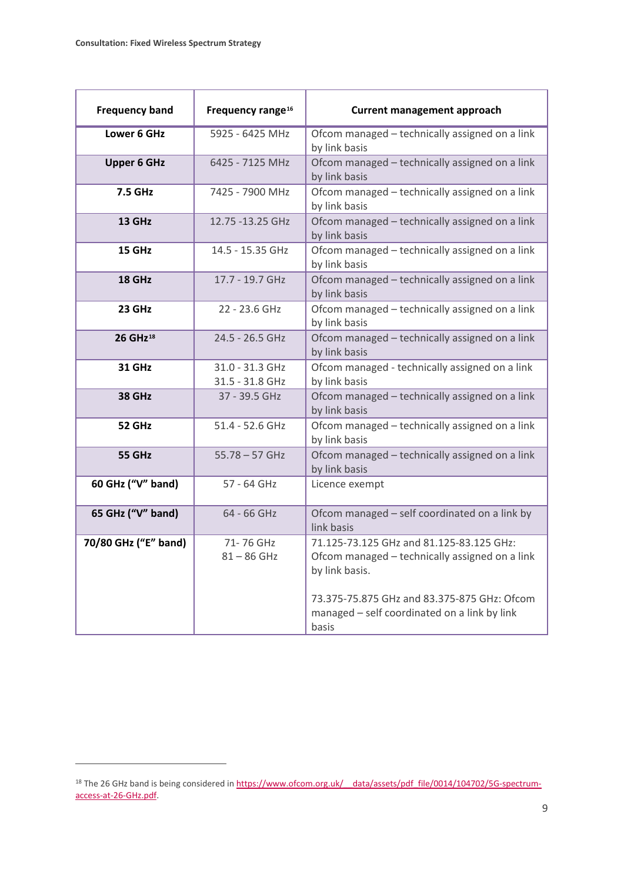| Frequency band | Frequency range[16] | Current management approach |
|---|---|---|
| **Lower 6 GHz** | 5925 - 6425 MHz | Ofcom managed – technically assigned on a link by link basis |
| **Upper 6 GHz** | 6425 - 7125 MHz | Ofcom managed – technically assigned on a link by link basis |
| **7.5 GHz** | 7425 - 7900 MHz | Ofcom managed – technically assigned on a link by link basis |
| **13 GHz** | 12.75 -13.25 GHz | Ofcom managed – technically assigned on a link by link basis |
| **15 GHz** | 14.5 - 15.35 GHz | Ofcom managed – technically assigned on a link by link basis |
| **18 GHz** | 17.7 - 19.7 GHz | Ofcom managed – technically assigned on a link by link basis |
| **23 GHz** | 22 - 23.6 GHz | Ofcom managed – technically assigned on a link by link basis |
| **26 GHz[18]** | 24.5 - 26.5 GHz | Ofcom managed – technically assigned on a link by link basis |
| **31 GHz** | 31.0 - 31.3 GHz<br>31.5 - 31.8 GHz | Ofcom managed - technically assigned on a link by link basis |
| **38 GHz** | 37 - 39.5 GHz | Ofcom managed – technically assigned on a link by link basis |
| **52 GHz** | 51.4 - 52.6 GHz | Ofcom managed – technically assigned on a link by link basis |
| **55 GHz** | 55.78 – 57 GHz | Ofcom managed – technically assigned on a link by link basis |
| **60 GHz ("V" band)** | 57 - 64 GHz | Licence exempt |
| **65 GHz ("V" band)** | 64 - 66 GHz | Ofcom managed – self coordinated on a link by link basis |
| **70/80 GHz ("E" band)** | 71- 76 GHz<br>81 – 86 GHz | 71.125-73.125 GHz and 81.125-83.125 GHz: Ofcom managed – technically assigned on a link by link basis.<br><br>73.375-75.875 GHz and 83.375-875 GHz: Ofcom managed – self coordinated on a link by link basis |

[18] The 26 GHz band is being considered in https://www.ofcom.org.uk/__data/assets/pdf_file/0014/104702/5G-spectrum-access-at-26-GHz.pdf.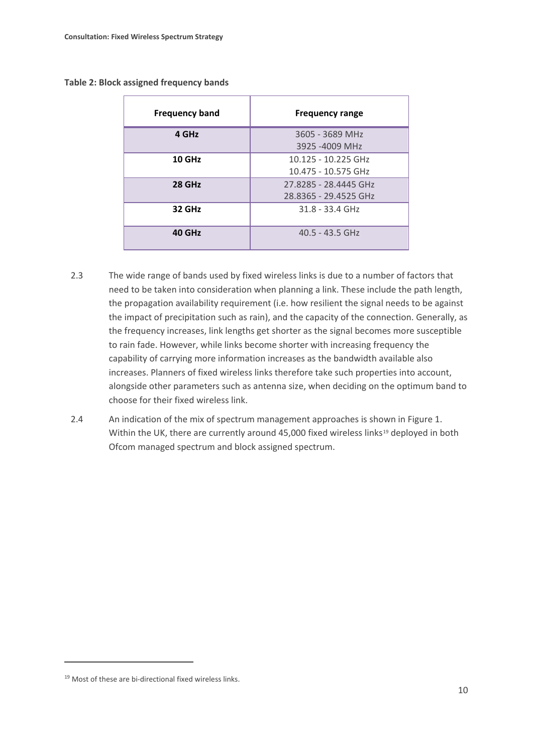**Table 2: Block assigned frequency bands**

| Frequency band | Frequency range |
|---|---|
| **4 GHz** | 3605 - 3689 MHz<br>3925 -4009 MHz |
| **10 GHz** | 10.125 - 10.225 GHz<br>10.475 - 10.575 GHz |
| **28 GHz** | 27.8285 - 28.4445 GHz<br>28.8365 - 29.4525 GHz |
| **32 GHz** | 31.8 - 33.4 GHz |
| **40 GHz** | 40.5 - 43.5 GHz |

2.3 The wide range of bands used by fixed wireless links is due to a number of factors that need to be taken into consideration when planning a link. These include the path length, the propagation availability requirement (i.e. how resilient the signal needs to be against the impact of precipitation such as rain), and the capacity of the connection. Generally, as the frequency increases, link lengths get shorter as the signal becomes more susceptible to rain fade. However, while links become shorter with increasing frequency the capability of carrying more information increases as the bandwidth available also increases. Planners of fixed wireless links therefore take such properties into account, alongside other parameters such as antenna size, when deciding on the optimum band to choose for their fixed wireless link.

2.4 An indication of the mix of spectrum management approaches is shown in Figure 1. Within the UK, there are currently around 45,000 fixed wireless links[19] deployed in both Ofcom managed spectrum and block assigned spectrum.

[19] Most of these are bi-directional fixed wireless links.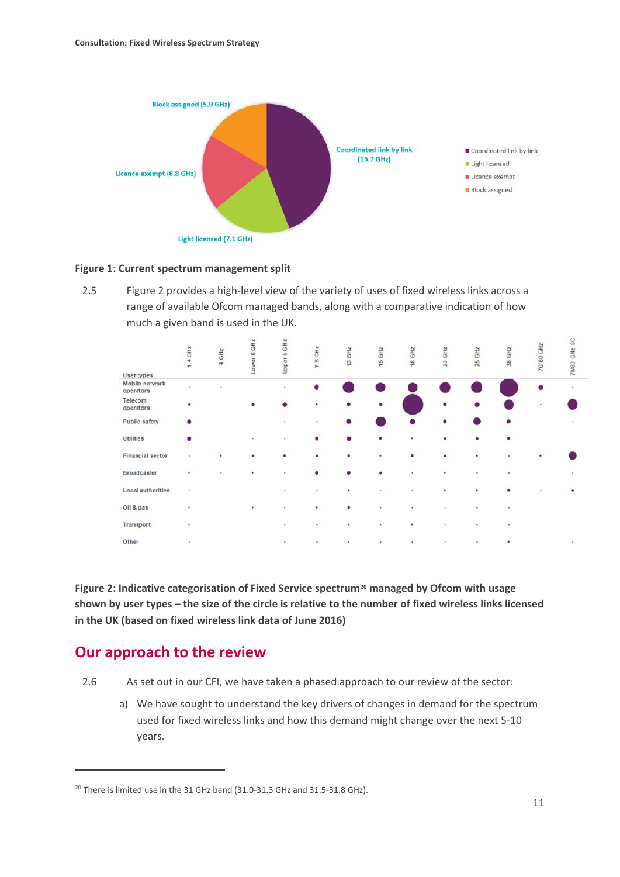Figure 1: Current spectrum management split

**Figure 1: Current spectrum management split**

2.5 Figure 2 provides a high-level view of the variety of uses of fixed wireless links across a range of available Ofcom managed bands, along with a comparative indication of how much a given band is used in the UK.

**Figure 2: Indicative categorisation of Fixed Service spectrum[20] managed by Ofcom with usage shown by user types – the size of the circle is relative to the number of fixed wireless links licensed in the UK (based on fixed wireless link data of June 2016)**

## Our approach to the review

2.6 As set out in our CFI, we have taken a phased approach to our review of the sector:

a) We have sought to understand the key drivers of changes in demand for the spectrum used for fixed wireless links and how this demand might change over the next 5-10 years.

---

[20] There is limited use in the 31 GHz band (31.0-31.3 GHz and 31.5-31.8 GHz).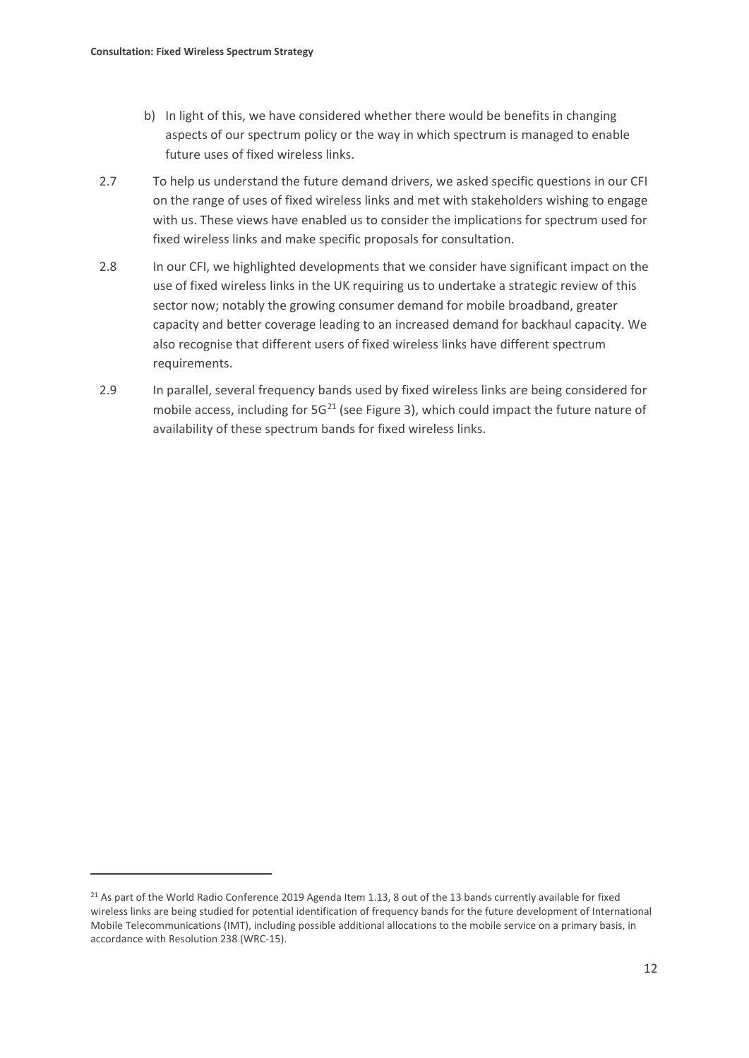b) In light of this, we have considered whether there would be benefits in changing aspects of our spectrum policy or the way in which spectrum is managed to enable future uses of fixed wireless links.

2.7 To help us understand the future demand drivers, we asked specific questions in our CFI on the range of uses of fixed wireless links and met with stakeholders wishing to engage with us. These views have enabled us to consider the implications for spectrum used for fixed wireless links and make specific proposals for consultation.

2.8 In our CFI, we highlighted developments that we consider have significant impact on the use of fixed wireless links in the UK requiring us to undertake a strategic review of this sector now; notably the growing consumer demand for mobile broadband, greater capacity and better coverage leading to an increased demand for backhaul capacity. We also recognise that different users of fixed wireless links have different spectrum requirements.

2.9 In parallel, several frequency bands used by fixed wireless links are being considered for mobile access, including for 5G[21] (see Figure 3), which could impact the future nature of availability of these spectrum bands for fixed wireless links.

---

[21] As part of the World Radio Conference 2019 Agenda Item 1.13, 8 out of the 13 bands currently available for fixed wireless links are being studied for potential identification of frequency bands for the future development of International Mobile Telecommunications (IMT), including possible additional allocations to the mobile service on a primary basis, in accordance with Resolution 238 (WRC-15).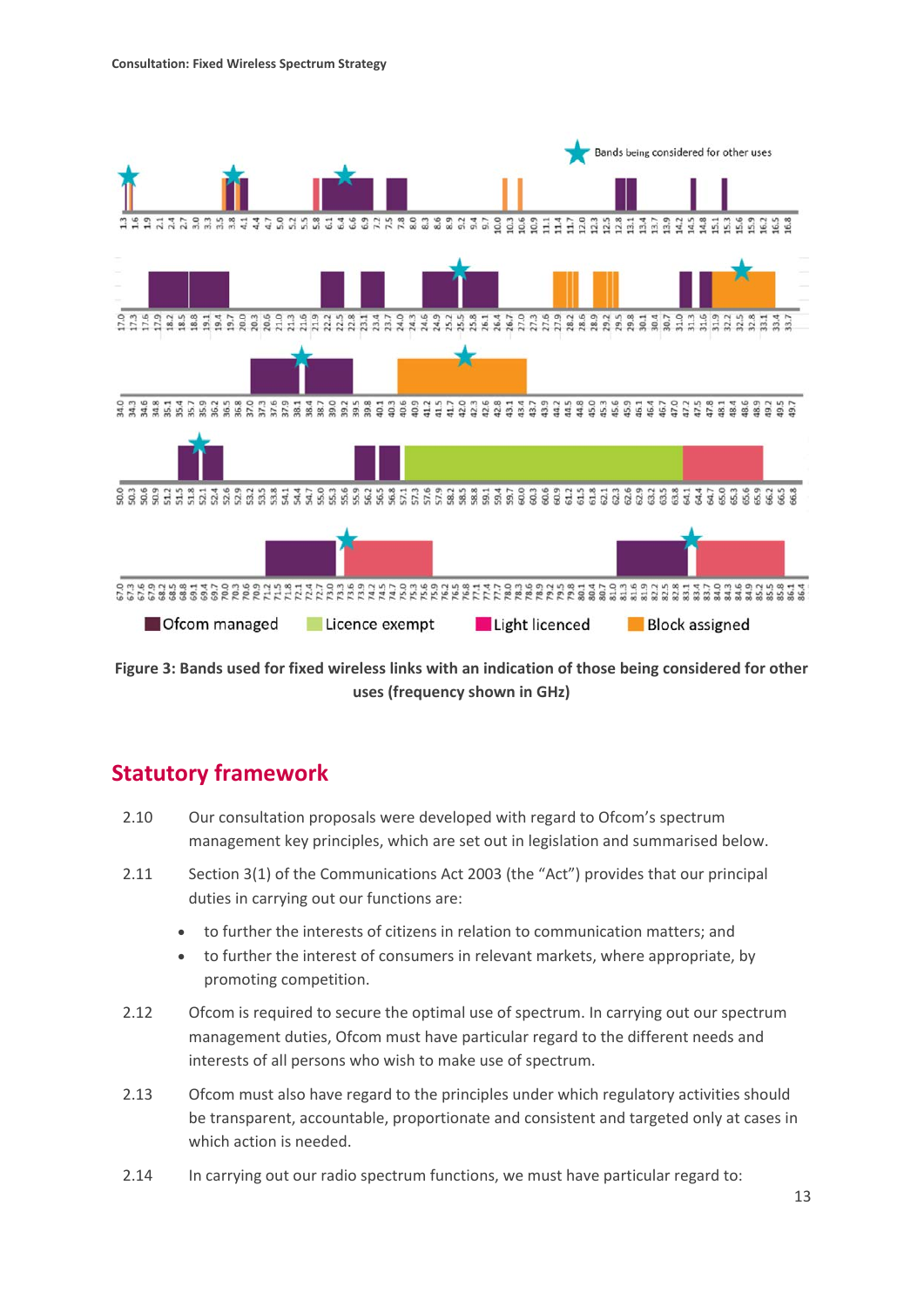Figure 3: Bands used for fixed wireless links with an indication of those being considered for other uses (frequency shown in GHz)

## Statutory framework

2.10 Our consultation proposals were developed with regard to Ofcom's spectrum management key principles, which are set out in legislation and summarised below.

2.11 Section 3(1) of the Communications Act 2003 (the "Act") provides that our principal duties in carrying out our functions are:

- to further the interests of citizens in relation to communication matters; and
- to further the interest of consumers in relevant markets, where appropriate, by promoting competition.

2.12 Ofcom is required to secure the optimal use of spectrum. In carrying out our spectrum management duties, Ofcom must have particular regard to the different needs and interests of all persons who wish to make use of spectrum.

2.13 Ofcom must also have regard to the principles under which regulatory activities should be transparent, accountable, proportionate and consistent and targeted only at cases in which action is needed.

2.14 In carrying out our radio spectrum functions, we must have particular regard to: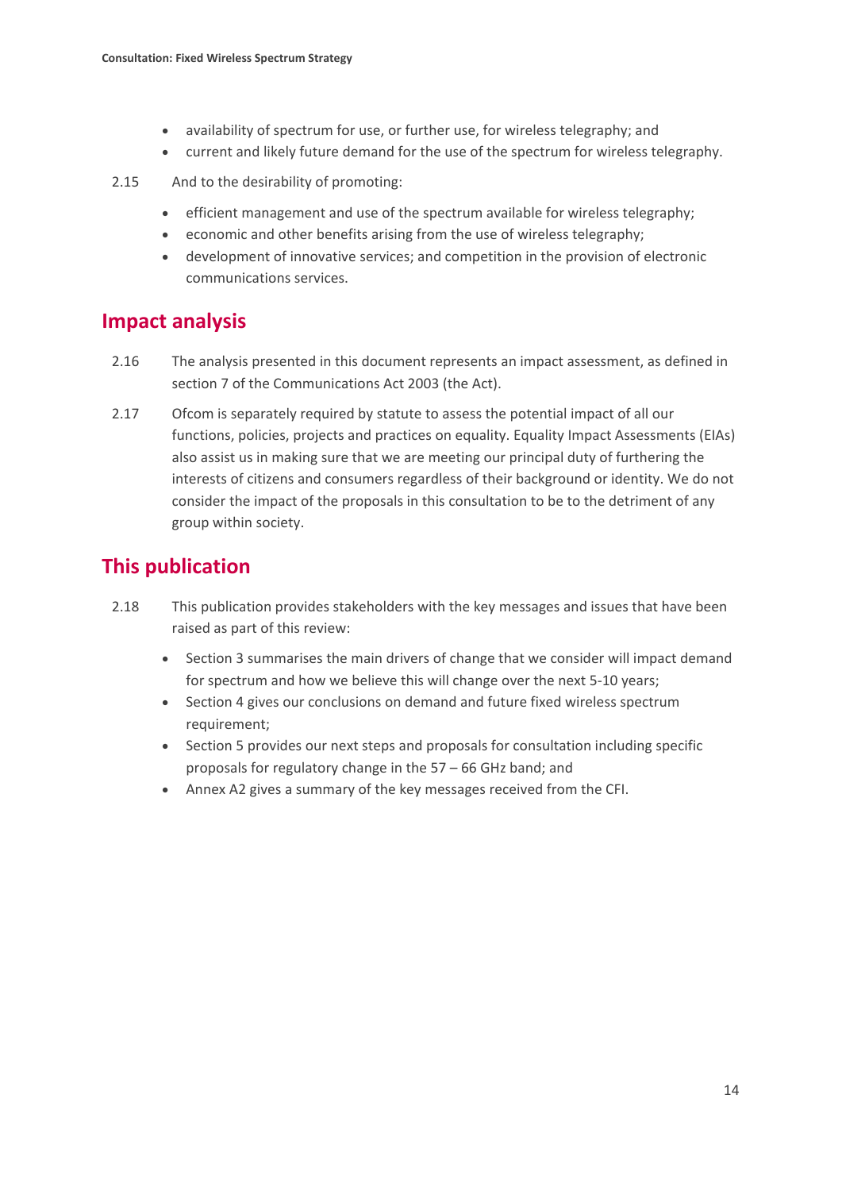- availability of spectrum for use, or further use, for wireless telegraphy; and
- current and likely future demand for the use of the spectrum for wireless telegraphy.

2.15 And to the desirability of promoting:

- efficient management and use of the spectrum available for wireless telegraphy;
- economic and other benefits arising from the use of wireless telegraphy;
- development of innovative services; and competition in the provision of electronic communications services.

## Impact analysis

2.16 The analysis presented in this document represents an impact assessment, as defined in section 7 of the Communications Act 2003 (the Act).

2.17 Ofcom is separately required by statute to assess the potential impact of all our functions, policies, projects and practices on equality. Equality Impact Assessments (EIAs) also assist us in making sure that we are meeting our principal duty of furthering the interests of citizens and consumers regardless of their background or identity. We do not consider the impact of the proposals in this consultation to be to the detriment of any group within society.

## This publication

2.18 This publication provides stakeholders with the key messages and issues that have been raised as part of this review:

- Section 3 summarises the main drivers of change that we consider will impact demand for spectrum and how we believe this will change over the next 5-10 years;
- Section 4 gives our conclusions on demand and future fixed wireless spectrum requirement;
- Section 5 provides our next steps and proposals for consultation including specific proposals for regulatory change in the 57 – 66 GHz band; and
- Annex A2 gives a summary of the key messages received from the CFI.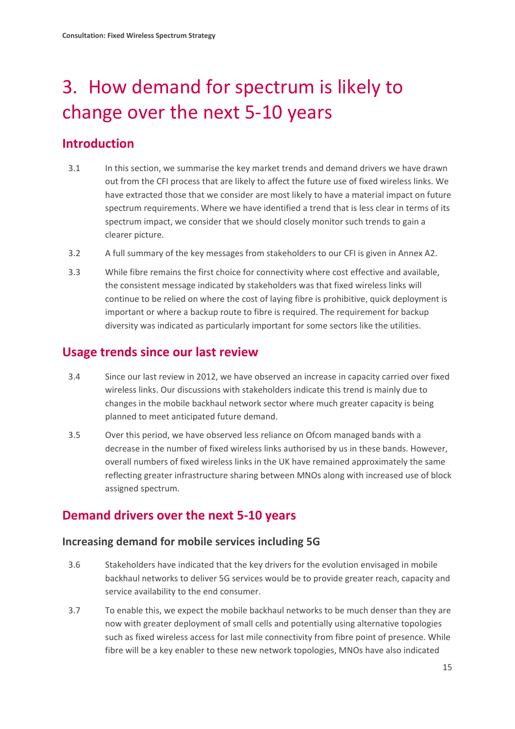# 3. How demand for spectrum is likely to change over the next 5-10 years

## Introduction

3.1 In this section, we summarise the key market trends and demand drivers we have drawn out from the CFI process that are likely to affect the future use of fixed wireless links. We have extracted those that we consider are most likely to have a material impact on future spectrum requirements. Where we have identified a trend that is less clear in terms of its spectrum impact, we consider that we should closely monitor such trends to gain a clearer picture.

3.2 A full summary of the key messages from stakeholders to our CFI is given in Annex A2.

3.3 While fibre remains the first choice for connectivity where cost effective and available, the consistent message indicated by stakeholders was that fixed wireless links will continue to be relied on where the cost of laying fibre is prohibitive, quick deployment is important or where a backup route to fibre is required. The requirement for backup diversity was indicated as particularly important for some sectors like the utilities.

## Usage trends since our last review

3.4 Since our last review in 2012, we have observed an increase in capacity carried over fixed wireless links. Our discussions with stakeholders indicate this trend is mainly due to changes in the mobile backhaul network sector where much greater capacity is being planned to meet anticipated future demand.

3.5 Over this period, we have observed less reliance on Ofcom managed bands with a decrease in the number of fixed wireless links authorised by us in these bands. However, overall numbers of fixed wireless links in the UK have remained approximately the same reflecting greater infrastructure sharing between MNOs along with increased use of block assigned spectrum.

## Demand drivers over the next 5-10 years

### Increasing demand for mobile services including 5G

3.6 Stakeholders have indicated that the key drivers for the evolution envisaged in mobile backhaul networks to deliver 5G services would be to provide greater reach, capacity and service availability to the end consumer.

3.7 To enable this, we expect the mobile backhaul networks to be much denser than they are now with greater deployment of small cells and potentially using alternative topologies such as fixed wireless access for last mile connectivity from fibre point of presence. While fibre will be a key enabler to these new network topologies, MNOs have also indicated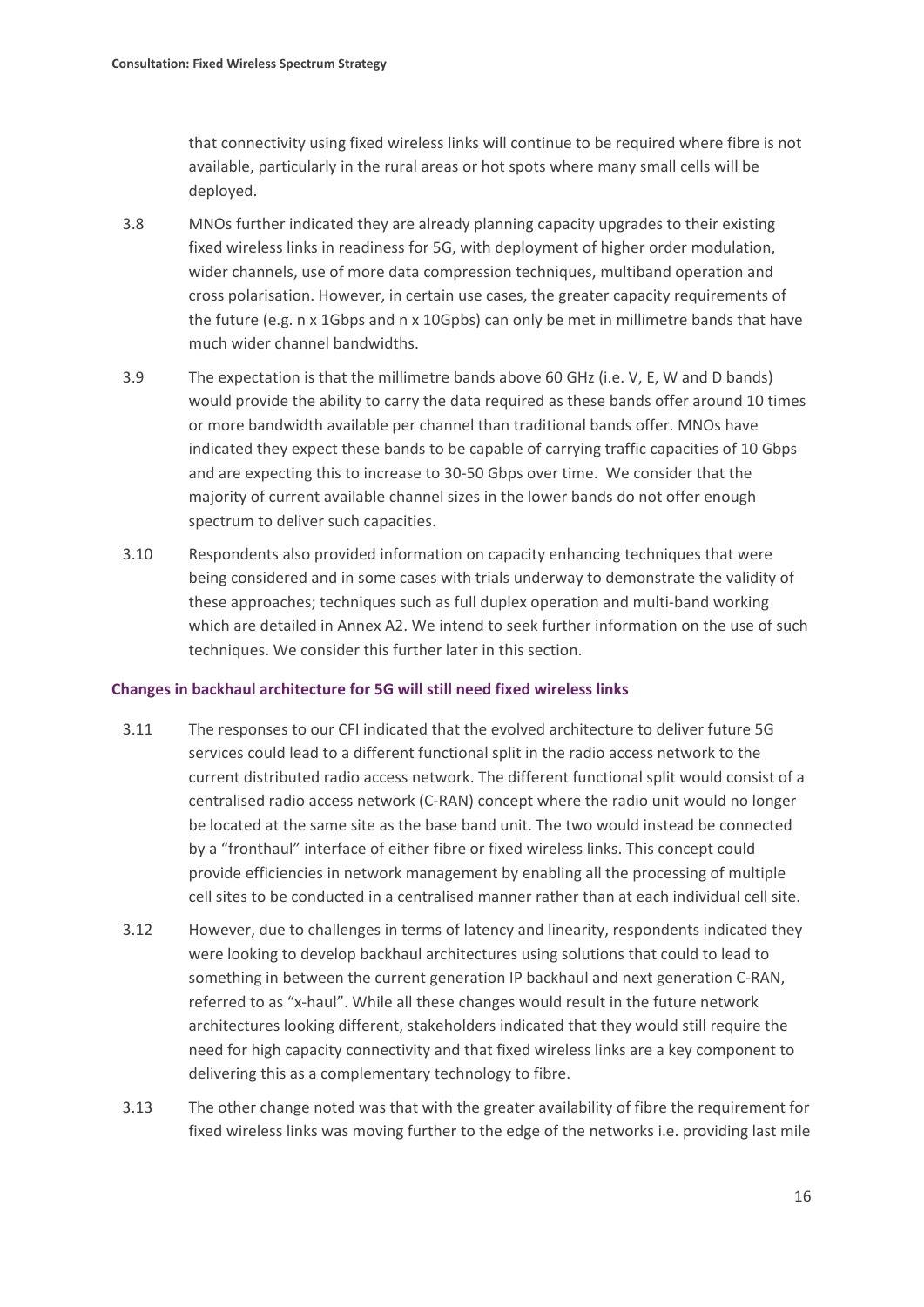that connectivity using fixed wireless links will continue to be required where fibre is not available, particularly in the rural areas or hot spots where many small cells will be deployed.

3.8 MNOs further indicated they are already planning capacity upgrades to their existing fixed wireless links in readiness for 5G, with deployment of higher order modulation, wider channels, use of more data compression techniques, multiband operation and cross polarisation. However, in certain use cases, the greater capacity requirements of the future (e.g. n x 1Gbps and n x 10Gpbs) can only be met in millimetre bands that have much wider channel bandwidths.

3.9 The expectation is that the millimetre bands above 60 GHz (i.e. V, E, W and D bands) would provide the ability to carry the data required as these bands offer around 10 times or more bandwidth available per channel than traditional bands offer. MNOs have indicated they expect these bands to be capable of carrying traffic capacities of 10 Gbps and are expecting this to increase to 30-50 Gbps over time. We consider that the majority of current available channel sizes in the lower bands do not offer enough spectrum to deliver such capacities.

3.10 Respondents also provided information on capacity enhancing techniques that were being considered and in some cases with trials underway to demonstrate the validity of these approaches; techniques such as full duplex operation and multi-band working which are detailed in Annex A2. We intend to seek further information on the use of such techniques. We consider this further later in this section.

### Changes in backhaul architecture for 5G will still need fixed wireless links

3.11 The responses to our CFI indicated that the evolved architecture to deliver future 5G services could lead to a different functional split in the radio access network to the current distributed radio access network. The different functional split would consist of a centralised radio access network (C-RAN) concept where the radio unit would no longer be located at the same site as the base band unit. The two would instead be connected by a "fronthaul" interface of either fibre or fixed wireless links. This concept could provide efficiencies in network management by enabling all the processing of multiple cell sites to be conducted in a centralised manner rather than at each individual cell site.

3.12 However, due to challenges in terms of latency and linearity, respondents indicated they were looking to develop backhaul architectures using solutions that could to lead to something in between the current generation IP backhaul and next generation C-RAN, referred to as "x-haul". While all these changes would result in the future network architectures looking different, stakeholders indicated that they would still require the need for high capacity connectivity and that fixed wireless links are a key component to delivering this as a complementary technology to fibre.

3.13 The other change noted was that with the greater availability of fibre the requirement for fixed wireless links was moving further to the edge of the networks i.e. providing last mile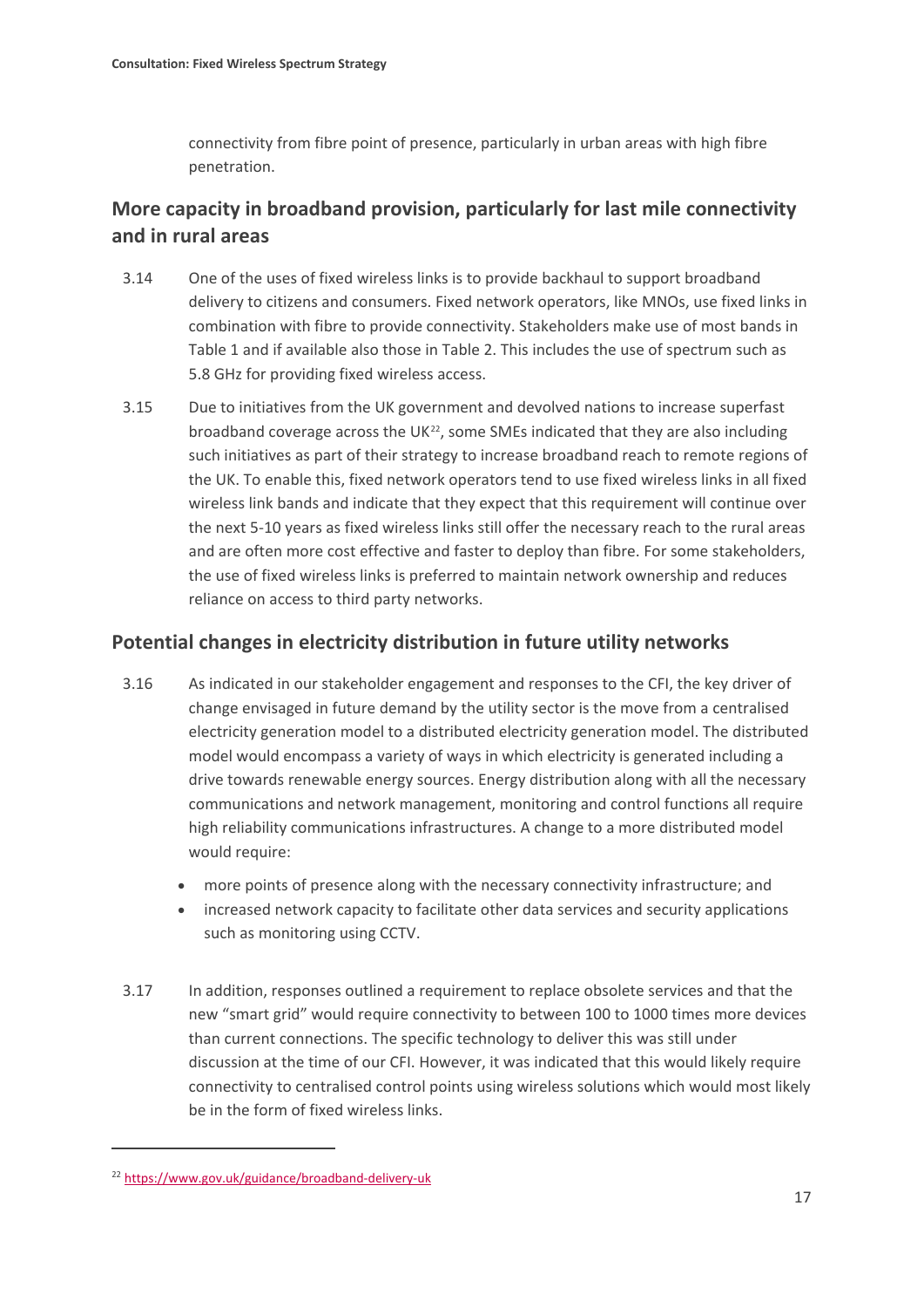connectivity from fibre point of presence, particularly in urban areas with high fibre penetration.

## More capacity in broadband provision, particularly for last mile connectivity and in rural areas

3.14 One of the uses of fixed wireless links is to provide backhaul to support broadband delivery to citizens and consumers. Fixed network operators, like MNOs, use fixed links in combination with fibre to provide connectivity. Stakeholders make use of most bands in Table 1 and if available also those in Table 2. This includes the use of spectrum such as 5.8 GHz for providing fixed wireless access.

3.15 Due to initiatives from the UK government and devolved nations to increase superfast broadband coverage across the UK[22], some SMEs indicated that they are also including such initiatives as part of their strategy to increase broadband reach to remote regions of the UK. To enable this, fixed network operators tend to use fixed wireless links in all fixed wireless link bands and indicate that they expect that this requirement will continue over the next 5-10 years as fixed wireless links still offer the necessary reach to the rural areas and are often more cost effective and faster to deploy than fibre. For some stakeholders, the use of fixed wireless links is preferred to maintain network ownership and reduces reliance on access to third party networks.

## Potential changes in electricity distribution in future utility networks

3.16 As indicated in our stakeholder engagement and responses to the CFI, the key driver of change envisaged in future demand by the utility sector is the move from a centralised electricity generation model to a distributed electricity generation model. The distributed model would encompass a variety of ways in which electricity is generated including a drive towards renewable energy sources. Energy distribution along with all the necessary communications and network management, monitoring and control functions all require high reliability communications infrastructures. A change to a more distributed model would require:

- more points of presence along with the necessary connectivity infrastructure; and
- increased network capacity to facilitate other data services and security applications such as monitoring using CCTV.

3.17 In addition, responses outlined a requirement to replace obsolete services and that the new "smart grid" would require connectivity to between 100 to 1000 times more devices than current connections. The specific technology to deliver this was still under discussion at the time of our CFI. However, it was indicated that this would likely require connectivity to centralised control points using wireless solutions which would most likely be in the form of fixed wireless links.

---

[22] https://www.gov.uk/guidance/broadband-delivery-uk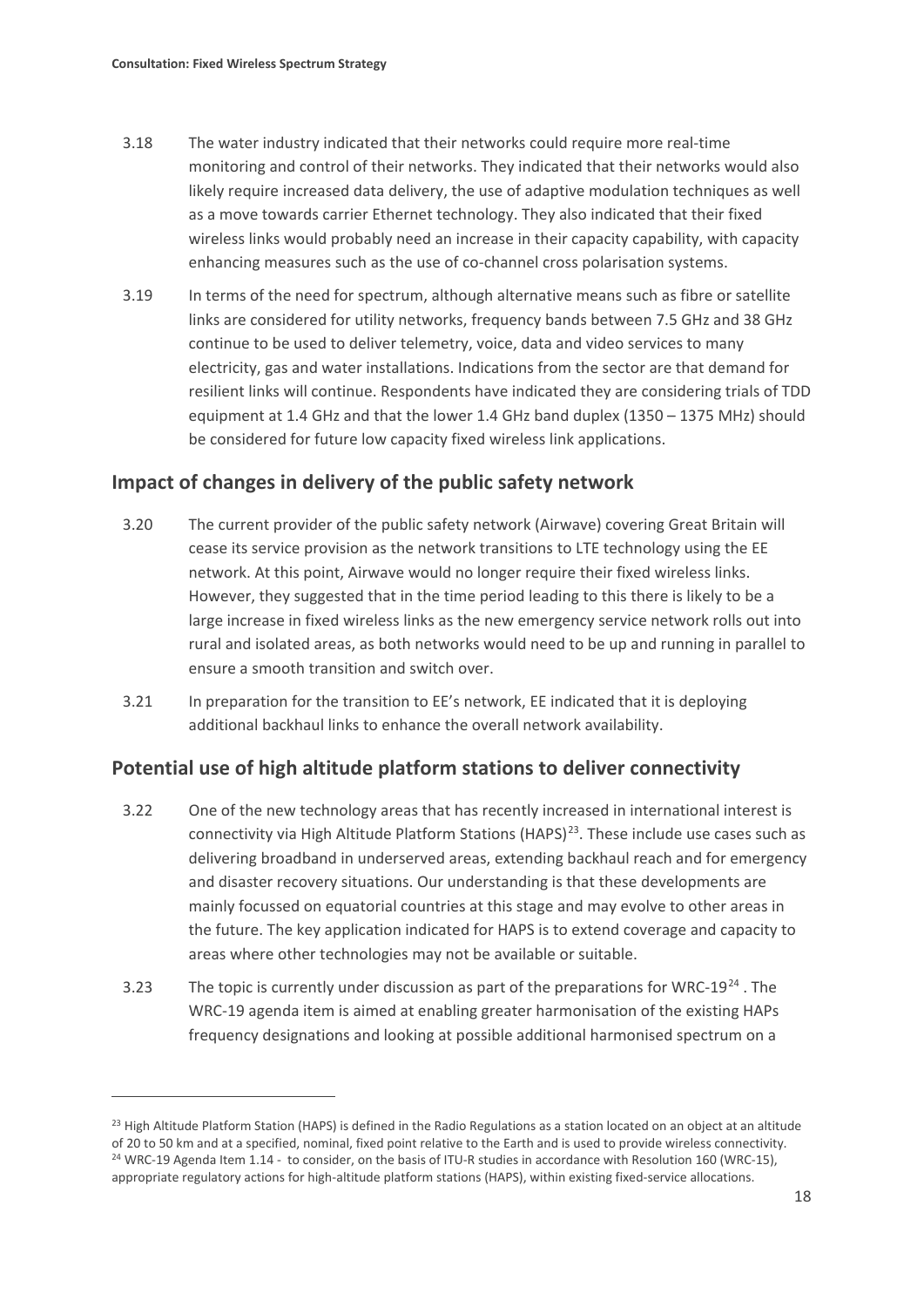3.18 The water industry indicated that their networks could require more real-time monitoring and control of their networks. They indicated that their networks would also likely require increased data delivery, the use of adaptive modulation techniques as well as a move towards carrier Ethernet technology. They also indicated that their fixed wireless links would probably need an increase in their capacity capability, with capacity enhancing measures such as the use of co-channel cross polarisation systems.

3.19 In terms of the need for spectrum, although alternative means such as fibre or satellite links are considered for utility networks, frequency bands between 7.5 GHz and 38 GHz continue to be used to deliver telemetry, voice, data and video services to many electricity, gas and water installations. Indications from the sector are that demand for resilient links will continue. Respondents have indicated they are considering trials of TDD equipment at 1.4 GHz and that the lower 1.4 GHz band duplex (1350 – 1375 MHz) should be considered for future low capacity fixed wireless link applications.

## Impact of changes in delivery of the public safety network

3.20 The current provider of the public safety network (Airwave) covering Great Britain will cease its service provision as the network transitions to LTE technology using the EE network. At this point, Airwave would no longer require their fixed wireless links. However, they suggested that in the time period leading to this there is likely to be a large increase in fixed wireless links as the new emergency service network rolls out into rural and isolated areas, as both networks would need to be up and running in parallel to ensure a smooth transition and switch over.

3.21 In preparation for the transition to EE's network, EE indicated that it is deploying additional backhaul links to enhance the overall network availability.

## Potential use of high altitude platform stations to deliver connectivity

3.22 One of the new technology areas that has recently increased in international interest is connectivity via High Altitude Platform Stations (HAPS)[23]. These include use cases such as delivering broadband in underserved areas, extending backhaul reach and for emergency and disaster recovery situations. Our understanding is that these developments are mainly focussed on equatorial countries at this stage and may evolve to other areas in the future. The key application indicated for HAPS is to extend coverage and capacity to areas where other technologies may not be available or suitable.

3.23 The topic is currently under discussion as part of the preparations for WRC-19[24] . The WRC-19 agenda item is aimed at enabling greater harmonisation of the existing HAPs frequency designations and looking at possible additional harmonised spectrum on a

---

[23] High Altitude Platform Station (HAPS) is defined in the Radio Regulations as a station located on an object at an altitude of 20 to 50 km and at a specified, nominal, fixed point relative to the Earth and is used to provide wireless connectivity.

[24] WRC-19 Agenda Item 1.14 - to consider, on the basis of ITU-R studies in accordance with Resolution 160 (WRC-15), appropriate regulatory actions for high-altitude platform stations (HAPS), within existing fixed-service allocations.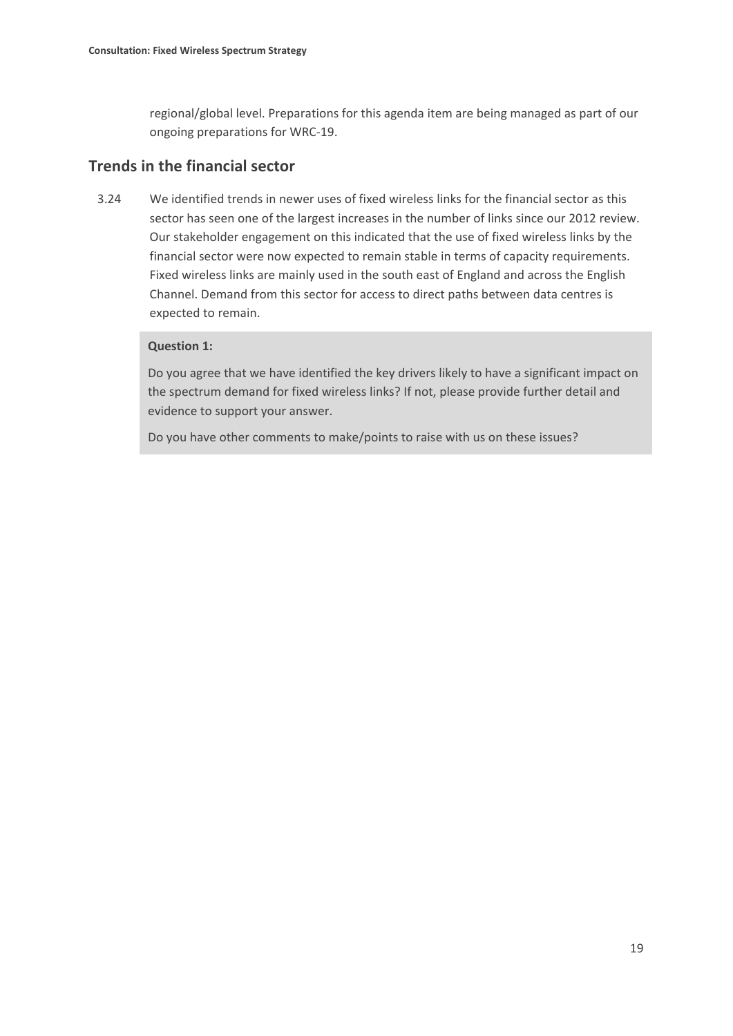regional/global level. Preparations for this agenda item are being managed as part of our ongoing preparations for WRC-19.

## Trends in the financial sector

3.24 We identified trends in newer uses of fixed wireless links for the financial sector as this sector has seen one of the largest increases in the number of links since our 2012 review. Our stakeholder engagement on this indicated that the use of fixed wireless links by the financial sector were now expected to remain stable in terms of capacity requirements. Fixed wireless links are mainly used in the south east of England and across the English Channel. Demand from this sector for access to direct paths between data centres is expected to remain.

**Question 1:**

Do you agree that we have identified the key drivers likely to have a significant impact on the spectrum demand for fixed wireless links? If not, please provide further detail and evidence to support your answer.

Do you have other comments to make/points to raise with us on these issues?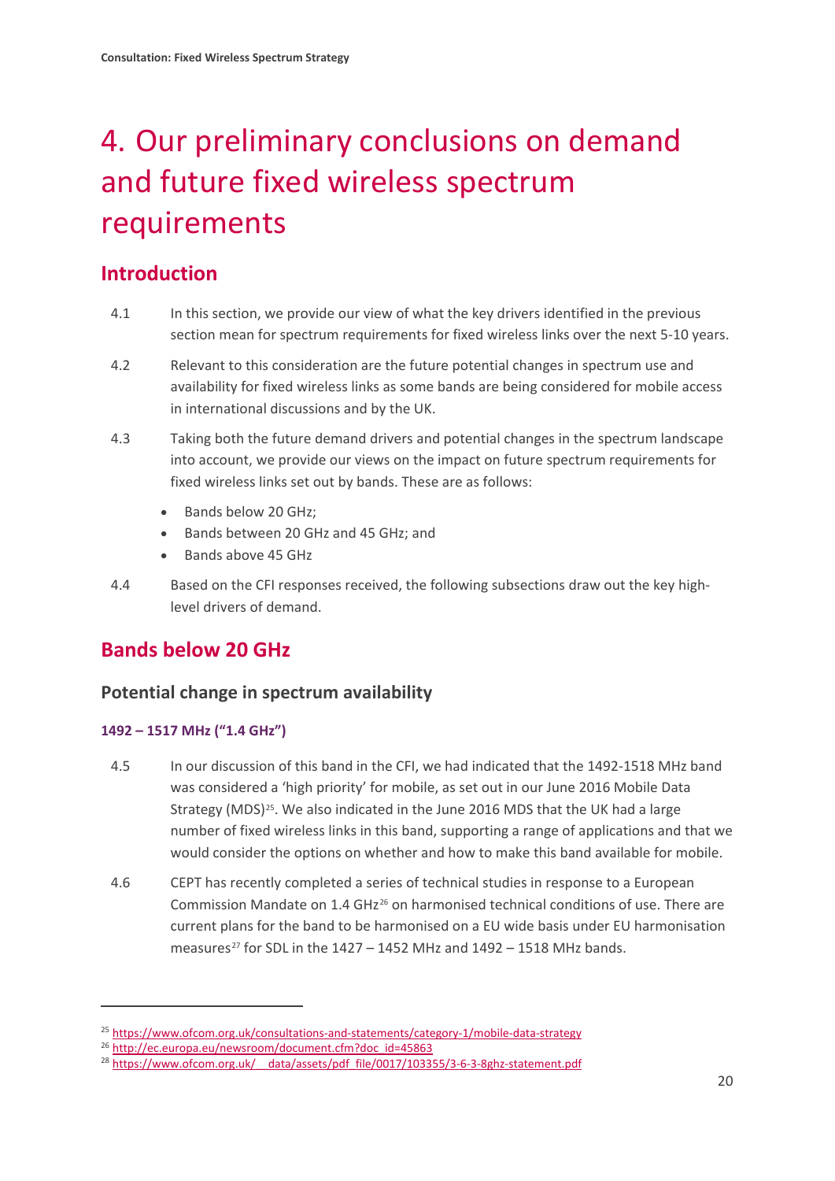# 4. Our preliminary conclusions on demand and future fixed wireless spectrum requirements

## Introduction

4.1 In this section, we provide our view of what the key drivers identified in the previous section mean for spectrum requirements for fixed wireless links over the next 5-10 years.

4.2 Relevant to this consideration are the future potential changes in spectrum use and availability for fixed wireless links as some bands are being considered for mobile access in international discussions and by the UK.

4.3 Taking both the future demand drivers and potential changes in the spectrum landscape into account, we provide our views on the impact on future spectrum requirements for fixed wireless links set out by bands. These are as follows:

- Bands below 20 GHz;
- Bands between 20 GHz and 45 GHz; and
- Bands above 45 GHz

4.4 Based on the CFI responses received, the following subsections draw out the key high-level drivers of demand.

## Bands below 20 GHz

### Potential change in spectrum availability

#### 1492 – 1517 MHz ("1.4 GHz")

4.5 In our discussion of this band in the CFI, we had indicated that the 1492-1518 MHz band was considered a 'high priority' for mobile, as set out in our June 2016 Mobile Data Strategy (MDS)[25]. We also indicated in the June 2016 MDS that the UK had a large number of fixed wireless links in this band, supporting a range of applications and that we would consider the options on whether and how to make this band available for mobile.

4.6 CEPT has recently completed a series of technical studies in response to a European Commission Mandate on 1.4 GHz[26] on harmonised technical conditions of use. There are current plans for the band to be harmonised on a EU wide basis under EU harmonisation measures[27] for SDL in the 1427 – 1452 MHz and 1492 – 1518 MHz bands.

---

[25] https://www.ofcom.org.uk/consultations-and-statements/category-1/mobile-data-strategy

[26] http://ec.europa.eu/newsroom/document.cfm?doc_id=45863

[28] https://www.ofcom.org.uk/__data/assets/pdf_file/0017/103355/3-6-3-8ghz-statement.pdf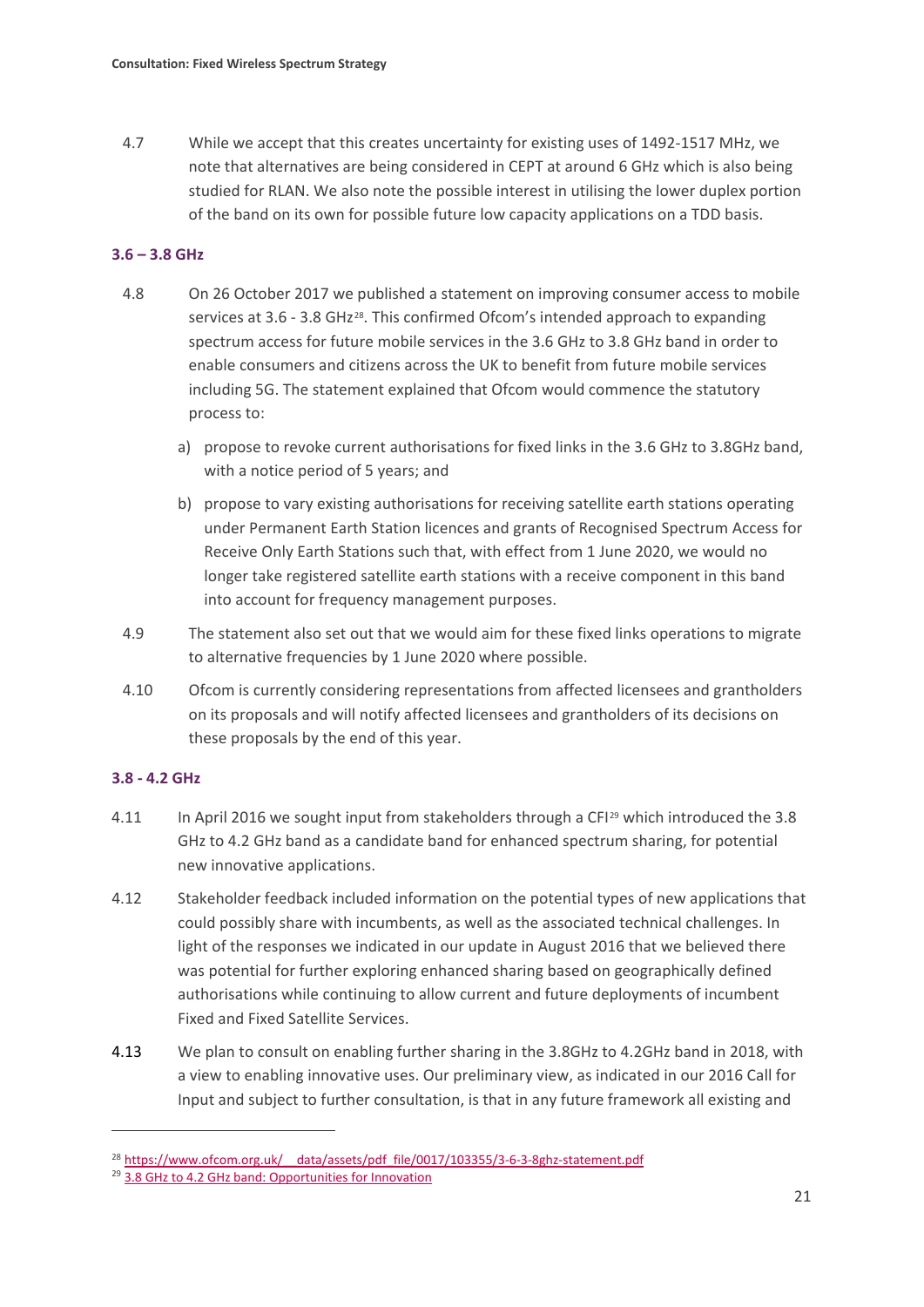4.7 While we accept that this creates uncertainty for existing uses of 1492-1517 MHz, we note that alternatives are being considered in CEPT at around 6 GHz which is also being studied for RLAN. We also note the possible interest in utilising the lower duplex portion of the band on its own for possible future low capacity applications on a TDD basis.

### 3.6 – 3.8 GHz

4.8 On 26 October 2017 we published a statement on improving consumer access to mobile services at 3.6 - 3.8 GHz[28]. This confirmed Ofcom's intended approach to expanding spectrum access for future mobile services in the 3.6 GHz to 3.8 GHz band in order to enable consumers and citizens across the UK to benefit from future mobile services including 5G. The statement explained that Ofcom would commence the statutory process to:

a) propose to revoke current authorisations for fixed links in the 3.6 GHz to 3.8GHz band, with a notice period of 5 years; and

b) propose to vary existing authorisations for receiving satellite earth stations operating under Permanent Earth Station licences and grants of Recognised Spectrum Access for Receive Only Earth Stations such that, with effect from 1 June 2020, we would no longer take registered satellite earth stations with a receive component in this band into account for frequency management purposes.

4.9 The statement also set out that we would aim for these fixed links operations to migrate to alternative frequencies by 1 June 2020 where possible.

4.10 Ofcom is currently considering representations from affected licensees and grantholders on its proposals and will notify affected licensees and grantholders of its decisions on these proposals by the end of this year.

### 3.8 - 4.2 GHz

4.11 In April 2016 we sought input from stakeholders through a CFI[29] which introduced the 3.8 GHz to 4.2 GHz band as a candidate band for enhanced spectrum sharing, for potential new innovative applications.

4.12 Stakeholder feedback included information on the potential types of new applications that could possibly share with incumbents, as well as the associated technical challenges. In light of the responses we indicated in our update in August 2016 that we believed there was potential for further exploring enhanced sharing based on geographically defined authorisations while continuing to allow current and future deployments of incumbent Fixed and Fixed Satellite Services.

4.13 We plan to consult on enabling further sharing in the 3.8GHz to 4.2GHz band in 2018, with a view to enabling innovative uses. Our preliminary view, as indicated in our 2016 Call for Input and subject to further consultation, is that in any future framework all existing and

---

[28] https://www.ofcom.org.uk/__data/assets/pdf_file/0017/103355/3-6-3-8ghz-statement.pdf

[29] 3.8 GHz to 4.2 GHz band: Opportunities for Innovation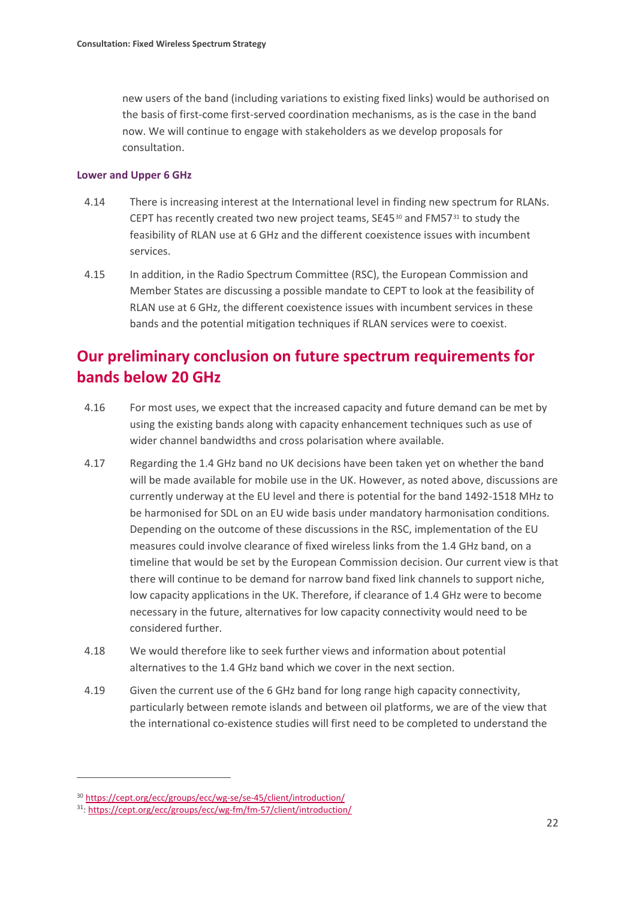new users of the band (including variations to existing fixed links) would be authorised on the basis of first-come first-served coordination mechanisms, as is the case in the band now. We will continue to engage with stakeholders as we develop proposals for consultation.

### Lower and Upper 6 GHz

4.14 There is increasing interest at the International level in finding new spectrum for RLANs. CEPT has recently created two new project teams, SE45[30] and FM57[31] to study the feasibility of RLAN use at 6 GHz and the different coexistence issues with incumbent services.

4.15 In addition, in the Radio Spectrum Committee (RSC), the European Commission and Member States are discussing a possible mandate to CEPT to look at the feasibility of RLAN use at 6 GHz, the different coexistence issues with incumbent services in these bands and the potential mitigation techniques if RLAN services were to coexist.

## Our preliminary conclusion on future spectrum requirements for bands below 20 GHz

4.16 For most uses, we expect that the increased capacity and future demand can be met by using the existing bands along with capacity enhancement techniques such as use of wider channel bandwidths and cross polarisation where available.

4.17 Regarding the 1.4 GHz band no UK decisions have been taken yet on whether the band will be made available for mobile use in the UK. However, as noted above, discussions are currently underway at the EU level and there is potential for the band 1492-1518 MHz to be harmonised for SDL on an EU wide basis under mandatory harmonisation conditions. Depending on the outcome of these discussions in the RSC, implementation of the EU measures could involve clearance of fixed wireless links from the 1.4 GHz band, on a timeline that would be set by the European Commission decision. Our current view is that there will continue to be demand for narrow band fixed link channels to support niche, low capacity applications in the UK. Therefore, if clearance of 1.4 GHz were to become necessary in the future, alternatives for low capacity connectivity would need to be considered further.

4.18 We would therefore like to seek further views and information about potential alternatives to the 1.4 GHz band which we cover in the next section.

4.19 Given the current use of the 6 GHz band for long range high capacity connectivity, particularly between remote islands and between oil platforms, we are of the view that the international co-existence studies will first need to be completed to understand the

---

[30] https://cept.org/ecc/groups/ecc/wg-se/se-45/client/introduction/

[31]: https://cept.org/ecc/groups/ecc/wg-fm/fm-57/client/introduction/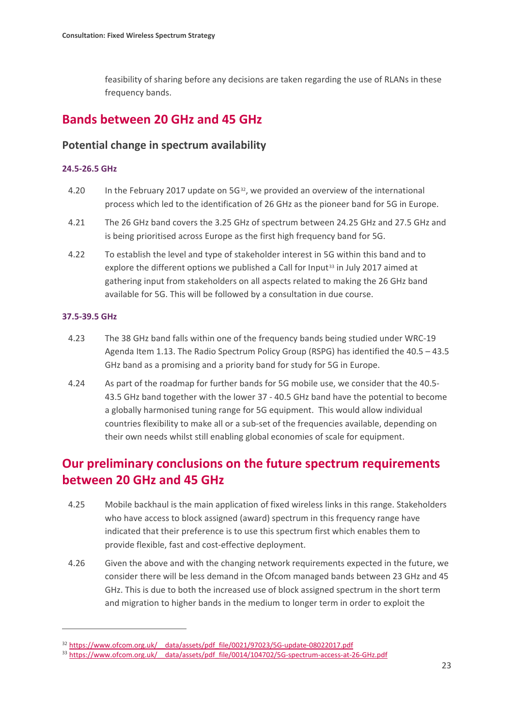feasibility of sharing before any decisions are taken regarding the use of RLANs in these frequency bands.

## Bands between 20 GHz and 45 GHz

### Potential change in spectrum availability

#### 24.5-26.5 GHz

4.20 In the February 2017 update on 5G[32], we provided an overview of the international process which led to the identification of 26 GHz as the pioneer band for 5G in Europe.

4.21 The 26 GHz band covers the 3.25 GHz of spectrum between 24.25 GHz and 27.5 GHz and is being prioritised across Europe as the first high frequency band for 5G.

4.22 To establish the level and type of stakeholder interest in 5G within this band and to explore the different options we published a Call for Input[33] in July 2017 aimed at gathering input from stakeholders on all aspects related to making the 26 GHz band available for 5G. This will be followed by a consultation in due course.

#### 37.5-39.5 GHz

4.23 The 38 GHz band falls within one of the frequency bands being studied under WRC-19 Agenda Item 1.13. The Radio Spectrum Policy Group (RSPG) has identified the 40.5 – 43.5 GHz band as a promising and a priority band for study for 5G in Europe.

4.24 As part of the roadmap for further bands for 5G mobile use, we consider that the 40.5-43.5 GHz band together with the lower 37 - 40.5 GHz band have the potential to become a globally harmonised tuning range for 5G equipment. This would allow individual countries flexibility to make all or a sub-set of the frequencies available, depending on their own needs whilst still enabling global economies of scale for equipment.

## Our preliminary conclusions on the future spectrum requirements between 20 GHz and 45 GHz

4.25 Mobile backhaul is the main application of fixed wireless links in this range. Stakeholders who have access to block assigned (award) spectrum in this frequency range have indicated that their preference is to use this spectrum first which enables them to provide flexible, fast and cost-effective deployment.

4.26 Given the above and with the changing network requirements expected in the future, we consider there will be less demand in the Ofcom managed bands between 23 GHz and 45 GHz. This is due to both the increased use of block assigned spectrum in the short term and migration to higher bands in the medium to longer term in order to exploit the

---

[32] https://www.ofcom.org.uk/__data/assets/pdf_file/0021/97023/5G-update-08022017.pdf

[33] https://www.ofcom.org.uk/__data/assets/pdf_file/0014/104702/5G-spectrum-access-at-26-GHz.pdf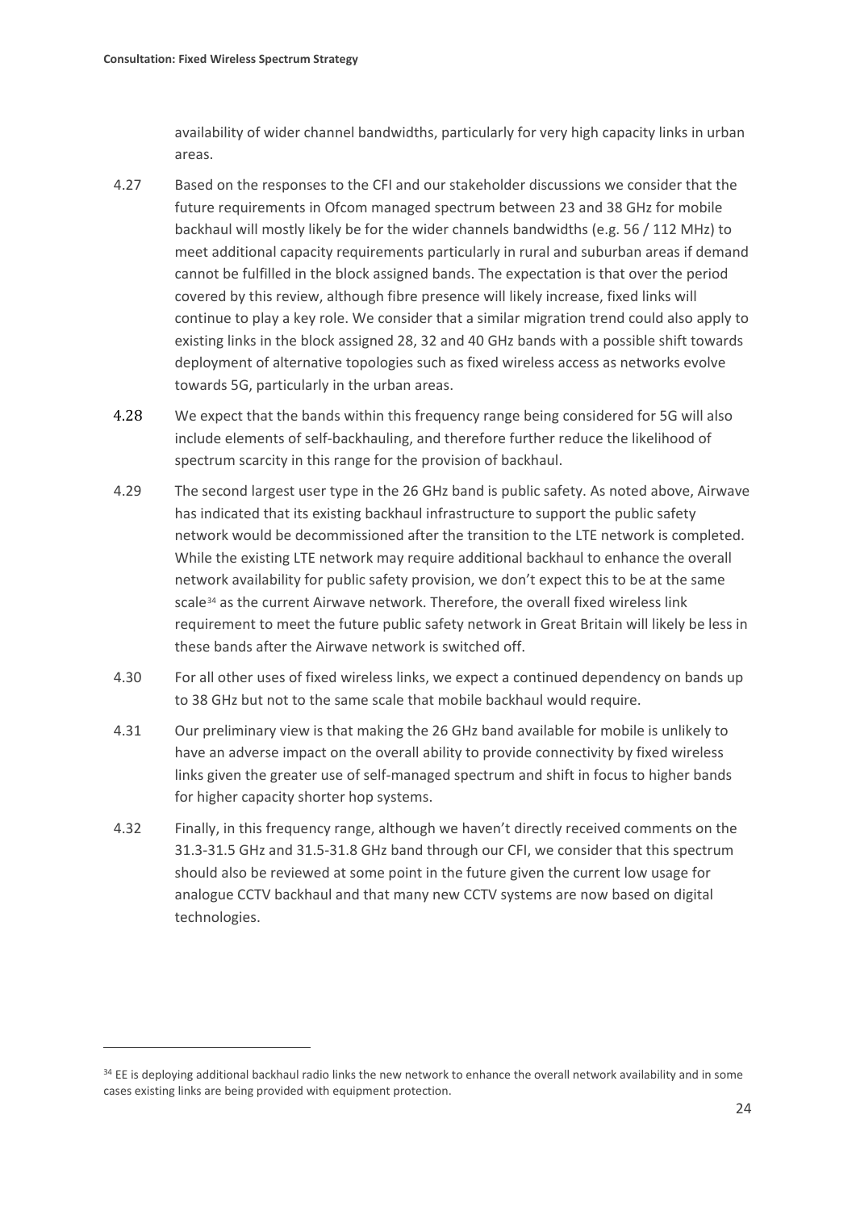availability of wider channel bandwidths, particularly for very high capacity links in urban areas.

4.27 Based on the responses to the CFI and our stakeholder discussions we consider that the future requirements in Ofcom managed spectrum between 23 and 38 GHz for mobile backhaul will mostly likely be for the wider channels bandwidths (e.g. 56 / 112 MHz) to meet additional capacity requirements particularly in rural and suburban areas if demand cannot be fulfilled in the block assigned bands. The expectation is that over the period covered by this review, although fibre presence will likely increase, fixed links will continue to play a key role. We consider that a similar migration trend could also apply to existing links in the block assigned 28, 32 and 40 GHz bands with a possible shift towards deployment of alternative topologies such as fixed wireless access as networks evolve towards 5G, particularly in the urban areas.

4.28 We expect that the bands within this frequency range being considered for 5G will also include elements of self-backhauling, and therefore further reduce the likelihood of spectrum scarcity in this range for the provision of backhaul.

4.29 The second largest user type in the 26 GHz band is public safety. As noted above, Airwave has indicated that its existing backhaul infrastructure to support the public safety network would be decommissioned after the transition to the LTE network is completed. While the existing LTE network may require additional backhaul to enhance the overall network availability for public safety provision, we don't expect this to be at the same scale[34] as the current Airwave network. Therefore, the overall fixed wireless link requirement to meet the future public safety network in Great Britain will likely be less in these bands after the Airwave network is switched off.

4.30 For all other uses of fixed wireless links, we expect a continued dependency on bands up to 38 GHz but not to the same scale that mobile backhaul would require.

4.31 Our preliminary view is that making the 26 GHz band available for mobile is unlikely to have an adverse impact on the overall ability to provide connectivity by fixed wireless links given the greater use of self-managed spectrum and shift in focus to higher bands for higher capacity shorter hop systems.

4.32 Finally, in this frequency range, although we haven't directly received comments on the 31.3-31.5 GHz and 31.5-31.8 GHz band through our CFI, we consider that this spectrum should also be reviewed at some point in the future given the current low usage for analogue CCTV backhaul and that many new CCTV systems are now based on digital technologies.

[34] EE is deploying additional backhaul radio links the new network to enhance the overall network availability and in some cases existing links are being provided with equipment protection.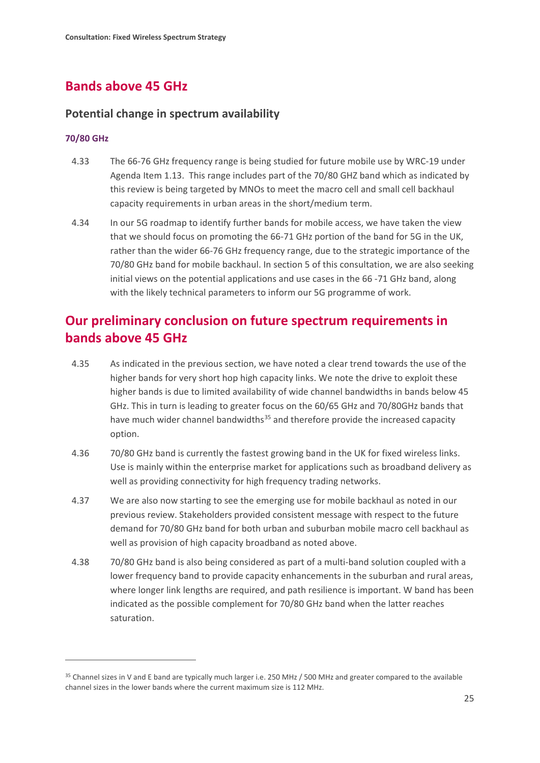## Bands above 45 GHz

### Potential change in spectrum availability

#### 70/80 GHz

4.33 The 66-76 GHz frequency range is being studied for future mobile use by WRC-19 under Agenda Item 1.13. This range includes part of the 70/80 GHZ band which as indicated by this review is being targeted by MNOs to meet the macro cell and small cell backhaul capacity requirements in urban areas in the short/medium term.

4.34 In our 5G roadmap to identify further bands for mobile access, we have taken the view that we should focus on promoting the 66-71 GHz portion of the band for 5G in the UK, rather than the wider 66-76 GHz frequency range, due to the strategic importance of the 70/80 GHz band for mobile backhaul. In section 5 of this consultation, we are also seeking initial views on the potential applications and use cases in the 66 -71 GHz band, along with the likely technical parameters to inform our 5G programme of work.

## Our preliminary conclusion on future spectrum requirements in bands above 45 GHz

4.35 As indicated in the previous section, we have noted a clear trend towards the use of the higher bands for very short hop high capacity links. We note the drive to exploit these higher bands is due to limited availability of wide channel bandwidths in bands below 45 GHz. This in turn is leading to greater focus on the 60/65 GHz and 70/80GHz bands that have much wider channel bandwidths[35] and therefore provide the increased capacity option.

4.36 70/80 GHz band is currently the fastest growing band in the UK for fixed wireless links. Use is mainly within the enterprise market for applications such as broadband delivery as well as providing connectivity for high frequency trading networks.

4.37 We are also now starting to see the emerging use for mobile backhaul as noted in our previous review. Stakeholders provided consistent message with respect to the future demand for 70/80 GHz band for both urban and suburban mobile macro cell backhaul as well as provision of high capacity broadband as noted above.

4.38 70/80 GHz band is also being considered as part of a multi-band solution coupled with a lower frequency band to provide capacity enhancements in the suburban and rural areas, where longer link lengths are required, and path resilience is important. W band has been indicated as the possible complement for 70/80 GHz band when the latter reaches saturation.

[35] Channel sizes in V and E band are typically much larger i.e. 250 MHz / 500 MHz and greater compared to the available channel sizes in the lower bands where the current maximum size is 112 MHz.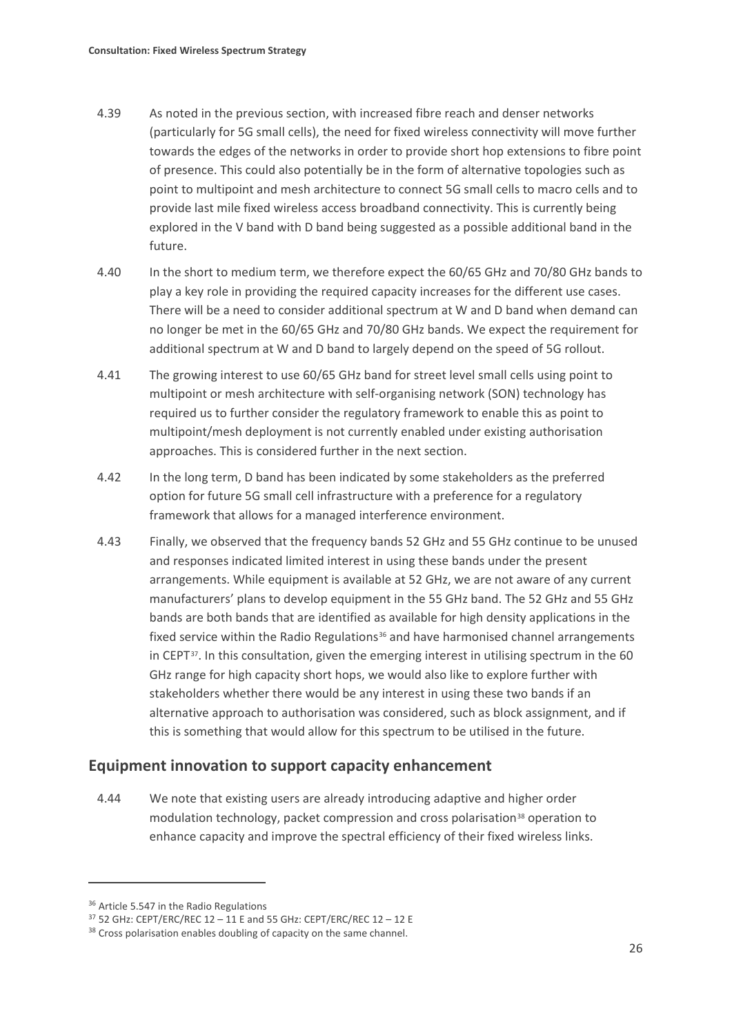4.39 As noted in the previous section, with increased fibre reach and denser networks (particularly for 5G small cells), the need for fixed wireless connectivity will move further towards the edges of the networks in order to provide short hop extensions to fibre point of presence. This could also potentially be in the form of alternative topologies such as point to multipoint and mesh architecture to connect 5G small cells to macro cells and to provide last mile fixed wireless access broadband connectivity. This is currently being explored in the V band with D band being suggested as a possible additional band in the future.

4.40 In the short to medium term, we therefore expect the 60/65 GHz and 70/80 GHz bands to play a key role in providing the required capacity increases for the different use cases. There will be a need to consider additional spectrum at W and D band when demand can no longer be met in the 60/65 GHz and 70/80 GHz bands. We expect the requirement for additional spectrum at W and D band to largely depend on the speed of 5G rollout.

4.41 The growing interest to use 60/65 GHz band for street level small cells using point to multipoint or mesh architecture with self-organising network (SON) technology has required us to further consider the regulatory framework to enable this as point to multipoint/mesh deployment is not currently enabled under existing authorisation approaches. This is considered further in the next section.

4.42 In the long term, D band has been indicated by some stakeholders as the preferred option for future 5G small cell infrastructure with a preference for a regulatory framework that allows for a managed interference environment.

4.43 Finally, we observed that the frequency bands 52 GHz and 55 GHz continue to be unused and responses indicated limited interest in using these bands under the present arrangements. While equipment is available at 52 GHz, we are not aware of any current manufacturers' plans to develop equipment in the 55 GHz band. The 52 GHz and 55 GHz bands are both bands that are identified as available for high density applications in the fixed service within the Radio Regulations[36] and have harmonised channel arrangements in CEPT[37]. In this consultation, given the emerging interest in utilising spectrum in the 60 GHz range for high capacity short hops, we would also like to explore further with stakeholders whether there would be any interest in using these two bands if an alternative approach to authorisation was considered, such as block assignment, and if this is something that would allow for this spectrum to be utilised in the future.

## Equipment innovation to support capacity enhancement

4.44 We note that existing users are already introducing adaptive and higher order modulation technology, packet compression and cross polarisation[38] operation to enhance capacity and improve the spectral efficiency of their fixed wireless links.

---

[36] Article 5.547 in the Radio Regulations

[37] 52 GHz: CEPT/ERC/REC 12 – 11 E and 55 GHz: CEPT/ERC/REC 12 – 12 E

[38] Cross polarisation enables doubling of capacity on the same channel.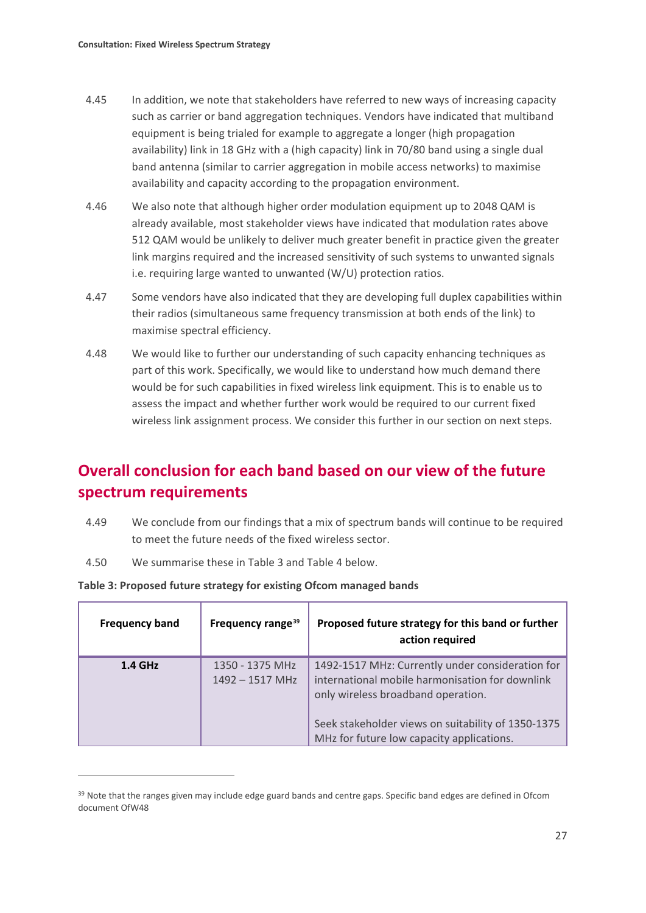4.45 In addition, we note that stakeholders have referred to new ways of increasing capacity such as carrier or band aggregation techniques. Vendors have indicated that multiband equipment is being trialed for example to aggregate a longer (high propagation availability) link in 18 GHz with a (high capacity) link in 70/80 band using a single dual band antenna (similar to carrier aggregation in mobile access networks) to maximise availability and capacity according to the propagation environment.

4.46 We also note that although higher order modulation equipment up to 2048 QAM is already available, most stakeholder views have indicated that modulation rates above 512 QAM would be unlikely to deliver much greater benefit in practice given the greater link margins required and the increased sensitivity of such systems to unwanted signals i.e. requiring large wanted to unwanted (W/U) protection ratios.

4.47 Some vendors have also indicated that they are developing full duplex capabilities within their radios (simultaneous same frequency transmission at both ends of the link) to maximise spectral efficiency.

4.48 We would like to further our understanding of such capacity enhancing techniques as part of this work. Specifically, we would like to understand how much demand there would be for such capabilities in fixed wireless link equipment. This is to enable us to assess the impact and whether further work would be required to our current fixed wireless link assignment process. We consider this further in our section on next steps.

## Overall conclusion for each band based on our view of the future spectrum requirements

4.49 We conclude from our findings that a mix of spectrum bands will continue to be required to meet the future needs of the fixed wireless sector.

4.50 We summarise these in Table 3 and Table 4 below.

**Table 3: Proposed future strategy for existing Ofcom managed bands**

| Frequency band | Frequency range[39] | Proposed future strategy for this band or further action required |
|---|---|---|
| **1.4 GHz** | 1350 - 1375 MHz<br>1492 – 1517 MHz | 1492-1517 MHz: Currently under consideration for international mobile harmonisation for downlink only wireless broadband operation.<br><br>Seek stakeholder views on suitability of 1350-1375 MHz for future low capacity applications. |

[39] Note that the ranges given may include edge guard bands and centre gaps. Specific band edges are defined in Ofcom document OfW48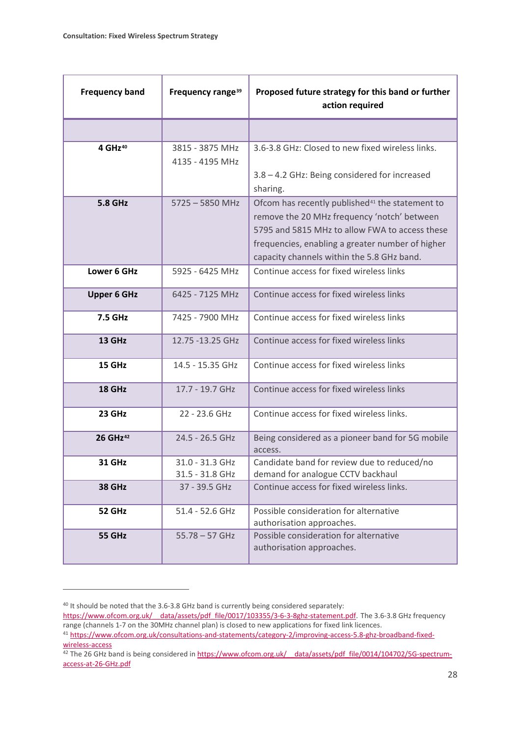| Frequency band | Frequency range[39] | Proposed future strategy for this band or further action required |
|---|---|---|
| | | |
| **4 GHz**[40] | 3815 - 3875 MHz<br>4135 - 4195 MHz | 3.6-3.8 GHz: Closed to new fixed wireless links.<br><br>3.8 – 4.2 GHz: Being considered for increased sharing. |
| **5.8 GHz** | 5725 – 5850 MHz | Ofcom has recently published[41] the statement to remove the 20 MHz frequency 'notch' between 5795 and 5815 MHz to allow FWA to access these frequencies, enabling a greater number of higher capacity channels within the 5.8 GHz band. |
| **Lower 6 GHz** | 5925 - 6425 MHz | Continue access for fixed wireless links |
| **Upper 6 GHz** | 6425 - 7125 MHz | Continue access for fixed wireless links |
| **7.5 GHz** | 7425 - 7900 MHz | Continue access for fixed wireless links |
| **13 GHz** | 12.75 -13.25 GHz | Continue access for fixed wireless links |
| **15 GHz** | 14.5 - 15.35 GHz | Continue access for fixed wireless links |
| **18 GHz** | 17.7 - 19.7 GHz | Continue access for fixed wireless links |
| **23 GHz** | 22 - 23.6 GHz | Continue access for fixed wireless links. |
| **26 GHz**[42] | 24.5 - 26.5 GHz | Being considered as a pioneer band for 5G mobile access. |
| **31 GHz** | 31.0 - 31.3 GHz<br>31.5 - 31.8 GHz | Candidate band for review due to reduced/no demand for analogue CCTV backhaul |
| **38 GHz** | 37 - 39.5 GHz | Continue access for fixed wireless links. |
| **52 GHz** | 51.4 - 52.6 GHz | Possible consideration for alternative authorisation approaches. |
| **55 GHz** | 55.78 – 57 GHz | Possible consideration for alternative authorisation approaches. |

[40] It should be noted that the 3.6-3.8 GHz band is currently being considered separately: https://www.ofcom.org.uk/__data/assets/pdf_file/0017/103355/3-6-3-8ghz-statement.pdf. The 3.6-3.8 GHz frequency range (channels 1-7 on the 30MHz channel plan) is closed to new applications for fixed link licences.

[41] https://www.ofcom.org.uk/consultations-and-statements/category-2/improving-access-5.8-ghz-broadband-fixed-wireless-access

[42] The 26 GHz band is being considered in https://www.ofcom.org.uk/__data/assets/pdf_file/0014/104702/5G-spectrum-access-at-26-GHz.pdf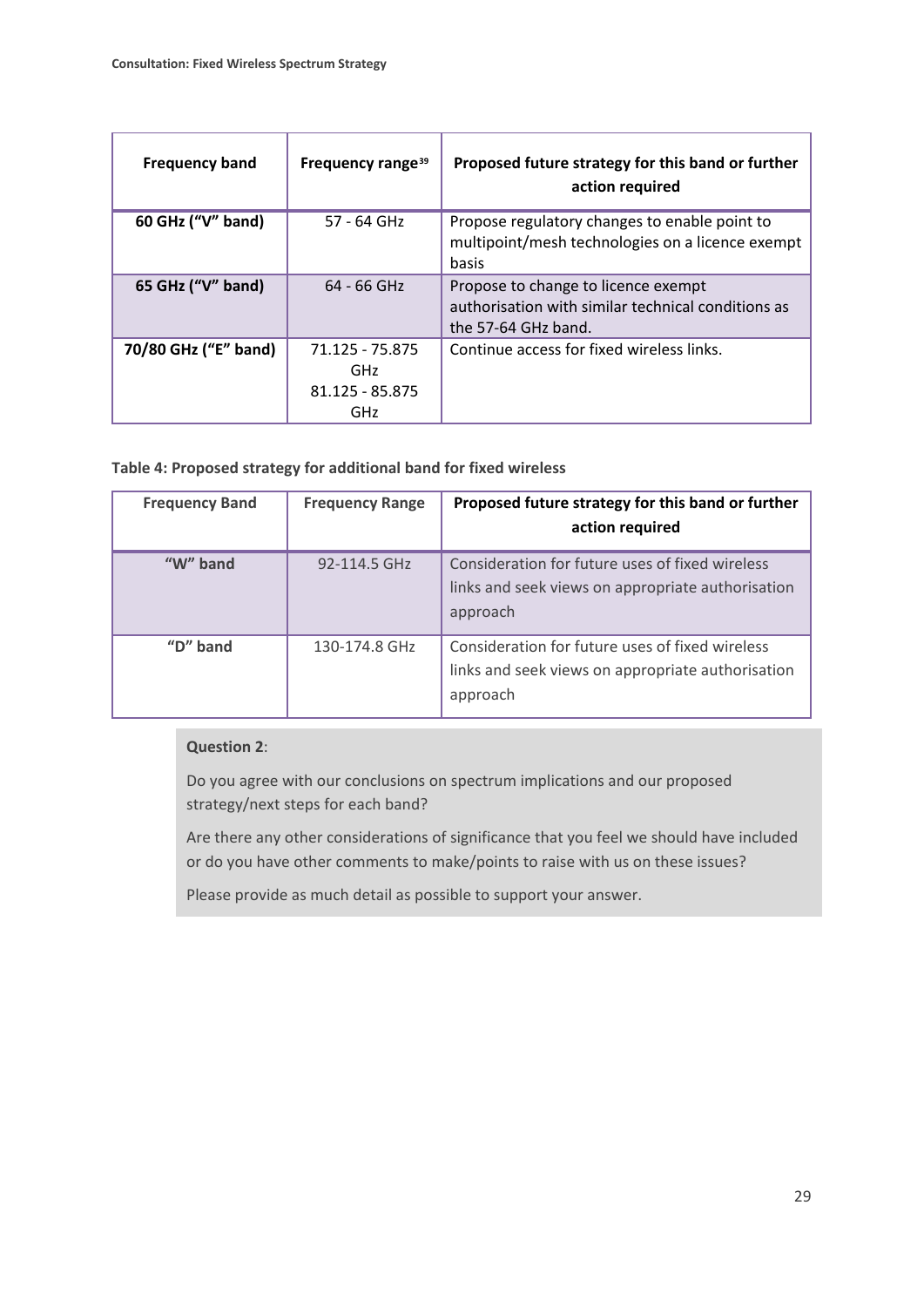| Frequency band | Frequency range[39] | Proposed future strategy for this band or further action required |
|---|---|---|
| **60 GHz ("V" band)** | 57 - 64 GHz | Propose regulatory changes to enable point to multipoint/mesh technologies on a licence exempt basis |
| **65 GHz ("V" band)** | 64 - 66 GHz | Propose to change to licence exempt authorisation with similar technical conditions as the 57-64 GHz band. |
| **70/80 GHz ("E" band)** | 71.125 - 75.875 GHz<br>81.125 - 85.875 GHz | Continue access for fixed wireless links. |

**Table 4: Proposed strategy for additional band for fixed wireless**

| Frequency Band | Frequency Range | Proposed future strategy for this band or further action required |
|---|---|---|
| **"W" band** | 92-114.5 GHz | Consideration for future uses of fixed wireless links and seek views on appropriate authorisation approach |
| **"D" band** | 130-174.8 GHz | Consideration for future uses of fixed wireless links and seek views on appropriate authorisation approach |

**Question 2**:

Do you agree with our conclusions on spectrum implications and our proposed strategy/next steps for each band?

Are there any other considerations of significance that you feel we should have included or do you have other comments to make/points to raise with us on these issues?

Please provide as much detail as possible to support your answer.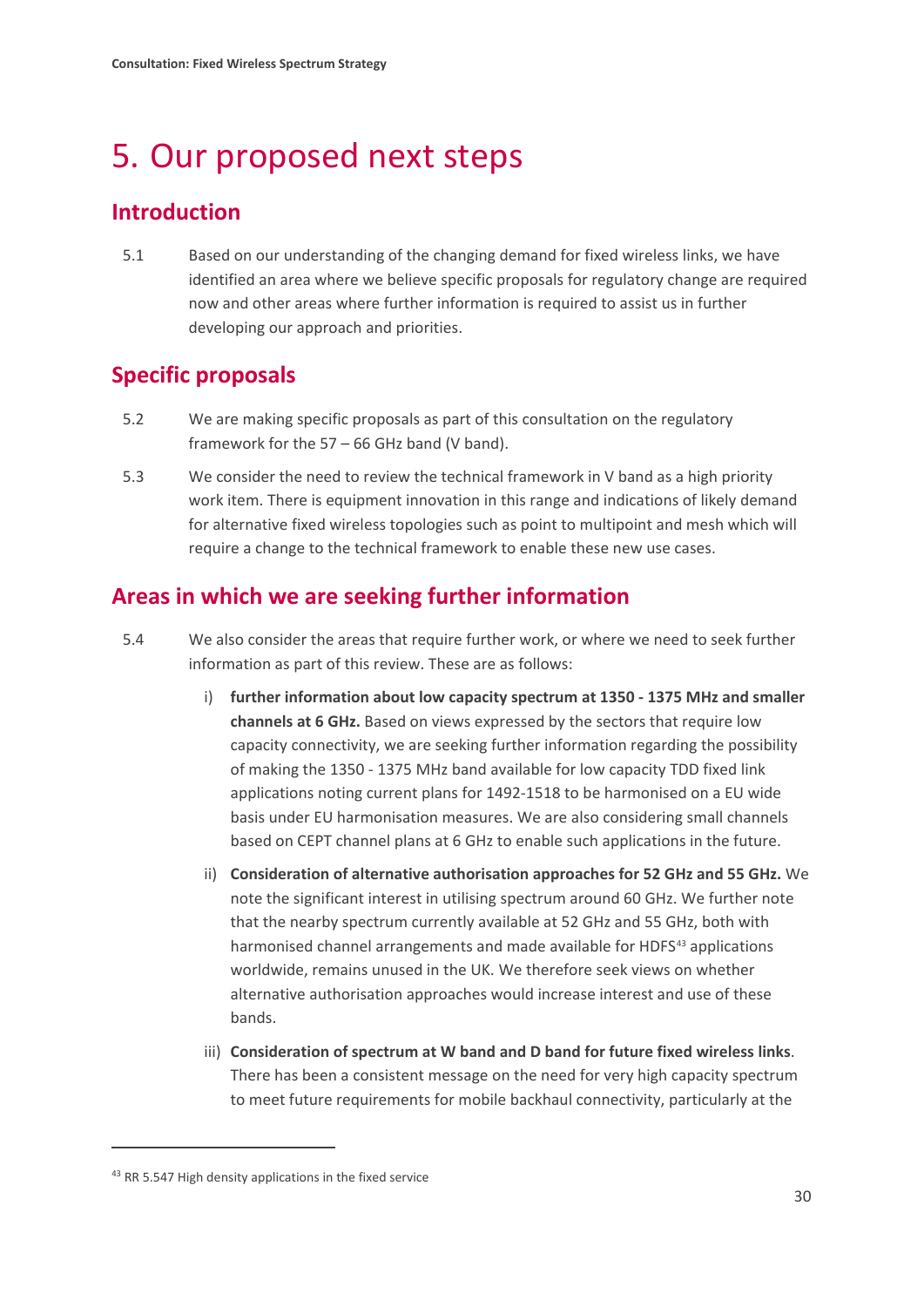# 5. Our proposed next steps

## Introduction

5.1 Based on our understanding of the changing demand for fixed wireless links, we have identified an area where we believe specific proposals for regulatory change are required now and other areas where further information is required to assist us in further developing our approach and priorities.

## Specific proposals

5.2 We are making specific proposals as part of this consultation on the regulatory framework for the 57 – 66 GHz band (V band).

5.3 We consider the need to review the technical framework in V band as a high priority work item. There is equipment innovation in this range and indications of likely demand for alternative fixed wireless topologies such as point to multipoint and mesh which will require a change to the technical framework to enable these new use cases.

## Areas in which we are seeking further information

5.4 We also consider the areas that require further work, or where we need to seek further information as part of this review. These are as follows:

i) **further information about low capacity spectrum at 1350 - 1375 MHz and smaller channels at 6 GHz.** Based on views expressed by the sectors that require low capacity connectivity, we are seeking further information regarding the possibility of making the 1350 - 1375 MHz band available for low capacity TDD fixed link applications noting current plans for 1492-1518 to be harmonised on a EU wide basis under EU harmonisation measures. We are also considering small channels based on CEPT channel plans at 6 GHz to enable such applications in the future.

ii) **Consideration of alternative authorisation approaches for 52 GHz and 55 GHz.** We note the significant interest in utilising spectrum around 60 GHz. We further note that the nearby spectrum currently available at 52 GHz and 55 GHz, both with harmonised channel arrangements and made available for HDFS[43] applications worldwide, remains unused in the UK. We therefore seek views on whether alternative authorisation approaches would increase interest and use of these bands.

iii) **Consideration of spectrum at W band and D band for future fixed wireless links**. There has been a consistent message on the need for very high capacity spectrum to meet future requirements for mobile backhaul connectivity, particularly at the

[43] RR 5.547 High density applications in the fixed service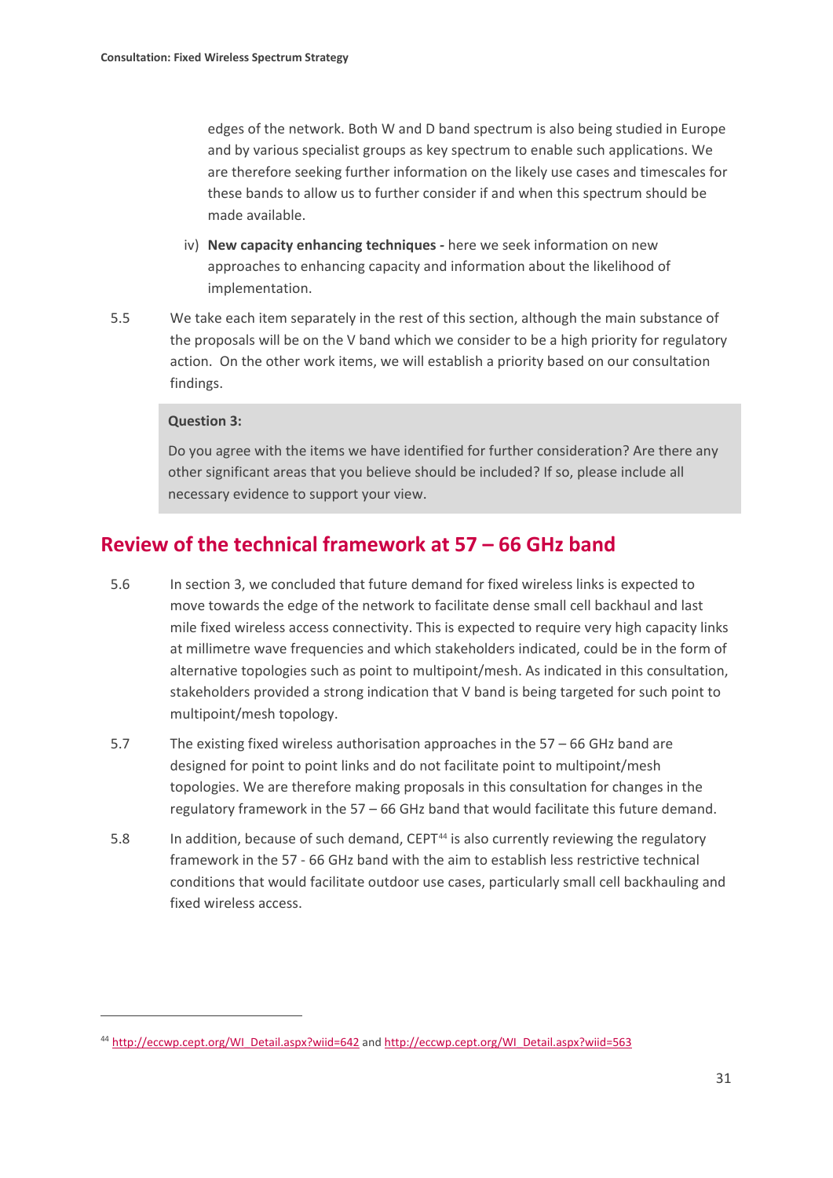edges of the network. Both W and D band spectrum is also being studied in Europe and by various specialist groups as key spectrum to enable such applications. We are therefore seeking further information on the likely use cases and timescales for these bands to allow us to further consider if and when this spectrum should be made available.

iv) **New capacity enhancing techniques -** here we seek information on new approaches to enhancing capacity and information about the likelihood of implementation.

5.5 We take each item separately in the rest of this section, although the main substance of the proposals will be on the V band which we consider to be a high priority for regulatory action. On the other work items, we will establish a priority based on our consultation findings.

> **Question 3:**
>
> Do you agree with the items we have identified for further consideration? Are there any other significant areas that you believe should be included? If so, please include all necessary evidence to support your view.

## Review of the technical framework at 57 – 66 GHz band

5.6 In section 3, we concluded that future demand for fixed wireless links is expected to move towards the edge of the network to facilitate dense small cell backhaul and last mile fixed wireless access connectivity. This is expected to require very high capacity links at millimetre wave frequencies and which stakeholders indicated, could be in the form of alternative topologies such as point to multipoint/mesh. As indicated in this consultation, stakeholders provided a strong indication that V band is being targeted for such point to multipoint/mesh topology.

5.7 The existing fixed wireless authorisation approaches in the 57 – 66 GHz band are designed for point to point links and do not facilitate point to multipoint/mesh topologies. We are therefore making proposals in this consultation for changes in the regulatory framework in the 57 – 66 GHz band that would facilitate this future demand.

5.8 In addition, because of such demand, CEPT[44] is also currently reviewing the regulatory framework in the 57 - 66 GHz band with the aim to establish less restrictive technical conditions that would facilitate outdoor use cases, particularly small cell backhauling and fixed wireless access.

---

[44] http://eccwp.cept.org/WI_Detail.aspx?wiid=642 and http://eccwp.cept.org/WI_Detail.aspx?wiid=563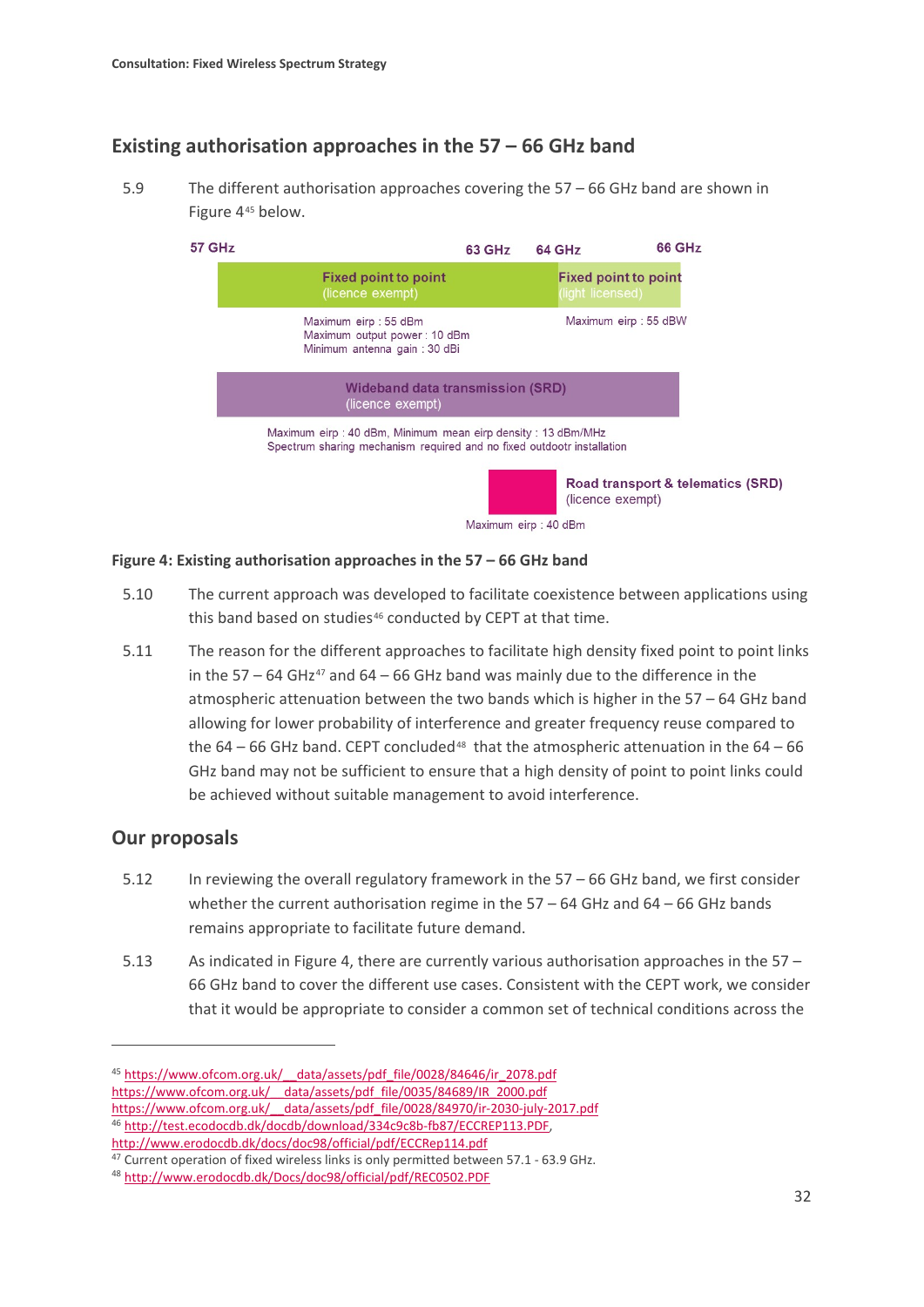## Existing authorisation approaches in the 57 – 66 GHz band

5.9 The different authorisation approaches covering the 57 – 66 GHz band are shown in Figure 4[45] below.

57 GHz | 63 GHz | 64 GHz | 66 GHz

**Fixed point to point** (licence exempt)
Maximum eirp : 55 dBm
Maximum output power : 10 dBm
Minimum antenna gain : 30 dBi

**Fixed point to point** (light licensed)
Maximum eirp : 55 dBW

**Wideband data transmission (SRD)** (licence exempt)
Maximum eirp : 40 dBm, Minimum mean eirp density : 13 dBm/MHz
Spectrum sharing mechanism required and no fixed outdootr installation

**Road transport & telematics (SRD)** (licence exempt)
Maximum eirp : 40 dBm

**Figure 4: Existing authorisation approaches in the 57 – 66 GHz band**

5.10 The current approach was developed to facilitate coexistence between applications using this band based on studies[46] conducted by CEPT at that time.

5.11 The reason for the different approaches to facilitate high density fixed point to point links in the 57 – 64 GHz[47] and 64 – 66 GHz band was mainly due to the difference in the atmospheric attenuation between the two bands which is higher in the 57 – 64 GHz band allowing for lower probability of interference and greater frequency reuse compared to the 64 – 66 GHz band. CEPT concluded[48] that the atmospheric attenuation in the 64 – 66 GHz band may not be sufficient to ensure that a high density of point to point links could be achieved without suitable management to avoid interference.

## Our proposals

5.12 In reviewing the overall regulatory framework in the 57 – 66 GHz band, we first consider whether the current authorisation regime in the 57 – 64 GHz and 64 – 66 GHz bands remains appropriate to facilitate future demand.

5.13 As indicated in Figure 4, there are currently various authorisation approaches in the 57 – 66 GHz band to cover the different use cases. Consistent with the CEPT work, we consider that it would be appropriate to consider a common set of technical conditions across the

---

[45] https://www.ofcom.org.uk/__data/assets/pdf_file/0028/84646/ir_2078.pdf
https://www.ofcom.org.uk/__data/assets/pdf_file/0035/84689/IR_2000.pdf
https://www.ofcom.org.uk/__data/assets/pdf_file/0028/84970/ir-2030-july-2017.pdf
[46] http://test.ecodocdb.dk/docdb/download/334c9c8b-fb87/ECCREP113.PDF,
http://www.erodocdb.dk/docs/doc98/official/pdf/ECCRep114.pdf
[47] Current operation of fixed wireless links is only permitted between 57.1 - 63.9 GHz.
[48] http://www.erodocdb.dk/Docs/doc98/official/pdf/REC0502.PDF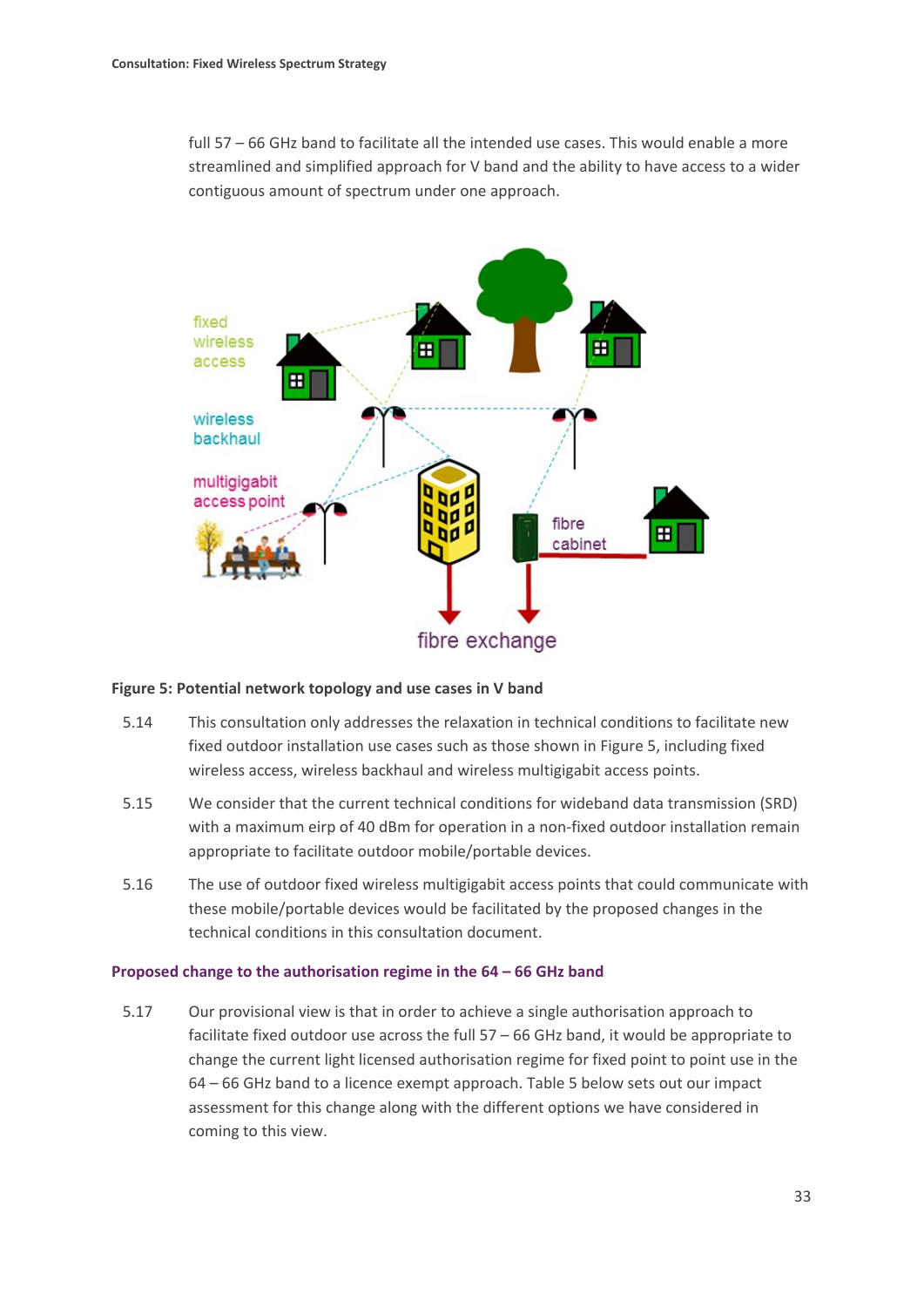full 57 – 66 GHz band to facilitate all the intended use cases. This would enable a more streamlined and simplified approach for V band and the ability to have access to a wider contiguous amount of spectrum under one approach.

**Figure 5: Potential network topology and use cases in V band**

5.14 This consultation only addresses the relaxation in technical conditions to facilitate new fixed outdoor installation use cases such as those shown in Figure 5, including fixed wireless access, wireless backhaul and wireless multigigabit access points.

5.15 We consider that the current technical conditions for wideband data transmission (SRD) with a maximum eirp of 40 dBm for operation in a non-fixed outdoor installation remain appropriate to facilitate outdoor mobile/portable devices.

5.16 The use of outdoor fixed wireless multigigabit access points that could communicate with these mobile/portable devices would be facilitated by the proposed changes in the technical conditions in this consultation document.

## Proposed change to the authorisation regime in the 64 – 66 GHz band

5.17 Our provisional view is that in order to achieve a single authorisation approach to facilitate fixed outdoor use across the full 57 – 66 GHz band, it would be appropriate to change the current light licensed authorisation regime for fixed point to point use in the 64 – 66 GHz band to a licence exempt approach. Table 5 below sets out our impact assessment for this change along with the different options we have considered in coming to this view.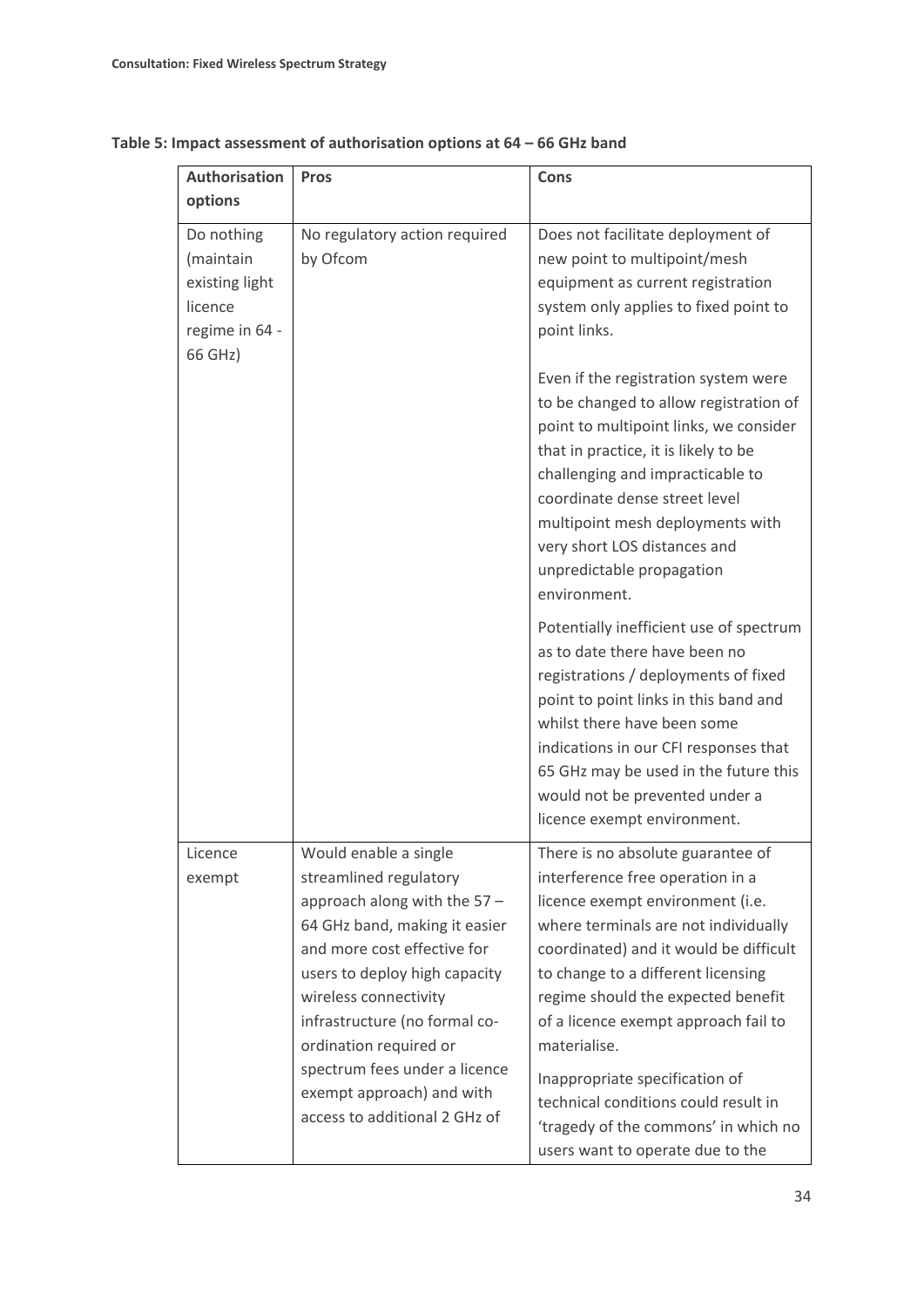**Table 5: Impact assessment of authorisation options at 64 – 66 GHz band**

| Authorisation options | Pros | Cons |
|---|---|---|
| Do nothing (maintain existing light licence regime in 64 - 66 GHz) | No regulatory action required by Ofcom | Does not facilitate deployment of new point to multipoint/mesh equipment as current registration system only applies to fixed point to point links.<br><br>Even if the registration system were to be changed to allow registration of point to multipoint links, we consider that in practice, it is likely to be challenging and impracticable to coordinate dense street level multipoint mesh deployments with very short LOS distances and unpredictable propagation environment.<br><br>Potentially inefficient use of spectrum as to date there have been no registrations / deployments of fixed point to point links in this band and whilst there have been some indications in our CFI responses that 65 GHz may be used in the future this would not be prevented under a licence exempt environment. |
| Licence exempt | Would enable a single streamlined regulatory approach along with the 57 – 64 GHz band, making it easier and more cost effective for users to deploy high capacity wireless connectivity infrastructure (no formal co-ordination required or spectrum fees under a licence exempt approach) and with access to additional 2 GHz of | There is no absolute guarantee of interference free operation in a licence exempt environment (i.e. where terminals are not individually coordinated) and it would be difficult to change to a different licensing regime should the expected benefit of a licence exempt approach fail to materialise.<br><br>Inappropriate specification of technical conditions could result in 'tragedy of the commons' in which no users want to operate due to the |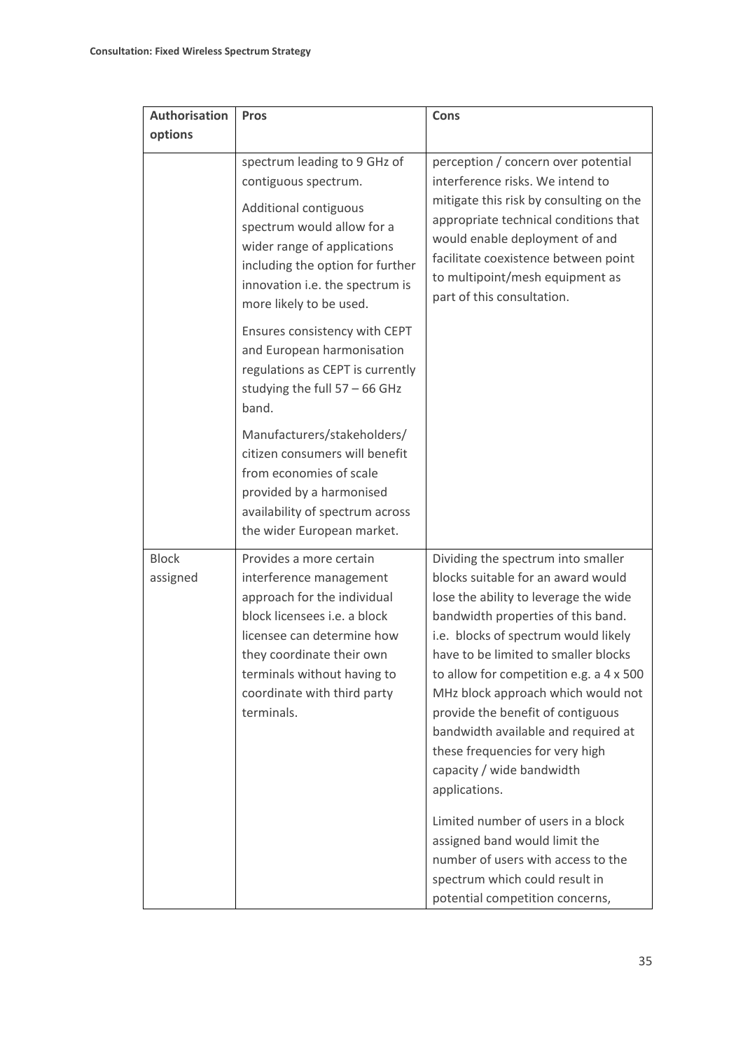| Authorisation options | Pros | Cons |
| --- | --- | --- |
| | spectrum leading to 9 GHz of contiguous spectrum.<br><br>Additional contiguous spectrum would allow for a wider range of applications including the option for further innovation i.e. the spectrum is more likely to be used.<br><br>Ensures consistency with CEPT and European harmonisation regulations as CEPT is currently studying the full 57 – 66 GHz band.<br><br>Manufacturers/stakeholders/ citizen consumers will benefit from economies of scale provided by a harmonised availability of spectrum across the wider European market. | perception / concern over potential interference risks. We intend to mitigate this risk by consulting on the appropriate technical conditions that would enable deployment of and facilitate coexistence between point to multipoint/mesh equipment as part of this consultation. |
| Block assigned | Provides a more certain interference management approach for the individual block licensees i.e. a block licensee can determine how they coordinate their own terminals without having to coordinate with third party terminals. | Dividing the spectrum into smaller blocks suitable for an award would lose the ability to leverage the wide bandwidth properties of this band. i.e. blocks of spectrum would likely have to be limited to smaller blocks to allow for competition e.g. a 4 x 500 MHz block approach which would not provide the benefit of contiguous bandwidth available and required at these frequencies for very high capacity / wide bandwidth applications.<br><br>Limited number of users in a block assigned band would limit the number of users with access to the spectrum which could result in potential competition concerns, |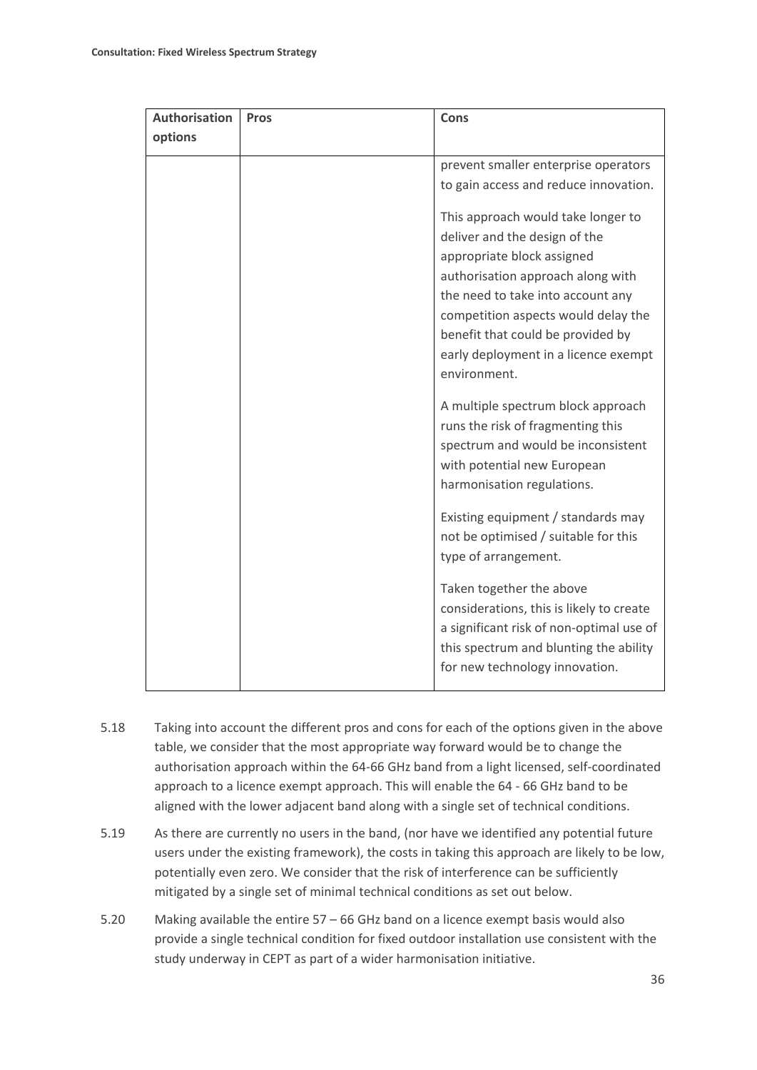| Authorisation options | Pros | Cons |
|---|---|---|
| | | prevent smaller enterprise operators to gain access and reduce innovation.<br><br>This approach would take longer to deliver and the design of the appropriate block assigned authorisation approach along with the need to take into account any competition aspects would delay the benefit that could be provided by early deployment in a licence exempt environment.<br><br>A multiple spectrum block approach runs the risk of fragmenting this spectrum and would be inconsistent with potential new European harmonisation regulations.<br><br>Existing equipment / standards may not be optimised / suitable for this type of arrangement.<br><br>Taken together the above considerations, this is likely to create a significant risk of non-optimal use of this spectrum and blunting the ability for new technology innovation. |

5.18 Taking into account the different pros and cons for each of the options given in the above table, we consider that the most appropriate way forward would be to change the authorisation approach within the 64-66 GHz band from a light licensed, self-coordinated approach to a licence exempt approach. This will enable the 64 - 66 GHz band to be aligned with the lower adjacent band along with a single set of technical conditions.

5.19 As there are currently no users in the band, (nor have we identified any potential future users under the existing framework), the costs in taking this approach are likely to be low, potentially even zero. We consider that the risk of interference can be sufficiently mitigated by a single set of minimal technical conditions as set out below.

5.20 Making available the entire 57 – 66 GHz band on a licence exempt basis would also provide a single technical condition for fixed outdoor installation use consistent with the study underway in CEPT as part of a wider harmonisation initiative.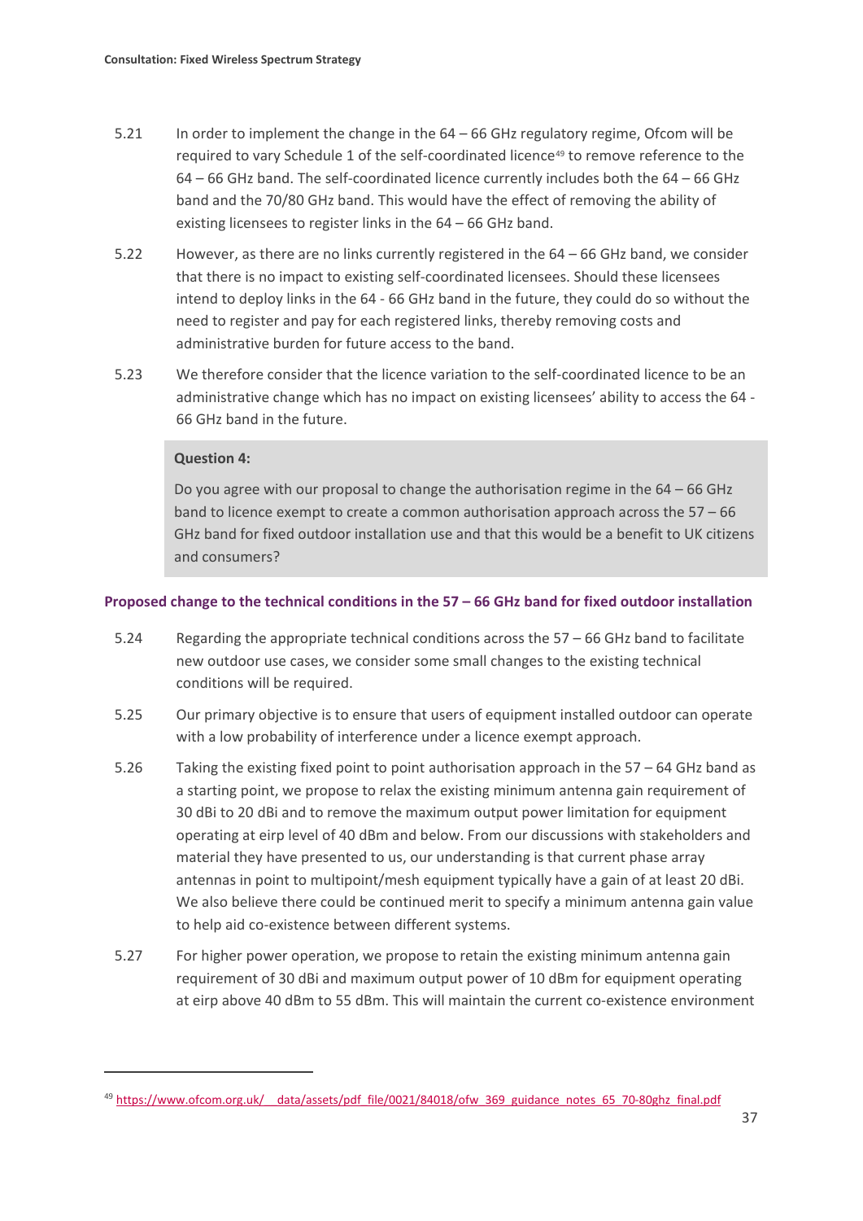5.21 In order to implement the change in the 64 – 66 GHz regulatory regime, Ofcom will be required to vary Schedule 1 of the self-coordinated licence[49] to remove reference to the 64 – 66 GHz band. The self-coordinated licence currently includes both the 64 – 66 GHz band and the 70/80 GHz band. This would have the effect of removing the ability of existing licensees to register links in the 64 – 66 GHz band.

5.22 However, as there are no links currently registered in the 64 – 66 GHz band, we consider that there is no impact to existing self-coordinated licensees. Should these licensees intend to deploy links in the 64 - 66 GHz band in the future, they could do so without the need to register and pay for each registered links, thereby removing costs and administrative burden for future access to the band.

5.23 We therefore consider that the licence variation to the self-coordinated licence to be an administrative change which has no impact on existing licensees' ability to access the 64 - 66 GHz band in the future.

> **Question 4:**
>
> Do you agree with our proposal to change the authorisation regime in the 64 – 66 GHz band to licence exempt to create a common authorisation approach across the 57 – 66 GHz band for fixed outdoor installation use and that this would be a benefit to UK citizens and consumers?

### Proposed change to the technical conditions in the 57 – 66 GHz band for fixed outdoor installation

5.24 Regarding the appropriate technical conditions across the 57 – 66 GHz band to facilitate new outdoor use cases, we consider some small changes to the existing technical conditions will be required.

5.25 Our primary objective is to ensure that users of equipment installed outdoor can operate with a low probability of interference under a licence exempt approach.

5.26 Taking the existing fixed point to point authorisation approach in the 57 – 64 GHz band as a starting point, we propose to relax the existing minimum antenna gain requirement of 30 dBi to 20 dBi and to remove the maximum output power limitation for equipment operating at eirp level of 40 dBm and below. From our discussions with stakeholders and material they have presented to us, our understanding is that current phase array antennas in point to multipoint/mesh equipment typically have a gain of at least 20 dBi. We also believe there could be continued merit to specify a minimum antenna gain value to help aid co-existence between different systems.

5.27 For higher power operation, we propose to retain the existing minimum antenna gain requirement of 30 dBi and maximum output power of 10 dBm for equipment operating at eirp above 40 dBm to 55 dBm. This will maintain the current co-existence environment

---

[49] https://www.ofcom.org.uk/__data/assets/pdf_file/0021/84018/ofw_369_guidance_notes_65_70-80ghz_final.pdf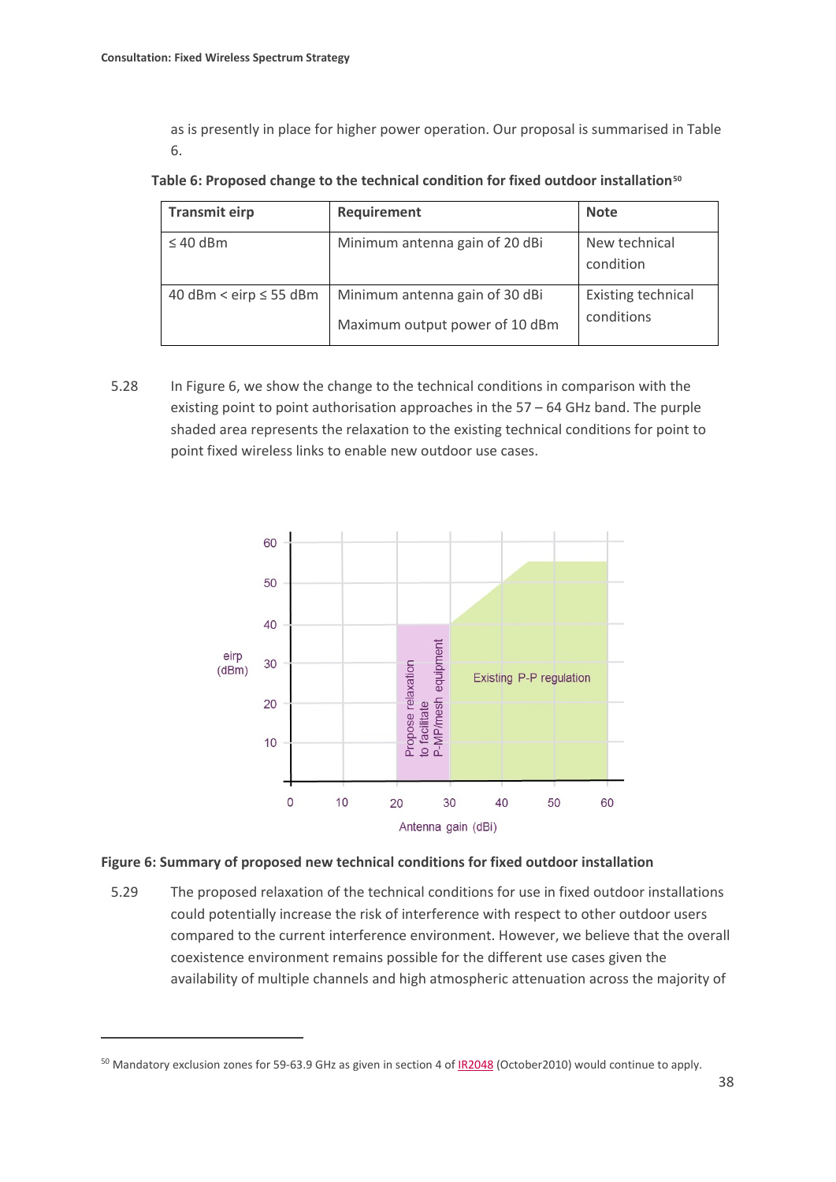as is presently in place for higher power operation. Our proposal is summarised in Table 6.

**Table 6: Proposed change to the technical condition for fixed outdoor installation**[50]

| Transmit eirp | Requirement | Note |
| --- | --- | --- |
| ≤ 40 dBm | Minimum antenna gain of 20 dBi | New technical condition |
| 40 dBm < eirp ≤ 55 dBm | Minimum antenna gain of 30 dBi<br>Maximum output power of 10 dBm | Existing technical conditions |

5.28 In Figure 6, we show the change to the technical conditions in comparison with the existing point to point authorisation approaches in the 57 – 64 GHz band. The purple shaded area represents the relaxation to the existing technical conditions for point to point fixed wireless links to enable new outdoor use cases.

**Figure 6: Summary of proposed new technical conditions for fixed outdoor installation**

5.29 The proposed relaxation of the technical conditions for use in fixed outdoor installations could potentially increase the risk of interference with respect to other outdoor users compared to the current interference environment. However, we believe that the overall coexistence environment remains possible for the different use cases given the availability of multiple channels and high atmospheric attenuation across the majority of

---

[50] Mandatory exclusion zones for 59-63.9 GHz as given in section 4 of IR2048 (October2010) would continue to apply.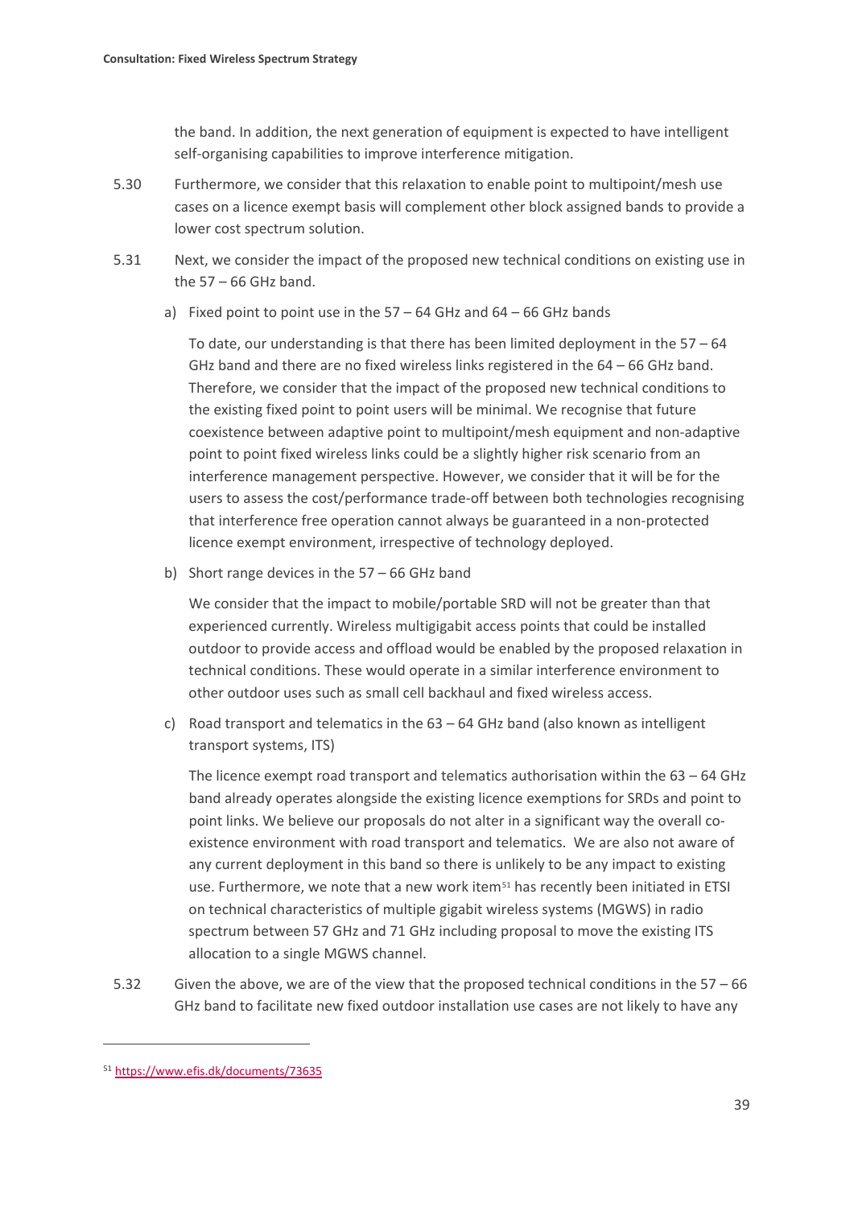the band. In addition, the next generation of equipment is expected to have intelligent self-organising capabilities to improve interference mitigation.

5.30 Furthermore, we consider that this relaxation to enable point to multipoint/mesh use cases on a licence exempt basis will complement other block assigned bands to provide a lower cost spectrum solution.

5.31 Next, we consider the impact of the proposed new technical conditions on existing use in the 57 – 66 GHz band.

a) Fixed point to point use in the 57 – 64 GHz and 64 – 66 GHz bands

To date, our understanding is that there has been limited deployment in the 57 – 64 GHz band and there are no fixed wireless links registered in the 64 – 66 GHz band. Therefore, we consider that the impact of the proposed new technical conditions to the existing fixed point to point users will be minimal. We recognise that future coexistence between adaptive point to multipoint/mesh equipment and non-adaptive point to point fixed wireless links could be a slightly higher risk scenario from an interference management perspective. However, we consider that it will be for the users to assess the cost/performance trade-off between both technologies recognising that interference free operation cannot always be guaranteed in a non-protected licence exempt environment, irrespective of technology deployed.

b) Short range devices in the 57 – 66 GHz band

We consider that the impact to mobile/portable SRD will not be greater than that experienced currently. Wireless multigigabit access points that could be installed outdoor to provide access and offload would be enabled by the proposed relaxation in technical conditions. These would operate in a similar interference environment to other outdoor uses such as small cell backhaul and fixed wireless access.

c) Road transport and telematics in the 63 – 64 GHz band (also known as intelligent transport systems, ITS)

The licence exempt road transport and telematics authorisation within the 63 – 64 GHz band already operates alongside the existing licence exemptions for SRDs and point to point links. We believe our proposals do not alter in a significant way the overall co-existence environment with road transport and telematics. We are also not aware of any current deployment in this band so there is unlikely to be any impact to existing use. Furthermore, we note that a new work item[51] has recently been initiated in ETSI on technical characteristics of multiple gigabit wireless systems (MGWS) in radio spectrum between 57 GHz and 71 GHz including proposal to move the existing ITS allocation to a single MGWS channel.

5.32 Given the above, we are of the view that the proposed technical conditions in the 57 – 66 GHz band to facilitate new fixed outdoor installation use cases are not likely to have any

[51] https://www.efis.dk/documents/73635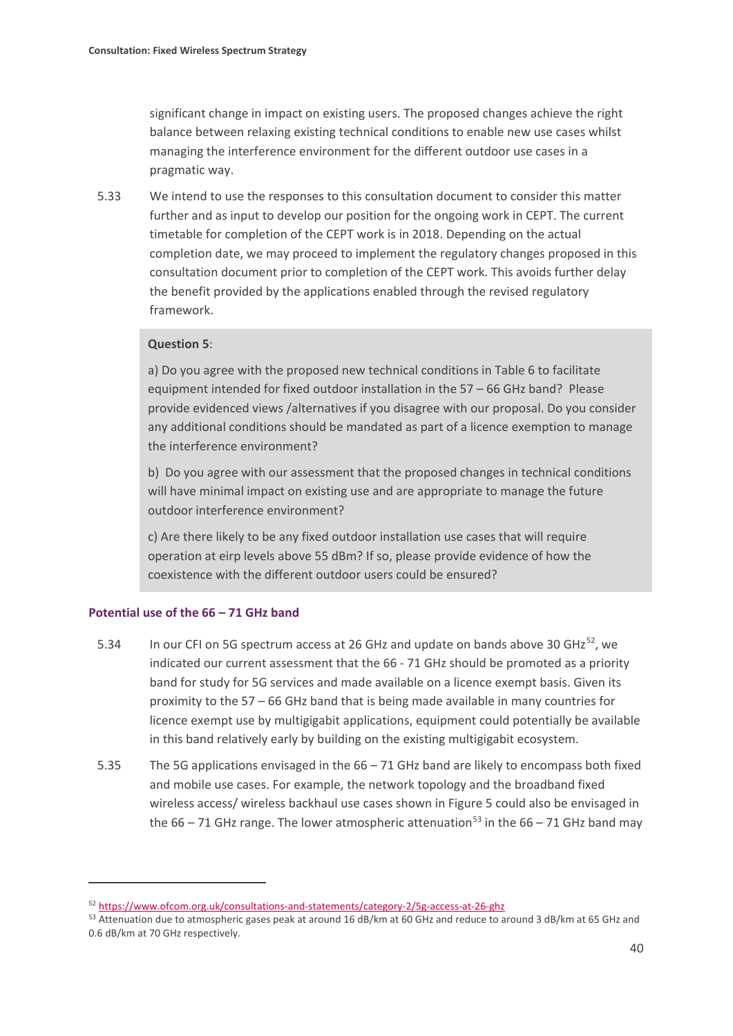significant change in impact on existing users. The proposed changes achieve the right balance between relaxing existing technical conditions to enable new use cases whilst managing the interference environment for the different outdoor use cases in a pragmatic way.

5.33 We intend to use the responses to this consultation document to consider this matter further and as input to develop our position for the ongoing work in CEPT. The current timetable for completion of the CEPT work is in 2018. Depending on the actual completion date, we may proceed to implement the regulatory changes proposed in this consultation document prior to completion of the CEPT work. This avoids further delay the benefit provided by the applications enabled through the revised regulatory framework.

> **Question 5**:
>
> a) Do you agree with the proposed new technical conditions in Table 6 to facilitate equipment intended for fixed outdoor installation in the 57 – 66 GHz band? Please provide evidenced views /alternatives if you disagree with our proposal. Do you consider any additional conditions should be mandated as part of a licence exemption to manage the interference environment?
>
> b) Do you agree with our assessment that the proposed changes in technical conditions will have minimal impact on existing use and are appropriate to manage the future outdoor interference environment?
>
> c) Are there likely to be any fixed outdoor installation use cases that will require operation at eirp levels above 55 dBm? If so, please provide evidence of how the coexistence with the different outdoor users could be ensured?

### Potential use of the 66 – 71 GHz band

5.34 In our CFI on 5G spectrum access at 26 GHz and update on bands above 30 GHz[52], we indicated our current assessment that the 66 - 71 GHz should be promoted as a priority band for study for 5G services and made available on a licence exempt basis. Given its proximity to the 57 – 66 GHz band that is being made available in many countries for licence exempt use by multigigabit applications, equipment could potentially be available in this band relatively early by building on the existing multigigabit ecosystem.

5.35 The 5G applications envisaged in the 66 – 71 GHz band are likely to encompass both fixed and mobile use cases. For example, the network topology and the broadband fixed wireless access/ wireless backhaul use cases shown in Figure 5 could also be envisaged in the 66 – 71 GHz range. The lower atmospheric attenuation[53] in the 66 – 71 GHz band may

---

[52] https://www.ofcom.org.uk/consultations-and-statements/category-2/5g-access-at-26-ghz

[53] Attenuation due to atmospheric gases peak at around 16 dB/km at 60 GHz and reduce to around 3 dB/km at 65 GHz and 0.6 dB/km at 70 GHz respectively.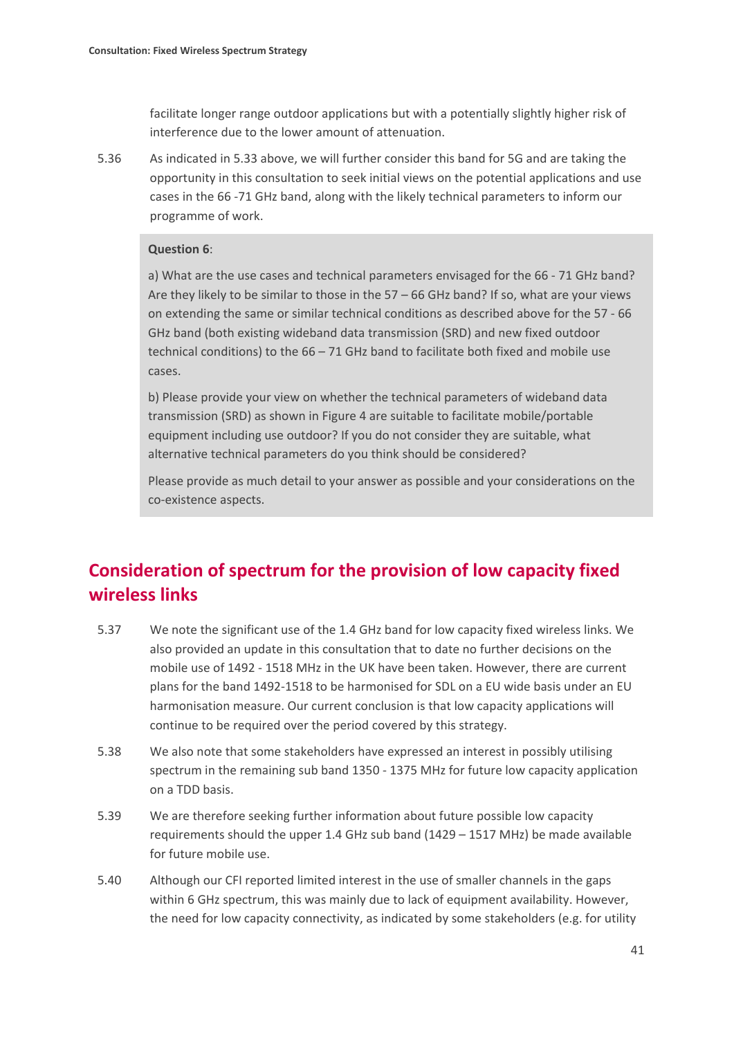facilitate longer range outdoor applications but with a potentially slightly higher risk of interference due to the lower amount of attenuation.

5.36 As indicated in 5.33 above, we will further consider this band for 5G and are taking the opportunity in this consultation to seek initial views on the potential applications and use cases in the 66 -71 GHz band, along with the likely technical parameters to inform our programme of work.

> **Question 6**:
>
> a) What are the use cases and technical parameters envisaged for the 66 - 71 GHz band? Are they likely to be similar to those in the 57 – 66 GHz band? If so, what are your views on extending the same or similar technical conditions as described above for the 57 - 66 GHz band (both existing wideband data transmission (SRD) and new fixed outdoor technical conditions) to the 66 – 71 GHz band to facilitate both fixed and mobile use cases.
>
> b) Please provide your view on whether the technical parameters of wideband data transmission (SRD) as shown in Figure 4 are suitable to facilitate mobile/portable equipment including use outdoor? If you do not consider they are suitable, what alternative technical parameters do you think should be considered?
>
> Please provide as much detail to your answer as possible and your considerations on the co-existence aspects.

## Consideration of spectrum for the provision of low capacity fixed wireless links

5.37 We note the significant use of the 1.4 GHz band for low capacity fixed wireless links. We also provided an update in this consultation that to date no further decisions on the mobile use of 1492 - 1518 MHz in the UK have been taken. However, there are current plans for the band 1492-1518 to be harmonised for SDL on a EU wide basis under an EU harmonisation measure. Our current conclusion is that low capacity applications will continue to be required over the period covered by this strategy.

5.38 We also note that some stakeholders have expressed an interest in possibly utilising spectrum in the remaining sub band 1350 - 1375 MHz for future low capacity application on a TDD basis.

5.39 We are therefore seeking further information about future possible low capacity requirements should the upper 1.4 GHz sub band (1429 – 1517 MHz) be made available for future mobile use.

5.40 Although our CFI reported limited interest in the use of smaller channels in the gaps within 6 GHz spectrum, this was mainly due to lack of equipment availability. However, the need for low capacity connectivity, as indicated by some stakeholders (e.g. for utility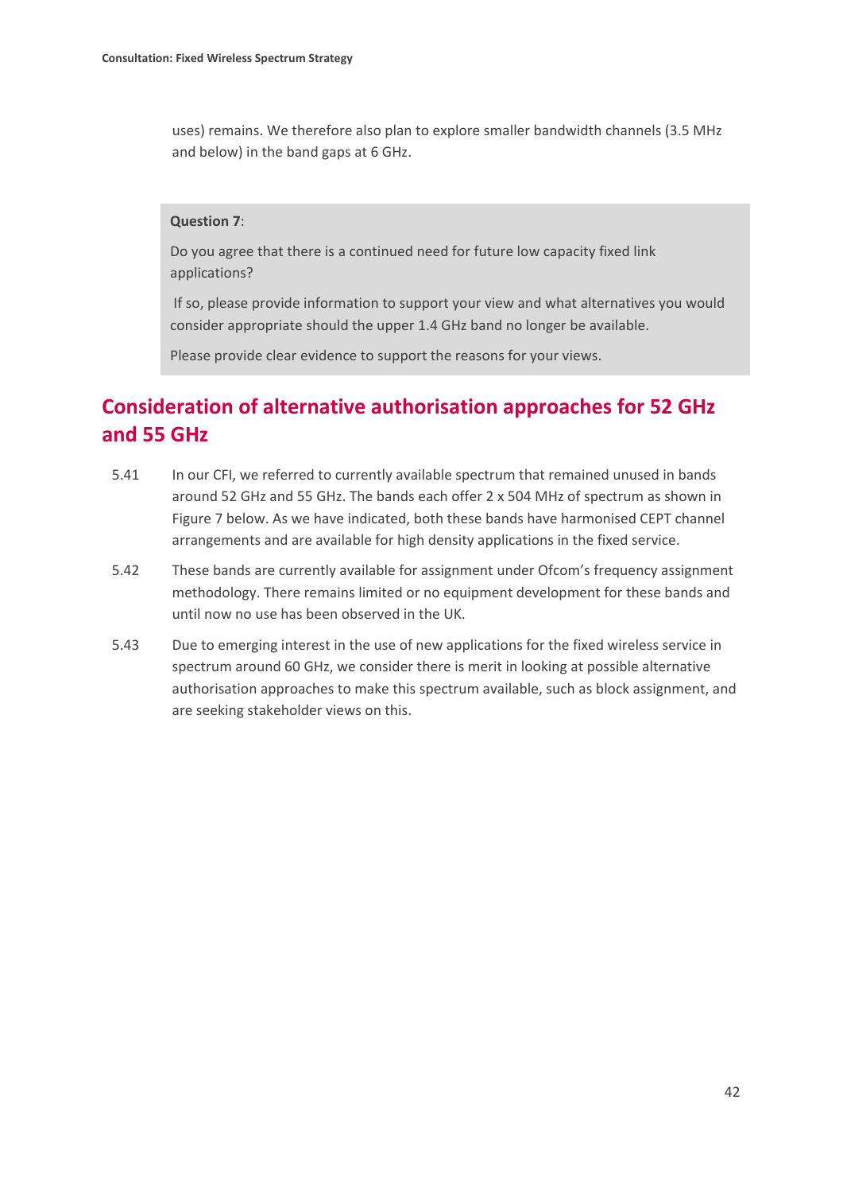uses) remains. We therefore also plan to explore smaller bandwidth channels (3.5 MHz and below) in the band gaps at 6 GHz.

> **Question 7**:
>
> Do you agree that there is a continued need for future low capacity fixed link applications?
>
> If so, please provide information to support your view and what alternatives you would consider appropriate should the upper 1.4 GHz band no longer be available.
>
> Please provide clear evidence to support the reasons for your views.

## Consideration of alternative authorisation approaches for 52 GHz and 55 GHz

5.41 In our CFI, we referred to currently available spectrum that remained unused in bands around 52 GHz and 55 GHz. The bands each offer 2 x 504 MHz of spectrum as shown in Figure 7 below. As we have indicated, both these bands have harmonised CEPT channel arrangements and are available for high density applications in the fixed service.

5.42 These bands are currently available for assignment under Ofcom's frequency assignment methodology. There remains limited or no equipment development for these bands and until now no use has been observed in the UK.

5.43 Due to emerging interest in the use of new applications for the fixed wireless service in spectrum around 60 GHz, we consider there is merit in looking at possible alternative authorisation approaches to make this spectrum available, such as block assignment, and are seeking stakeholder views on this.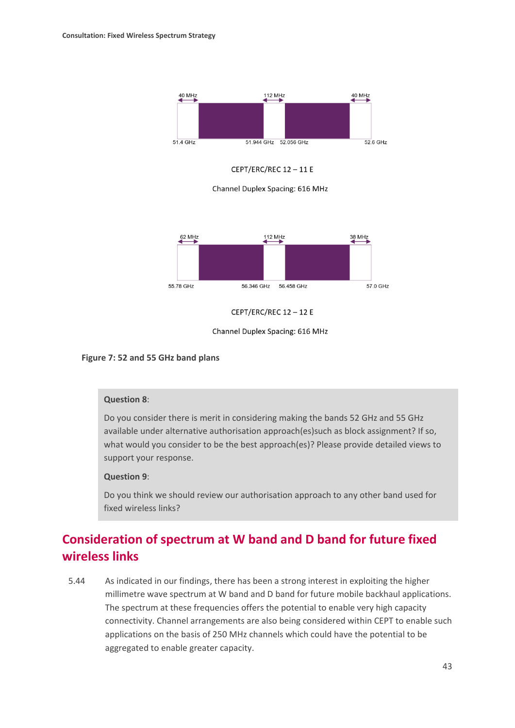40 MHz | 112 MHz | 40 MHz

51.4 GHz | 51.944 GHz | 52.056 GHz | 52.6 GHz

CEPT/ERC/REC 12 – 11 E

Channel Duplex Spacing: 616 MHz

62 MHz | 112 MHz | 38 MHz

55.78 GHz | 56.346 GHz | 56.458 GHz | 57.0 GHz

CEPT/ERC/REC 12 – 12 E

Channel Duplex Spacing: 616 MHz

**Figure 7: 52 and 55 GHz band plans**

> **Question 8**:
>
> Do you consider there is merit in considering making the bands 52 GHz and 55 GHz available under alternative authorisation approach(es)such as block assignment? If so, what would you consider to be the best approach(es)? Please provide detailed views to support your response.
>
> **Question 9**:
>
> Do you think we should review our authorisation approach to any other band used for fixed wireless links?

## Consideration of spectrum at W band and D band for future fixed wireless links

5.44 As indicated in our findings, there has been a strong interest in exploiting the higher millimetre wave spectrum at W band and D band for future mobile backhaul applications. The spectrum at these frequencies offers the potential to enable very high capacity connectivity. Channel arrangements are also being considered within CEPT to enable such applications on the basis of 250 MHz channels which could have the potential to be aggregated to enable greater capacity.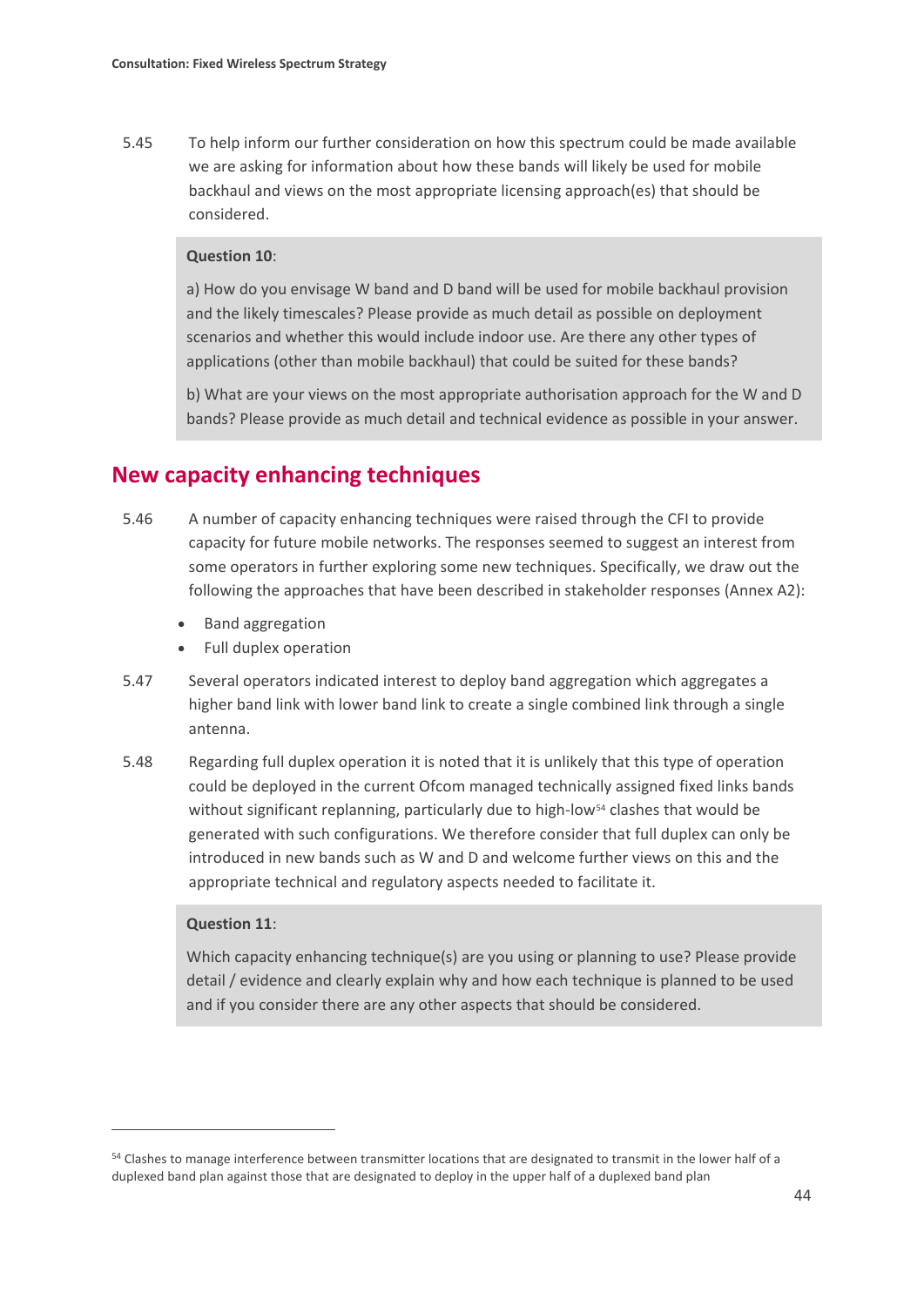5.45 To help inform our further consideration on how this spectrum could be made available we are asking for information about how these bands will likely be used for mobile backhaul and views on the most appropriate licensing approach(es) that should be considered.

> **Question 10**:
>
> a) How do you envisage W band and D band will be used for mobile backhaul provision and the likely timescales? Please provide as much detail as possible on deployment scenarios and whether this would include indoor use. Are there any other types of applications (other than mobile backhaul) that could be suited for these bands?
>
> b) What are your views on the most appropriate authorisation approach for the W and D bands? Please provide as much detail and technical evidence as possible in your answer.

## New capacity enhancing techniques

5.46 A number of capacity enhancing techniques were raised through the CFI to provide capacity for future mobile networks. The responses seemed to suggest an interest from some operators in further exploring some new techniques. Specifically, we draw out the following the approaches that have been described in stakeholder responses (Annex A2):

- Band aggregation
- Full duplex operation

5.47 Several operators indicated interest to deploy band aggregation which aggregates a higher band link with lower band link to create a single combined link through a single antenna.

5.48 Regarding full duplex operation it is noted that it is unlikely that this type of operation could be deployed in the current Ofcom managed technically assigned fixed links bands without significant replanning, particularly due to high-low[54] clashes that would be generated with such configurations. We therefore consider that full duplex can only be introduced in new bands such as W and D and welcome further views on this and the appropriate technical and regulatory aspects needed to facilitate it.

> **Question 11**:
>
> Which capacity enhancing technique(s) are you using or planning to use? Please provide detail / evidence and clearly explain why and how each technique is planned to be used and if you consider there are any other aspects that should be considered.

[54] Clashes to manage interference between transmitter locations that are designated to transmit in the lower half of a duplexed band plan against those that are designated to deploy in the upper half of a duplexed band plan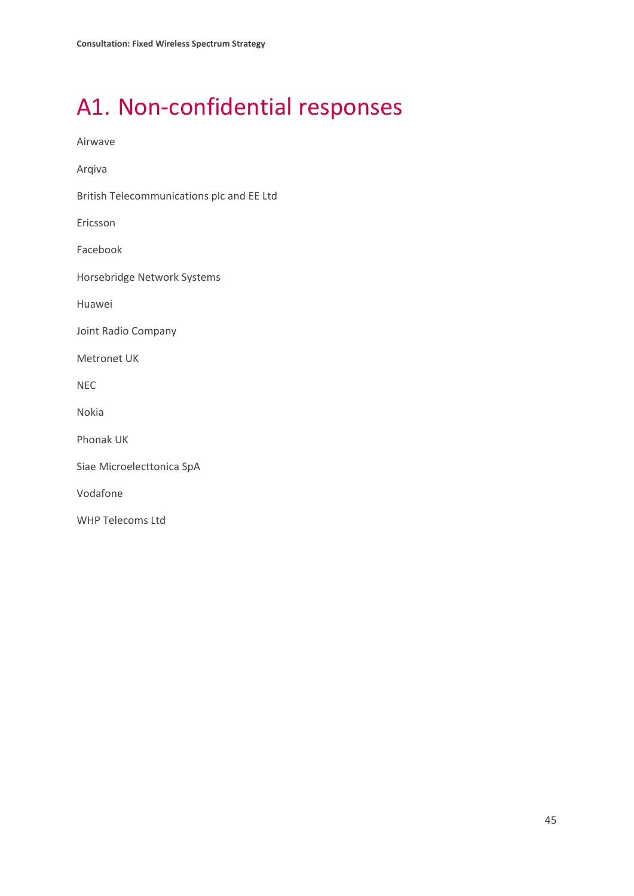# A1. Non-confidential responses

Airwave

Arqiva

British Telecommunications plc and EE Ltd

Ericsson

Facebook

Horsebridge Network Systems

Huawei

Joint Radio Company

Metronet UK

NEC

Nokia

Phonak UK

Siae Microelecttonica SpA

Vodafone

WHP Telecoms Ltd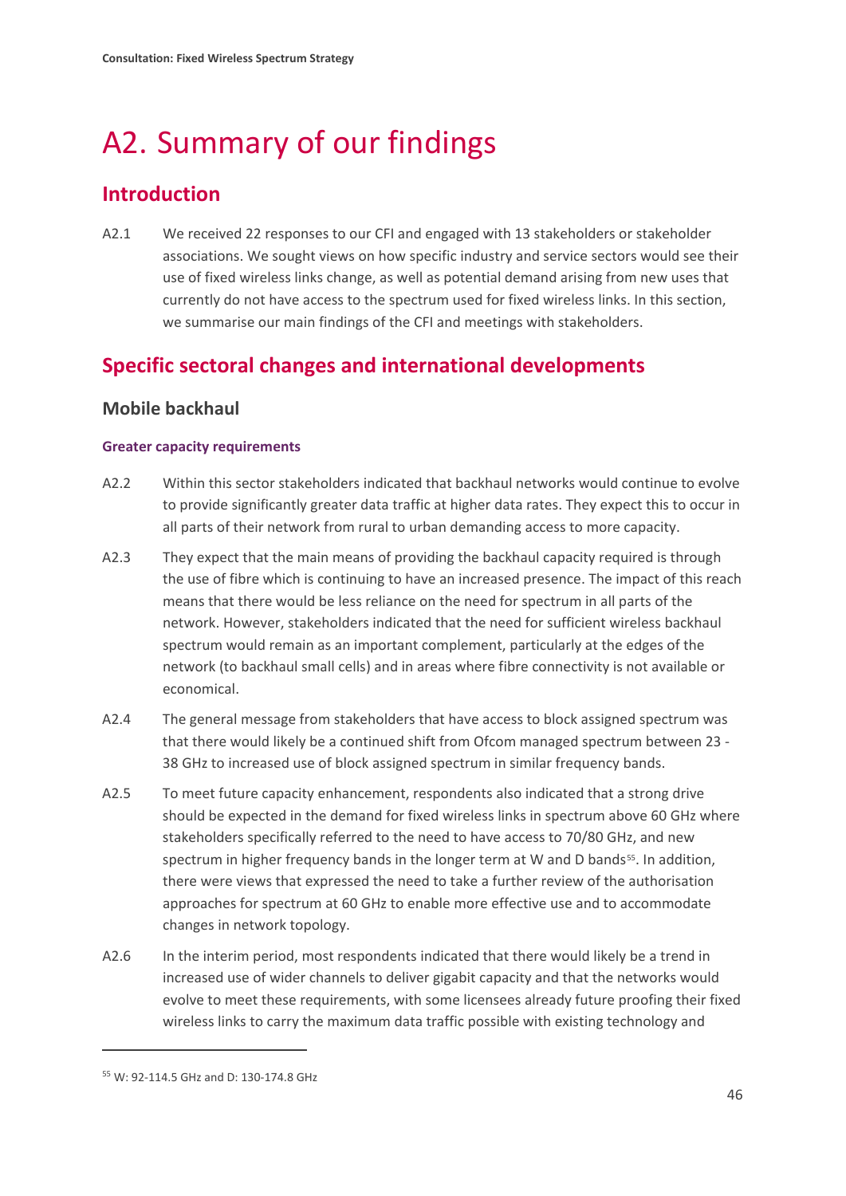# A2. Summary of our findings

## Introduction

A2.1 We received 22 responses to our CFI and engaged with 13 stakeholders or stakeholder associations. We sought views on how specific industry and service sectors would see their use of fixed wireless links change, as well as potential demand arising from new uses that currently do not have access to the spectrum used for fixed wireless links. In this section, we summarise our main findings of the CFI and meetings with stakeholders.

## Specific sectoral changes and international developments

### Mobile backhaul

#### Greater capacity requirements

A2.2 Within this sector stakeholders indicated that backhaul networks would continue to evolve to provide significantly greater data traffic at higher data rates. They expect this to occur in all parts of their network from rural to urban demanding access to more capacity.

A2.3 They expect that the main means of providing the backhaul capacity required is through the use of fibre which is continuing to have an increased presence. The impact of this reach means that there would be less reliance on the need for spectrum in all parts of the network. However, stakeholders indicated that the need for sufficient wireless backhaul spectrum would remain as an important complement, particularly at the edges of the network (to backhaul small cells) and in areas where fibre connectivity is not available or economical.

A2.4 The general message from stakeholders that have access to block assigned spectrum was that there would likely be a continued shift from Ofcom managed spectrum between 23 - 38 GHz to increased use of block assigned spectrum in similar frequency bands.

A2.5 To meet future capacity enhancement, respondents also indicated that a strong drive should be expected in the demand for fixed wireless links in spectrum above 60 GHz where stakeholders specifically referred to the need to have access to 70/80 GHz, and new spectrum in higher frequency bands in the longer term at W and D bands[55]. In addition, there were views that expressed the need to take a further review of the authorisation approaches for spectrum at 60 GHz to enable more effective use and to accommodate changes in network topology.

A2.6 In the interim period, most respondents indicated that there would likely be a trend in increased use of wider channels to deliver gigabit capacity and that the networks would evolve to meet these requirements, with some licensees already future proofing their fixed wireless links to carry the maximum data traffic possible with existing technology and

[55] W: 92-114.5 GHz and D: 130-174.8 GHz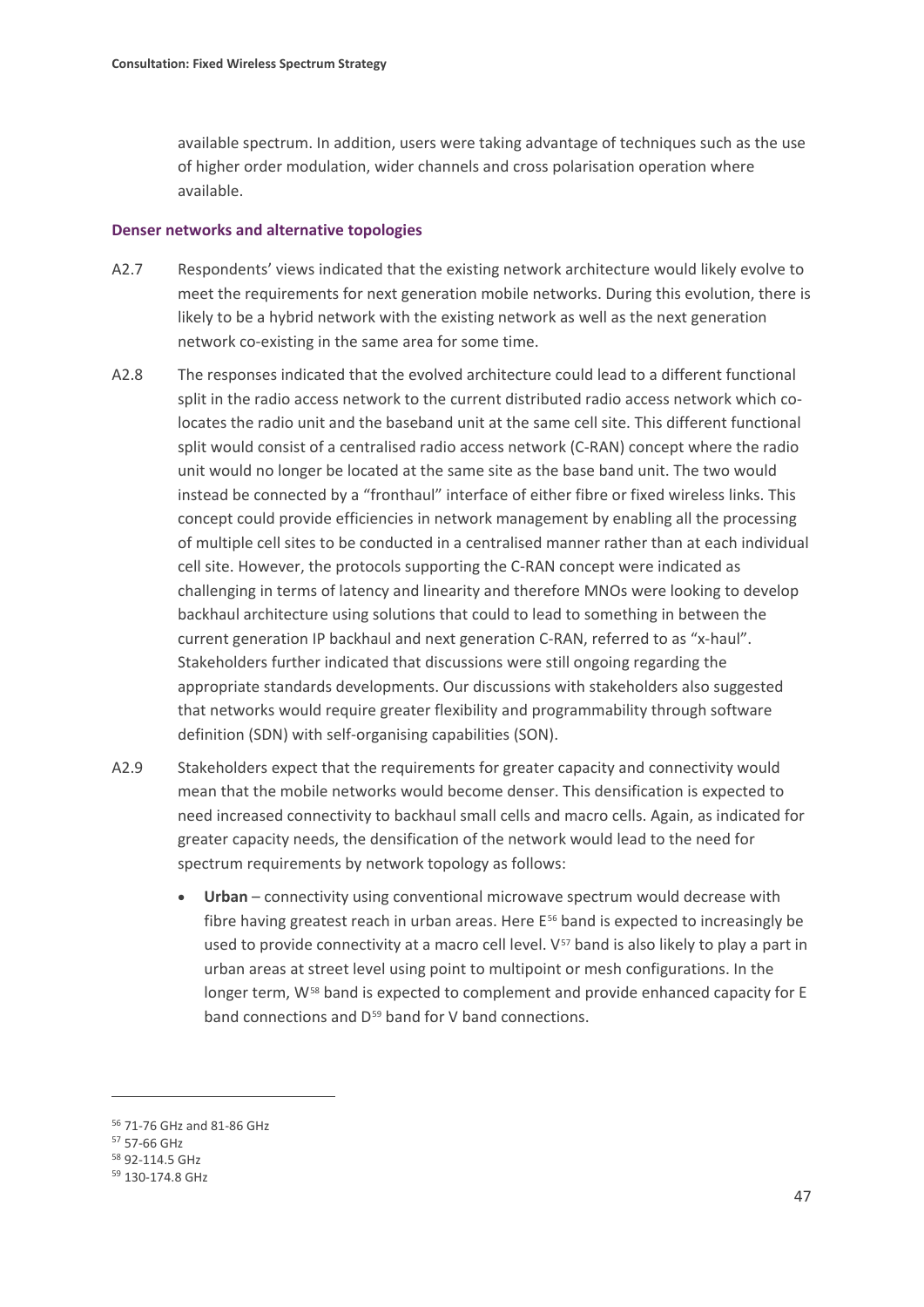available spectrum. In addition, users were taking advantage of techniques such as the use of higher order modulation, wider channels and cross polarisation operation where available.

### Denser networks and alternative topologies

A2.7 Respondents' views indicated that the existing network architecture would likely evolve to meet the requirements for next generation mobile networks. During this evolution, there is likely to be a hybrid network with the existing network as well as the next generation network co-existing in the same area for some time.

A2.8 The responses indicated that the evolved architecture could lead to a different functional split in the radio access network to the current distributed radio access network which co-locates the radio unit and the baseband unit at the same cell site. This different functional split would consist of a centralised radio access network (C-RAN) concept where the radio unit would no longer be located at the same site as the base band unit. The two would instead be connected by a "fronthaul" interface of either fibre or fixed wireless links. This concept could provide efficiencies in network management by enabling all the processing of multiple cell sites to be conducted in a centralised manner rather than at each individual cell site. However, the protocols supporting the C-RAN concept were indicated as challenging in terms of latency and linearity and therefore MNOs were looking to develop backhaul architecture using solutions that could to lead to something in between the current generation IP backhaul and next generation C-RAN, referred to as "x-haul". Stakeholders further indicated that discussions were still ongoing regarding the appropriate standards developments. Our discussions with stakeholders also suggested that networks would require greater flexibility and programmability through software definition (SDN) with self-organising capabilities (SON).

A2.9 Stakeholders expect that the requirements for greater capacity and connectivity would mean that the mobile networks would become denser. This densification is expected to need increased connectivity to backhaul small cells and macro cells. Again, as indicated for greater capacity needs, the densification of the network would lead to the need for spectrum requirements by network topology as follows:

- **Urban** – connectivity using conventional microwave spectrum would decrease with fibre having greatest reach in urban areas. Here E[56] band is expected to increasingly be used to provide connectivity at a macro cell level. V[57] band is also likely to play a part in urban areas at street level using point to multipoint or mesh configurations. In the longer term, W[58] band is expected to complement and provide enhanced capacity for E band connections and D[59] band for V band connections.

[56] 71-76 GHz and 81-86 GHz

[57] 57-66 GHz

[58] 92-114.5 GHz

[59] 130-174.8 GHz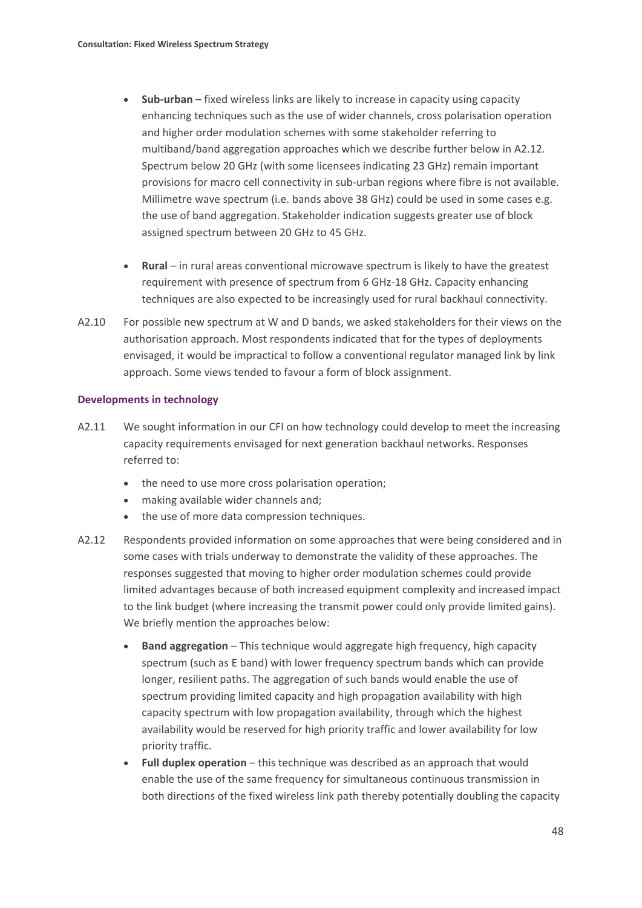- **Sub-urban** – fixed wireless links are likely to increase in capacity using capacity enhancing techniques such as the use of wider channels, cross polarisation operation and higher order modulation schemes with some stakeholder referring to multiband/band aggregation approaches which we describe further below in A2.12. Spectrum below 20 GHz (with some licensees indicating 23 GHz) remain important provisions for macro cell connectivity in sub-urban regions where fibre is not available. Millimetre wave spectrum (i.e. bands above 38 GHz) could be used in some cases e.g. the use of band aggregation. Stakeholder indication suggests greater use of block assigned spectrum between 20 GHz to 45 GHz.

- **Rural** – in rural areas conventional microwave spectrum is likely to have the greatest requirement with presence of spectrum from 6 GHz-18 GHz. Capacity enhancing techniques are also expected to be increasingly used for rural backhaul connectivity.

A2.10 For possible new spectrum at W and D bands, we asked stakeholders for their views on the authorisation approach. Most respondents indicated that for the types of deployments envisaged, it would be impractical to follow a conventional regulator managed link by link approach. Some views tended to favour a form of block assignment.

### Developments in technology

A2.11 We sought information in our CFI on how technology could develop to meet the increasing capacity requirements envisaged for next generation backhaul networks. Responses referred to:

- the need to use more cross polarisation operation;
- making available wider channels and;
- the use of more data compression techniques.

A2.12 Respondents provided information on some approaches that were being considered and in some cases with trials underway to demonstrate the validity of these approaches. The responses suggested that moving to higher order modulation schemes could provide limited advantages because of both increased equipment complexity and increased impact to the link budget (where increasing the transmit power could only provide limited gains). We briefly mention the approaches below:

- **Band aggregation** – This technique would aggregate high frequency, high capacity spectrum (such as E band) with lower frequency spectrum bands which can provide longer, resilient paths. The aggregation of such bands would enable the use of spectrum providing limited capacity and high propagation availability with high capacity spectrum with low propagation availability, through which the highest availability would be reserved for high priority traffic and lower availability for low priority traffic.
- **Full duplex operation** – this technique was described as an approach that would enable the use of the same frequency for simultaneous continuous transmission in both directions of the fixed wireless link path thereby potentially doubling the capacity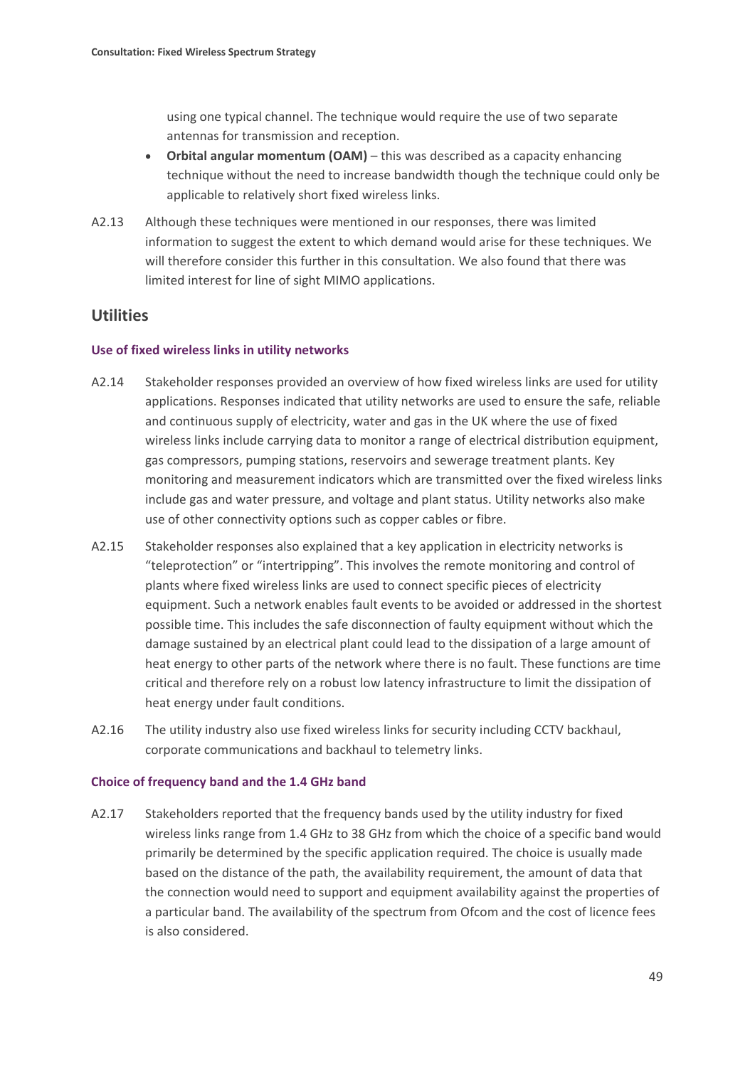using one typical channel. The technique would require the use of two separate antennas for transmission and reception.

- **Orbital angular momentum (OAM)** – this was described as a capacity enhancing technique without the need to increase bandwidth though the technique could only be applicable to relatively short fixed wireless links.

A2.13 Although these techniques were mentioned in our responses, there was limited information to suggest the extent to which demand would arise for these techniques. We will therefore consider this further in this consultation. We also found that there was limited interest for line of sight MIMO applications.

## Utilities

### Use of fixed wireless links in utility networks

A2.14 Stakeholder responses provided an overview of how fixed wireless links are used for utility applications. Responses indicated that utility networks are used to ensure the safe, reliable and continuous supply of electricity, water and gas in the UK where the use of fixed wireless links include carrying data to monitor a range of electrical distribution equipment, gas compressors, pumping stations, reservoirs and sewerage treatment plants. Key monitoring and measurement indicators which are transmitted over the fixed wireless links include gas and water pressure, and voltage and plant status. Utility networks also make use of other connectivity options such as copper cables or fibre.

A2.15 Stakeholder responses also explained that a key application in electricity networks is "teleprotection" or "intertripping". This involves the remote monitoring and control of plants where fixed wireless links are used to connect specific pieces of electricity equipment. Such a network enables fault events to be avoided or addressed in the shortest possible time. This includes the safe disconnection of faulty equipment without which the damage sustained by an electrical plant could lead to the dissipation of a large amount of heat energy to other parts of the network where there is no fault. These functions are time critical and therefore rely on a robust low latency infrastructure to limit the dissipation of heat energy under fault conditions.

A2.16 The utility industry also use fixed wireless links for security including CCTV backhaul, corporate communications and backhaul to telemetry links.

### Choice of frequency band and the 1.4 GHz band

A2.17 Stakeholders reported that the frequency bands used by the utility industry for fixed wireless links range from 1.4 GHz to 38 GHz from which the choice of a specific band would primarily be determined by the specific application required. The choice is usually made based on the distance of the path, the availability requirement, the amount of data that the connection would need to support and equipment availability against the properties of a particular band. The availability of the spectrum from Ofcom and the cost of licence fees is also considered.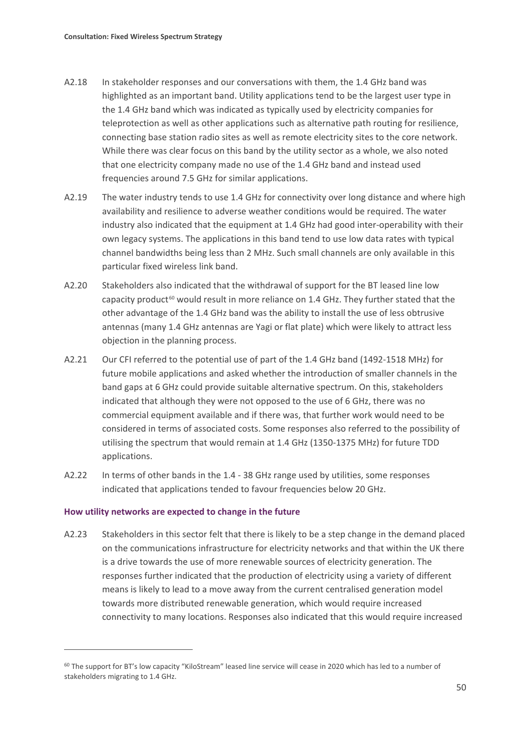A2.18 In stakeholder responses and our conversations with them, the 1.4 GHz band was highlighted as an important band. Utility applications tend to be the largest user type in the 1.4 GHz band which was indicated as typically used by electricity companies for teleprotection as well as other applications such as alternative path routing for resilience, connecting base station radio sites as well as remote electricity sites to the core network. While there was clear focus on this band by the utility sector as a whole, we also noted that one electricity company made no use of the 1.4 GHz band and instead used frequencies around 7.5 GHz for similar applications.

A2.19 The water industry tends to use 1.4 GHz for connectivity over long distance and where high availability and resilience to adverse weather conditions would be required. The water industry also indicated that the equipment at 1.4 GHz had good inter-operability with their own legacy systems. The applications in this band tend to use low data rates with typical channel bandwidths being less than 2 MHz. Such small channels are only available in this particular fixed wireless link band.

A2.20 Stakeholders also indicated that the withdrawal of support for the BT leased line low capacity product[60] would result in more reliance on 1.4 GHz. They further stated that the other advantage of the 1.4 GHz band was the ability to install the use of less obtrusive antennas (many 1.4 GHz antennas are Yagi or flat plate) which were likely to attract less objection in the planning process.

A2.21 Our CFI referred to the potential use of part of the 1.4 GHz band (1492-1518 MHz) for future mobile applications and asked whether the introduction of smaller channels in the band gaps at 6 GHz could provide suitable alternative spectrum. On this, stakeholders indicated that although they were not opposed to the use of 6 GHz, there was no commercial equipment available and if there was, that further work would need to be considered in terms of associated costs. Some responses also referred to the possibility of utilising the spectrum that would remain at 1.4 GHz (1350-1375 MHz) for future TDD applications.

A2.22 In terms of other bands in the 1.4 - 38 GHz range used by utilities, some responses indicated that applications tended to favour frequencies below 20 GHz.

### How utility networks are expected to change in the future

A2.23 Stakeholders in this sector felt that there is likely to be a step change in the demand placed on the communications infrastructure for electricity networks and that within the UK there is a drive towards the use of more renewable sources of electricity generation. The responses further indicated that the production of electricity using a variety of different means is likely to lead to a move away from the current centralised generation model towards more distributed renewable generation, which would require increased connectivity to many locations. Responses also indicated that this would require increased

[60] The support for BT's low capacity "KiloStream" leased line service will cease in 2020 which has led to a number of stakeholders migrating to 1.4 GHz.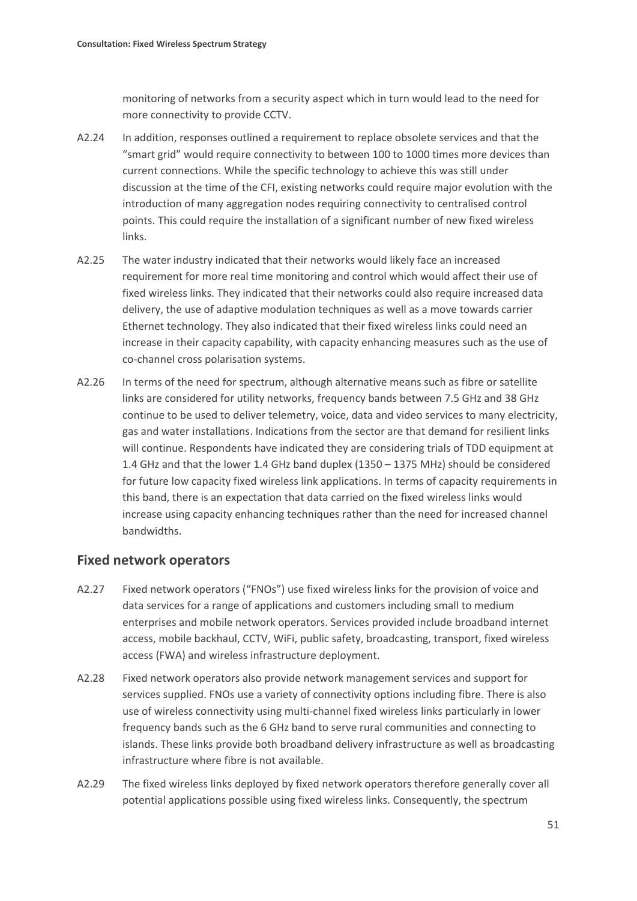monitoring of networks from a security aspect which in turn would lead to the need for more connectivity to provide CCTV.

A2.24 In addition, responses outlined a requirement to replace obsolete services and that the "smart grid" would require connectivity to between 100 to 1000 times more devices than current connections. While the specific technology to achieve this was still under discussion at the time of the CFI, existing networks could require major evolution with the introduction of many aggregation nodes requiring connectivity to centralised control points. This could require the installation of a significant number of new fixed wireless links.

A2.25 The water industry indicated that their networks would likely face an increased requirement for more real time monitoring and control which would affect their use of fixed wireless links. They indicated that their networks could also require increased data delivery, the use of adaptive modulation techniques as well as a move towards carrier Ethernet technology. They also indicated that their fixed wireless links could need an increase in their capacity capability, with capacity enhancing measures such as the use of co-channel cross polarisation systems.

A2.26 In terms of the need for spectrum, although alternative means such as fibre or satellite links are considered for utility networks, frequency bands between 7.5 GHz and 38 GHz continue to be used to deliver telemetry, voice, data and video services to many electricity, gas and water installations. Indications from the sector are that demand for resilient links will continue. Respondents have indicated they are considering trials of TDD equipment at 1.4 GHz and that the lower 1.4 GHz band duplex (1350 – 1375 MHz) should be considered for future low capacity fixed wireless link applications. In terms of capacity requirements in this band, there is an expectation that data carried on the fixed wireless links would increase using capacity enhancing techniques rather than the need for increased channel bandwidths.

## Fixed network operators

A2.27 Fixed network operators ("FNOs") use fixed wireless links for the provision of voice and data services for a range of applications and customers including small to medium enterprises and mobile network operators. Services provided include broadband internet access, mobile backhaul, CCTV, WiFi, public safety, broadcasting, transport, fixed wireless access (FWA) and wireless infrastructure deployment.

A2.28 Fixed network operators also provide network management services and support for services supplied. FNOs use a variety of connectivity options including fibre. There is also use of wireless connectivity using multi-channel fixed wireless links particularly in lower frequency bands such as the 6 GHz band to serve rural communities and connecting to islands. These links provide both broadband delivery infrastructure as well as broadcasting infrastructure where fibre is not available.

A2.29 The fixed wireless links deployed by fixed network operators therefore generally cover all potential applications possible using fixed wireless links. Consequently, the spectrum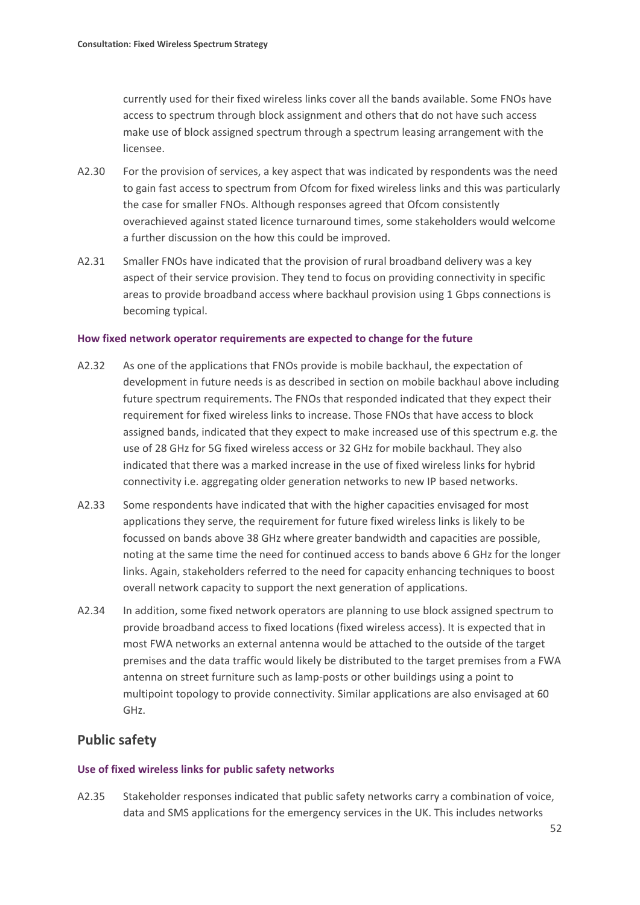currently used for their fixed wireless links cover all the bands available. Some FNOs have access to spectrum through block assignment and others that do not have such access make use of block assigned spectrum through a spectrum leasing arrangement with the licensee.

A2.30 For the provision of services, a key aspect that was indicated by respondents was the need to gain fast access to spectrum from Ofcom for fixed wireless links and this was particularly the case for smaller FNOs. Although responses agreed that Ofcom consistently overachieved against stated licence turnaround times, some stakeholders would welcome a further discussion on the how this could be improved.

A2.31 Smaller FNOs have indicated that the provision of rural broadband delivery was a key aspect of their service provision. They tend to focus on providing connectivity in specific areas to provide broadband access where backhaul provision using 1 Gbps connections is becoming typical.

### How fixed network operator requirements are expected to change for the future

A2.32 As one of the applications that FNOs provide is mobile backhaul, the expectation of development in future needs is as described in section on mobile backhaul above including future spectrum requirements. The FNOs that responded indicated that they expect their requirement for fixed wireless links to increase. Those FNOs that have access to block assigned bands, indicated that they expect to make increased use of this spectrum e.g. the use of 28 GHz for 5G fixed wireless access or 32 GHz for mobile backhaul. They also indicated that there was a marked increase in the use of fixed wireless links for hybrid connectivity i.e. aggregating older generation networks to new IP based networks.

A2.33 Some respondents have indicated that with the higher capacities envisaged for most applications they serve, the requirement for future fixed wireless links is likely to be focussed on bands above 38 GHz where greater bandwidth and capacities are possible, noting at the same time the need for continued access to bands above 6 GHz for the longer links. Again, stakeholders referred to the need for capacity enhancing techniques to boost overall network capacity to support the next generation of applications.

A2.34 In addition, some fixed network operators are planning to use block assigned spectrum to provide broadband access to fixed locations (fixed wireless access). It is expected that in most FWA networks an external antenna would be attached to the outside of the target premises and the data traffic would likely be distributed to the target premises from a FWA antenna on street furniture such as lamp-posts or other buildings using a point to multipoint topology to provide connectivity. Similar applications are also envisaged at 60 GHz.

## Public safety

### Use of fixed wireless links for public safety networks

A2.35 Stakeholder responses indicated that public safety networks carry a combination of voice, data and SMS applications for the emergency services in the UK. This includes networks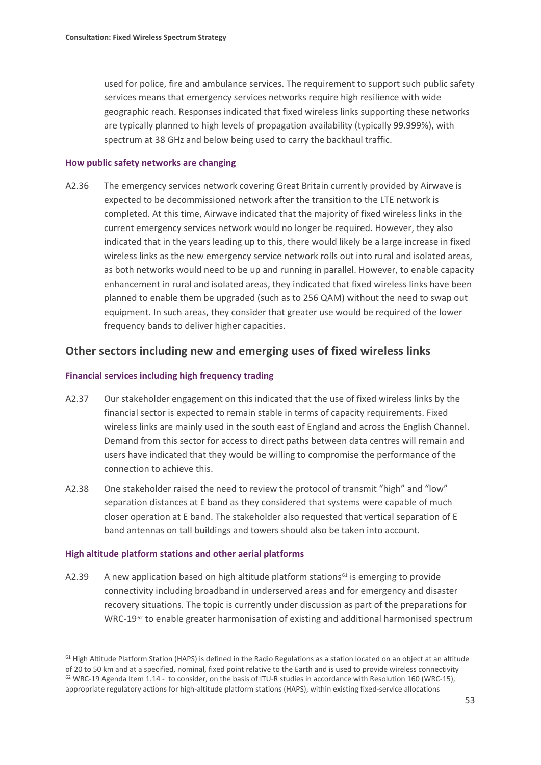used for police, fire and ambulance services. The requirement to support such public safety services means that emergency services networks require high resilience with wide geographic reach. Responses indicated that fixed wireless links supporting these networks are typically planned to high levels of propagation availability (typically 99.999%), with spectrum at 38 GHz and below being used to carry the backhaul traffic.

#### How public safety networks are changing

A2.36 The emergency services network covering Great Britain currently provided by Airwave is expected to be decommissioned network after the transition to the LTE network is completed. At this time, Airwave indicated that the majority of fixed wireless links in the current emergency services network would no longer be required. However, they also indicated that in the years leading up to this, there would likely be a large increase in fixed wireless links as the new emergency service network rolls out into rural and isolated areas, as both networks would need to be up and running in parallel. However, to enable capacity enhancement in rural and isolated areas, they indicated that fixed wireless links have been planned to enable them be upgraded (such as to 256 QAM) without the need to swap out equipment. In such areas, they consider that greater use would be required of the lower frequency bands to deliver higher capacities.

### Other sectors including new and emerging uses of fixed wireless links

#### Financial services including high frequency trading

A2.37 Our stakeholder engagement on this indicated that the use of fixed wireless links by the financial sector is expected to remain stable in terms of capacity requirements. Fixed wireless links are mainly used in the south east of England and across the English Channel. Demand from this sector for access to direct paths between data centres will remain and users have indicated that they would be willing to compromise the performance of the connection to achieve this.

A2.38 One stakeholder raised the need to review the protocol of transmit "high" and "low" separation distances at E band as they considered that systems were capable of much closer operation at E band. The stakeholder also requested that vertical separation of E band antennas on tall buildings and towers should also be taken into account.

#### High altitude platform stations and other aerial platforms

A2.39 A new application based on high altitude platform stations[61] is emerging to provide connectivity including broadband in underserved areas and for emergency and disaster recovery situations. The topic is currently under discussion as part of the preparations for WRC-19[62] to enable greater harmonisation of existing and additional harmonised spectrum

---

[61] High Altitude Platform Station (HAPS) is defined in the Radio Regulations as a station located on an object at an altitude of 20 to 50 km and at a specified, nominal, fixed point relative to the Earth and is used to provide wireless connectivity

[62] WRC-19 Agenda Item 1.14 - to consider, on the basis of ITU-R studies in accordance with Resolution 160 (WRC-15), appropriate regulatory actions for high-altitude platform stations (HAPS), within existing fixed-service allocations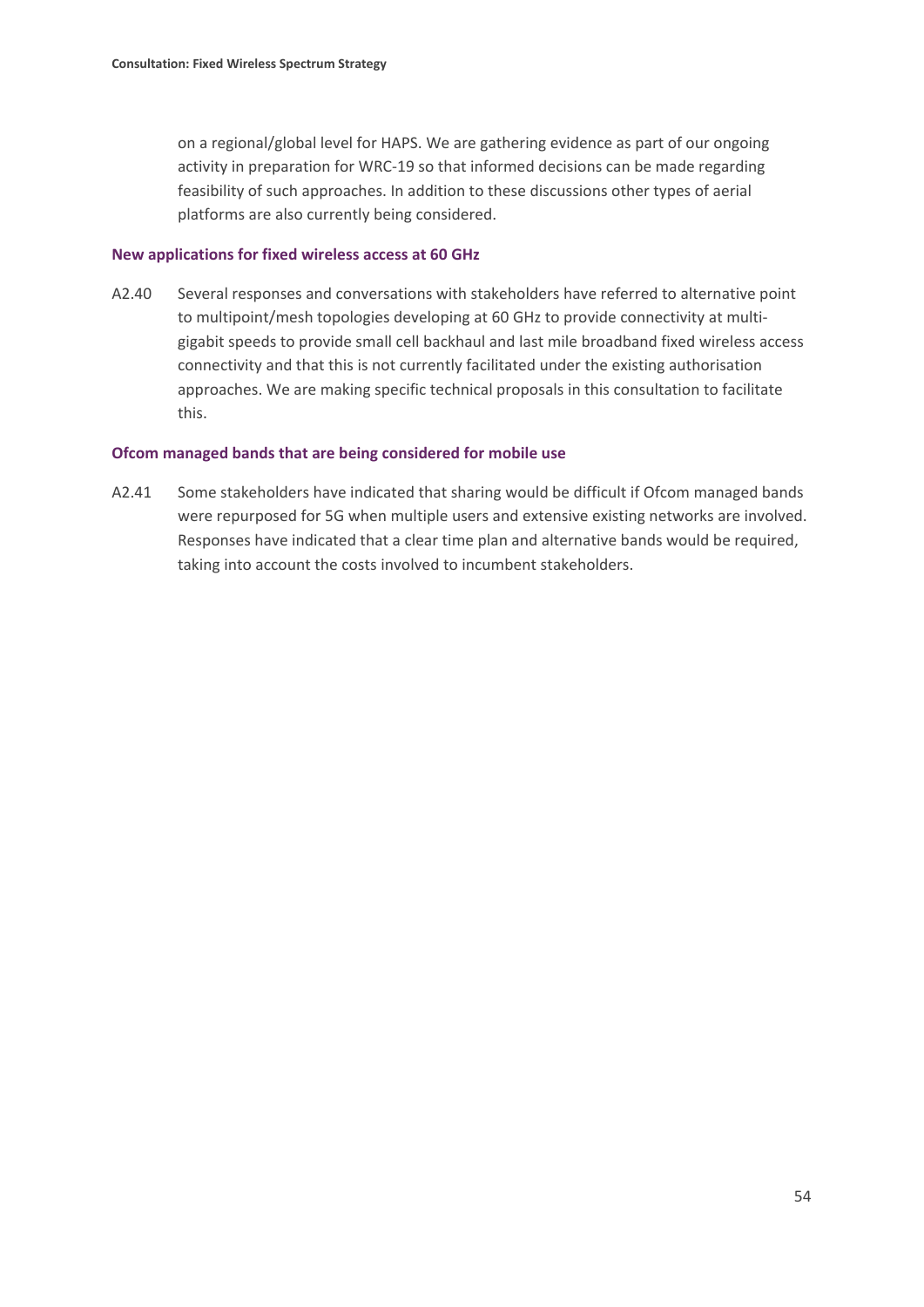on a regional/global level for HAPS. We are gathering evidence as part of our ongoing activity in preparation for WRC-19 so that informed decisions can be made regarding feasibility of such approaches. In addition to these discussions other types of aerial platforms are also currently being considered.

### New applications for fixed wireless access at 60 GHz

A2.40 Several responses and conversations with stakeholders have referred to alternative point to multipoint/mesh topologies developing at 60 GHz to provide connectivity at multi-gigabit speeds to provide small cell backhaul and last mile broadband fixed wireless access connectivity and that this is not currently facilitated under the existing authorisation approaches. We are making specific technical proposals in this consultation to facilitate this.

### Ofcom managed bands that are being considered for mobile use

A2.41 Some stakeholders have indicated that sharing would be difficult if Ofcom managed bands were repurposed for 5G when multiple users and extensive existing networks are involved. Responses have indicated that a clear time plan and alternative bands would be required, taking into account the costs involved to incumbent stakeholders.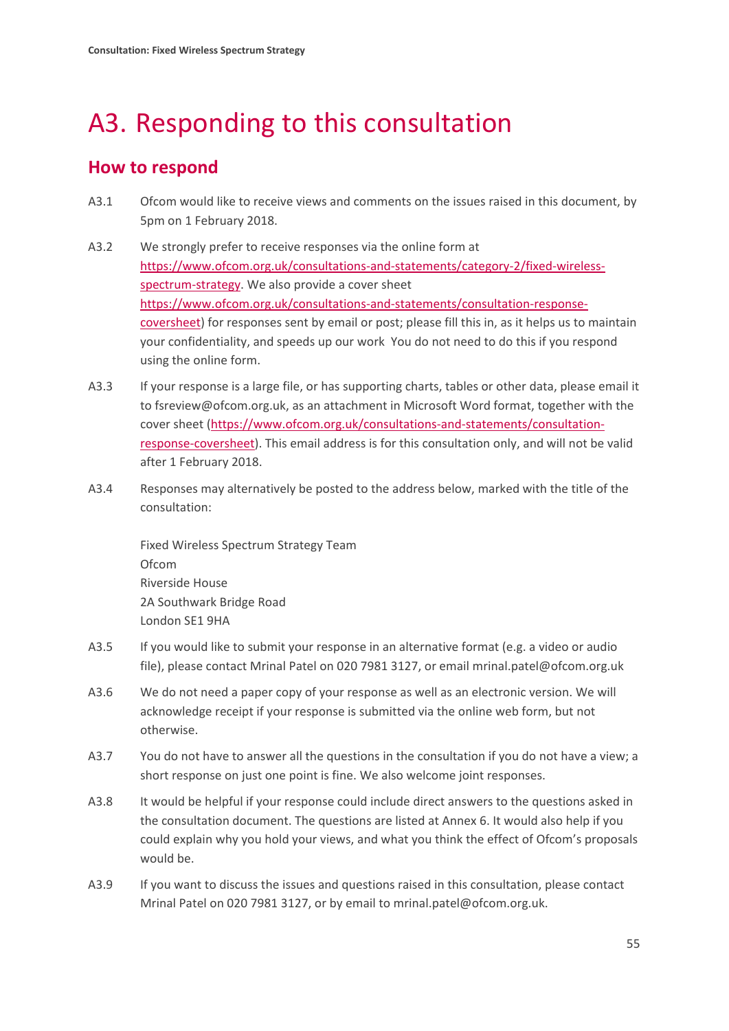# A3. Responding to this consultation

## How to respond

A3.1 Ofcom would like to receive views and comments on the issues raised in this document, by 5pm on 1 February 2018.

A3.2 We strongly prefer to receive responses via the online form at [https://www.ofcom.org.uk/consultations-and-statements/category-2/fixed-wireless-spectrum-strategy](https://www.ofcom.org.uk/consultations-and-statements/category-2/fixed-wireless-spectrum-strategy). We also provide a cover sheet [https://www.ofcom.org.uk/consultations-and-statements/consultation-response-coversheet](https://www.ofcom.org.uk/consultations-and-statements/consultation-response-coversheet)) for responses sent by email or post; please fill this in, as it helps us to maintain your confidentiality, and speeds up our work You do not need to do this if you respond using the online form.

A3.3 If your response is a large file, or has supporting charts, tables or other data, please email it to fsreview@ofcom.org.uk, as an attachment in Microsoft Word format, together with the cover sheet ([https://www.ofcom.org.uk/consultations-and-statements/consultation-response-coversheet](https://www.ofcom.org.uk/consultations-and-statements/consultation-response-coversheet)). This email address is for this consultation only, and will not be valid after 1 February 2018.

A3.4 Responses may alternatively be posted to the address below, marked with the title of the consultation:

Fixed Wireless Spectrum Strategy Team
Ofcom
Riverside House
2A Southwark Bridge Road
London SE1 9HA

A3.5 If you would like to submit your response in an alternative format (e.g. a video or audio file), please contact Mrinal Patel on 020 7981 3127, or email mrinal.patel@ofcom.org.uk

A3.6 We do not need a paper copy of your response as well as an electronic version. We will acknowledge receipt if your response is submitted via the online web form, but not otherwise.

A3.7 You do not have to answer all the questions in the consultation if you do not have a view; a short response on just one point is fine. We also welcome joint responses.

A3.8 It would be helpful if your response could include direct answers to the questions asked in the consultation document. The questions are listed at Annex 6. It would also help if you could explain why you hold your views, and what you think the effect of Ofcom's proposals would be.

A3.9 If you want to discuss the issues and questions raised in this consultation, please contact Mrinal Patel on 020 7981 3127, or by email to mrinal.patel@ofcom.org.uk.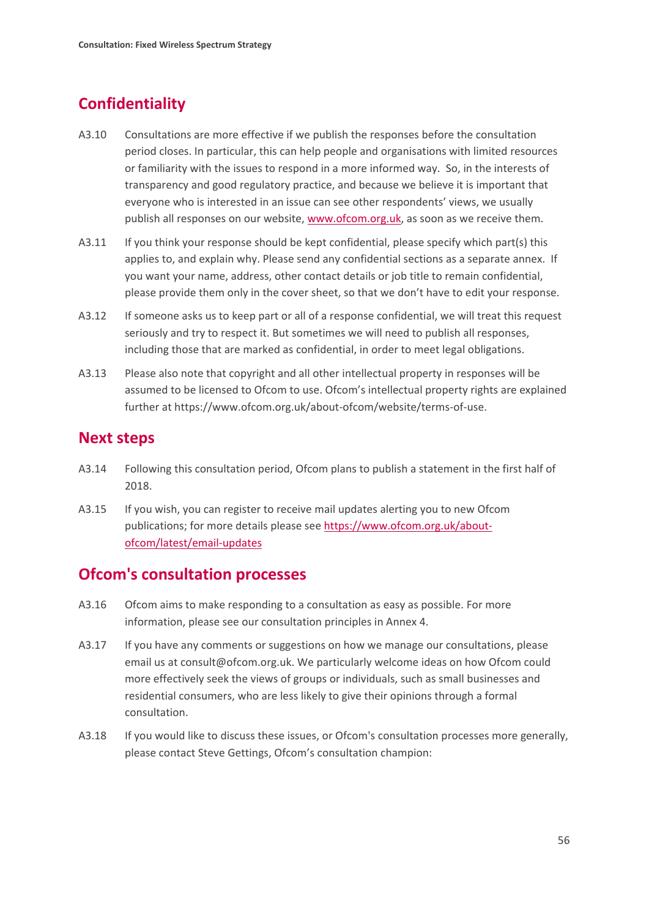## Confidentiality

A3.10 Consultations are more effective if we publish the responses before the consultation period closes. In particular, this can help people and organisations with limited resources or familiarity with the issues to respond in a more informed way. So, in the interests of transparency and good regulatory practice, and because we believe it is important that everyone who is interested in an issue can see other respondents' views, we usually publish all responses on our website, [www.ofcom.org.uk](http://www.ofcom.org.uk), as soon as we receive them.

A3.11 If you think your response should be kept confidential, please specify which part(s) this applies to, and explain why. Please send any confidential sections as a separate annex. If you want your name, address, other contact details or job title to remain confidential, please provide them only in the cover sheet, so that we don't have to edit your response.

A3.12 If someone asks us to keep part or all of a response confidential, we will treat this request seriously and try to respect it. But sometimes we will need to publish all responses, including those that are marked as confidential, in order to meet legal obligations.

A3.13 Please also note that copyright and all other intellectual property in responses will be assumed to be licensed to Ofcom to use. Ofcom's intellectual property rights are explained further at https://www.ofcom.org.uk/about-ofcom/website/terms-of-use.

## Next steps

A3.14 Following this consultation period, Ofcom plans to publish a statement in the first half of 2018.

A3.15 If you wish, you can register to receive mail updates alerting you to new Ofcom publications; for more details please see [https://www.ofcom.org.uk/about-ofcom/latest/email-updates](https://www.ofcom.org.uk/about-ofcom/latest/email-updates)

## Ofcom's consultation processes

A3.16 Ofcom aims to make responding to a consultation as easy as possible. For more information, please see our consultation principles in Annex 4.

A3.17 If you have any comments or suggestions on how we manage our consultations, please email us at consult@ofcom.org.uk. We particularly welcome ideas on how Ofcom could more effectively seek the views of groups or individuals, such as small businesses and residential consumers, who are less likely to give their opinions through a formal consultation.

A3.18 If you would like to discuss these issues, or Ofcom's consultation processes more generally, please contact Steve Gettings, Ofcom's consultation champion: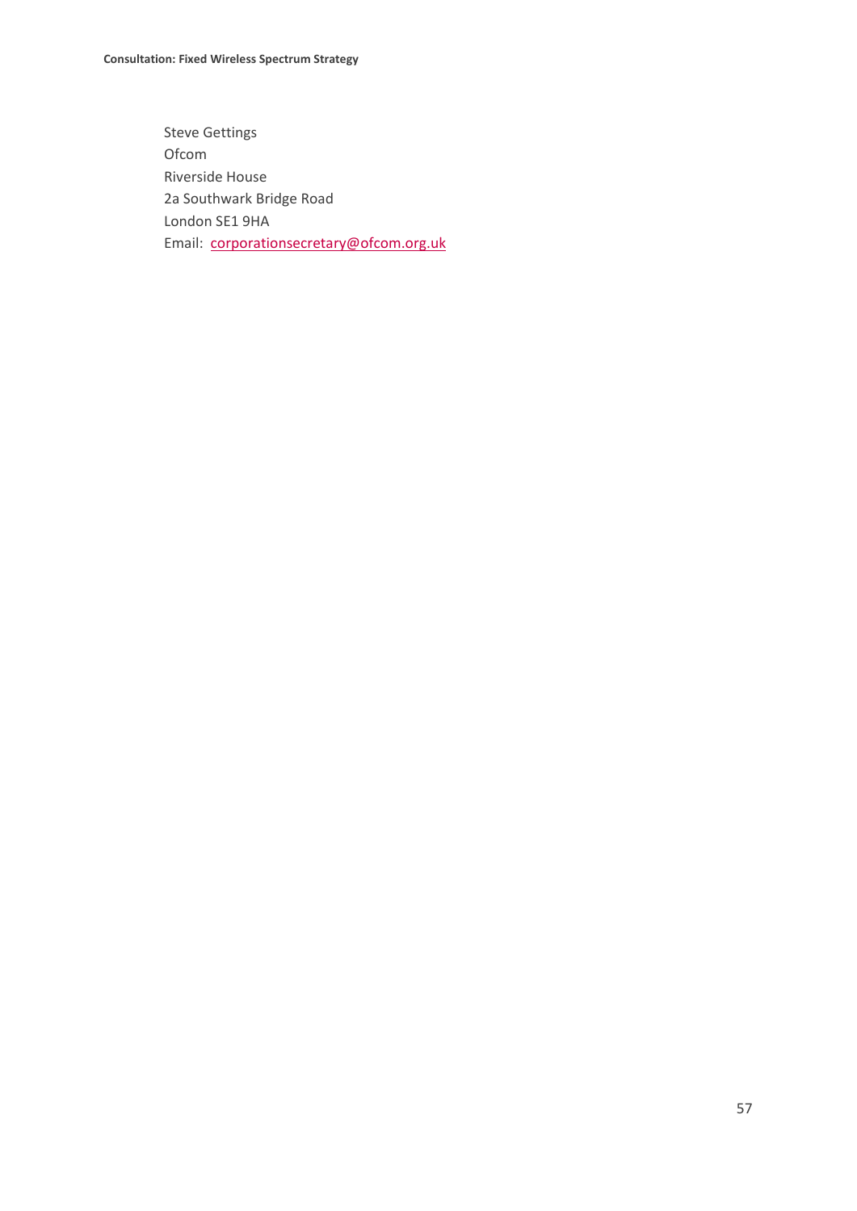Steve Gettings  
Ofcom  
Riverside House  
2a Southwark Bridge Road  
London SE1 9HA  
Email: [corporationsecretary@ofcom.org.uk](mailto:corporationsecretary@ofcom.org.uk)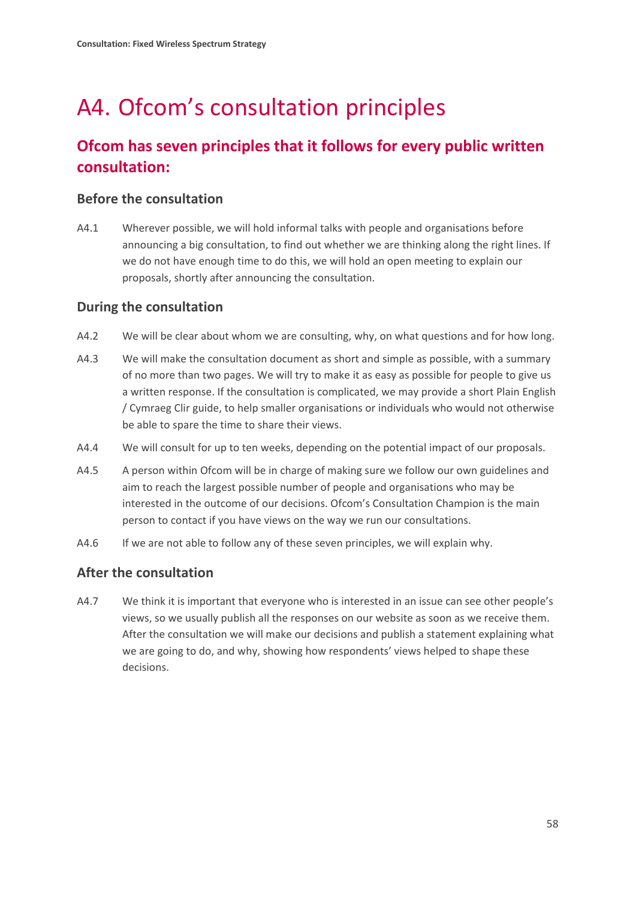# A4. Ofcom's consultation principles

## Ofcom has seven principles that it follows for every public written consultation:

### Before the consultation

A4.1 Wherever possible, we will hold informal talks with people and organisations before announcing a big consultation, to find out whether we are thinking along the right lines. If we do not have enough time to do this, we will hold an open meeting to explain our proposals, shortly after announcing the consultation.

### During the consultation

A4.2 We will be clear about whom we are consulting, why, on what questions and for how long.

A4.3 We will make the consultation document as short and simple as possible, with a summary of no more than two pages. We will try to make it as easy as possible for people to give us a written response. If the consultation is complicated, we may provide a short Plain English / Cymraeg Clir guide, to help smaller organisations or individuals who would not otherwise be able to spare the time to share their views.

A4.4 We will consult for up to ten weeks, depending on the potential impact of our proposals.

A4.5 A person within Ofcom will be in charge of making sure we follow our own guidelines and aim to reach the largest possible number of people and organisations who may be interested in the outcome of our decisions. Ofcom's Consultation Champion is the main person to contact if you have views on the way we run our consultations.

A4.6 If we are not able to follow any of these seven principles, we will explain why.

### After the consultation

A4.7 We think it is important that everyone who is interested in an issue can see other people's views, so we usually publish all the responses on our website as soon as we receive them. After the consultation we will make our decisions and publish a statement explaining what we are going to do, and why, showing how respondents' views helped to shape these decisions.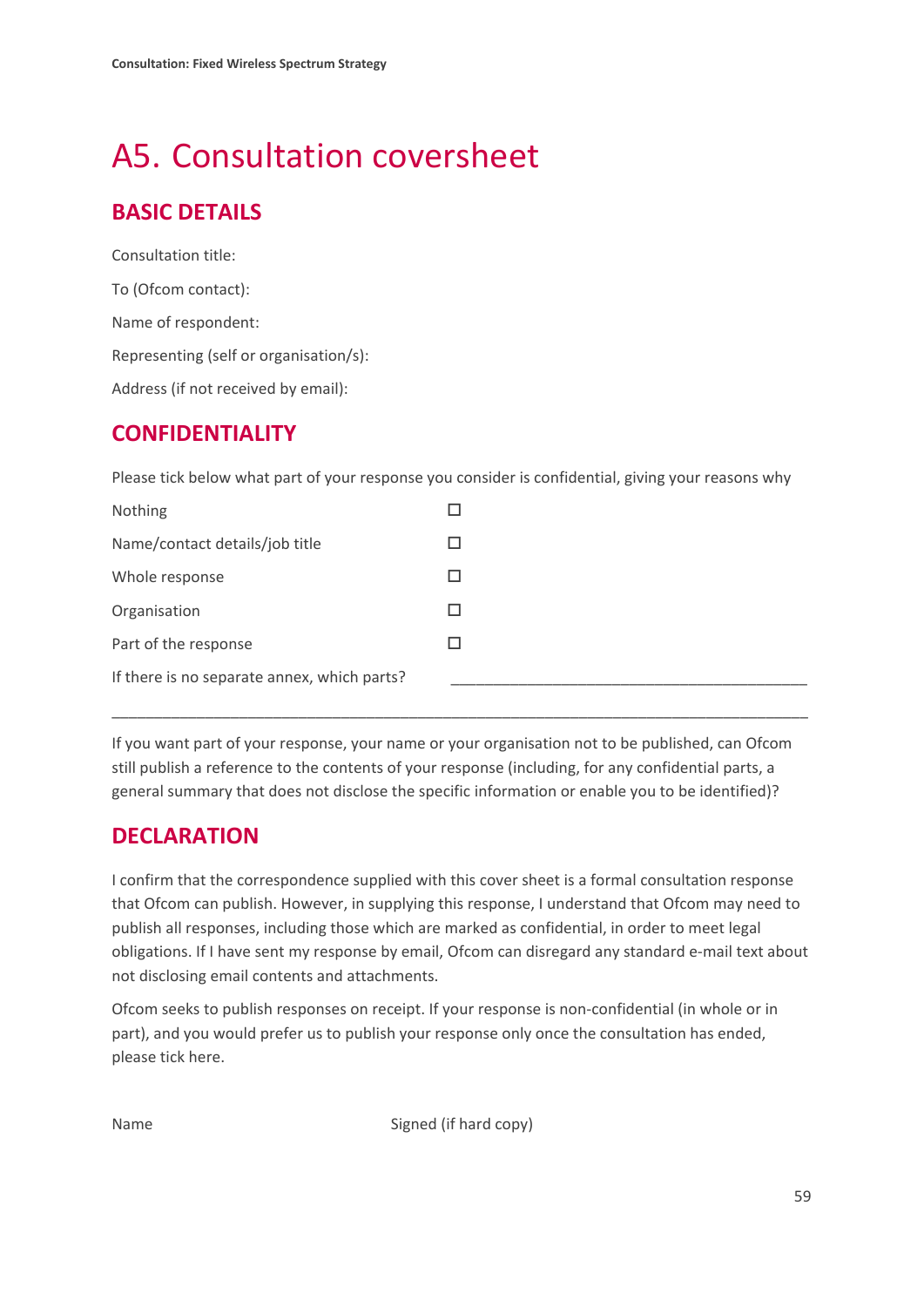# A5. Consultation coversheet

## BASIC DETAILS

Consultation title:

To (Ofcom contact):

Name of respondent:

Representing (self or organisation/s):

Address (if not received by email):

## CONFIDENTIALITY

Please tick below what part of your response you consider is confidential, giving your reasons why

| | |
|---|---|
| Nothing | ☐ |
| Name/contact details/job title | ☐ |
| Whole response | ☐ |
| Organisation | ☐ |
| Part of the response | ☐ |
| If there is no separate annex, which parts? | ____________________________________________ |

_____________________________________________________________________________________

If you want part of your response, your name or your organisation not to be published, can Ofcom still publish a reference to the contents of your response (including, for any confidential parts, a general summary that does not disclose the specific information or enable you to be identified)?

## DECLARATION

I confirm that the correspondence supplied with this cover sheet is a formal consultation response that Ofcom can publish. However, in supplying this response, I understand that Ofcom may need to publish all responses, including those which are marked as confidential, in order to meet legal obligations. If I have sent my response by email, Ofcom can disregard any standard e-mail text about not disclosing email contents and attachments.

Ofcom seeks to publish responses on receipt. If your response is non-confidential (in whole or in part), and you would prefer us to publish your response only once the consultation has ended, please tick here.

Name                                        Signed (if hard copy)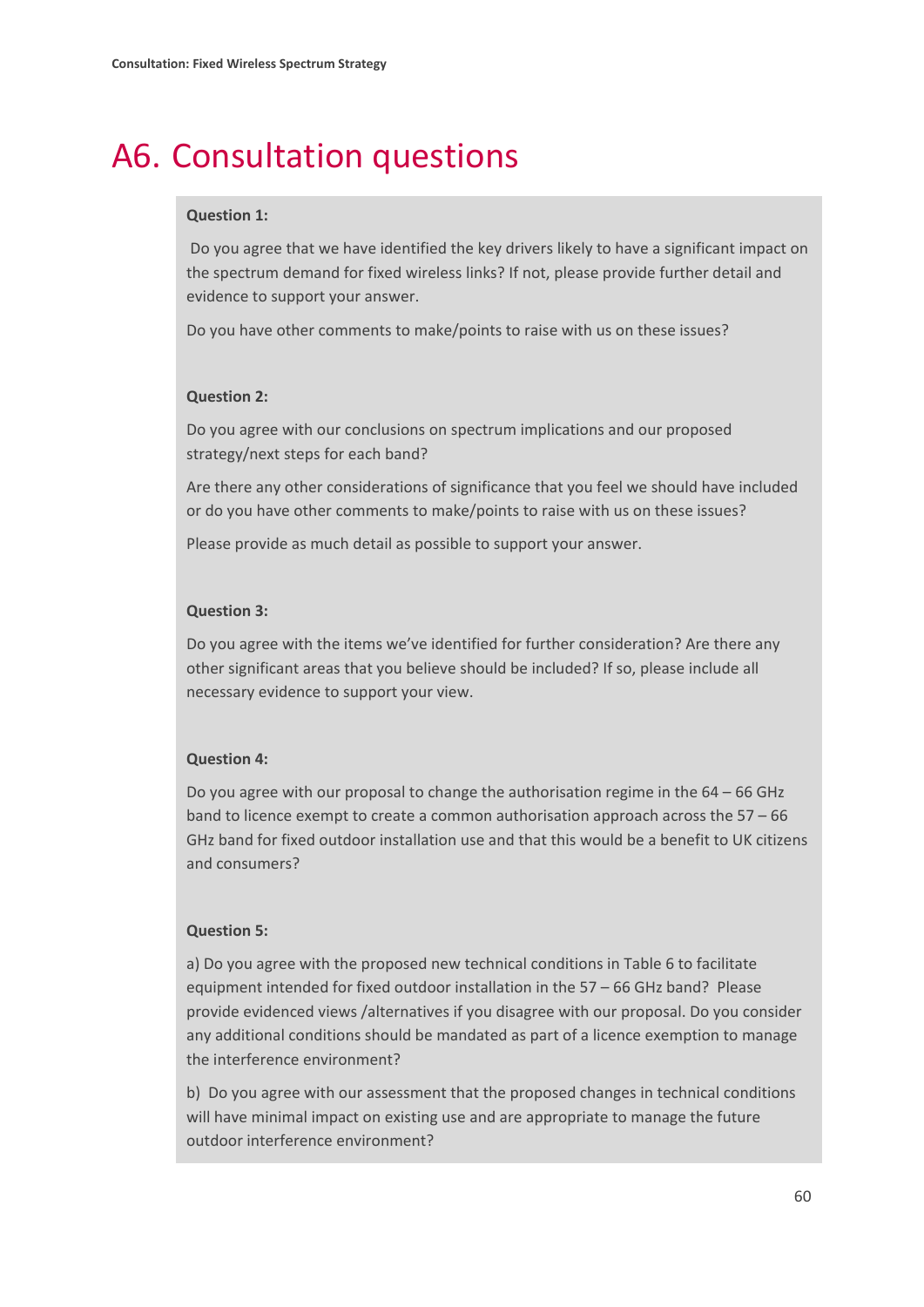# A6. Consultation questions

**Question 1:**

Do you agree that we have identified the key drivers likely to have a significant impact on the spectrum demand for fixed wireless links? If not, please provide further detail and evidence to support your answer.

Do you have other comments to make/points to raise with us on these issues?

**Question 2:**

Do you agree with our conclusions on spectrum implications and our proposed strategy/next steps for each band?

Are there any other considerations of significance that you feel we should have included or do you have other comments to make/points to raise with us on these issues?

Please provide as much detail as possible to support your answer.

**Question 3:**

Do you agree with the items we've identified for further consideration? Are there any other significant areas that you believe should be included? If so, please include all necessary evidence to support your view.

**Question 4:**

Do you agree with our proposal to change the authorisation regime in the 64 – 66 GHz band to licence exempt to create a common authorisation approach across the 57 – 66 GHz band for fixed outdoor installation use and that this would be a benefit to UK citizens and consumers?

**Question 5:**

a) Do you agree with the proposed new technical conditions in Table 6 to facilitate equipment intended for fixed outdoor installation in the 57 – 66 GHz band? Please provide evidenced views /alternatives if you disagree with our proposal. Do you consider any additional conditions should be mandated as part of a licence exemption to manage the interference environment?

b) Do you agree with our assessment that the proposed changes in technical conditions will have minimal impact on existing use and are appropriate to manage the future outdoor interference environment?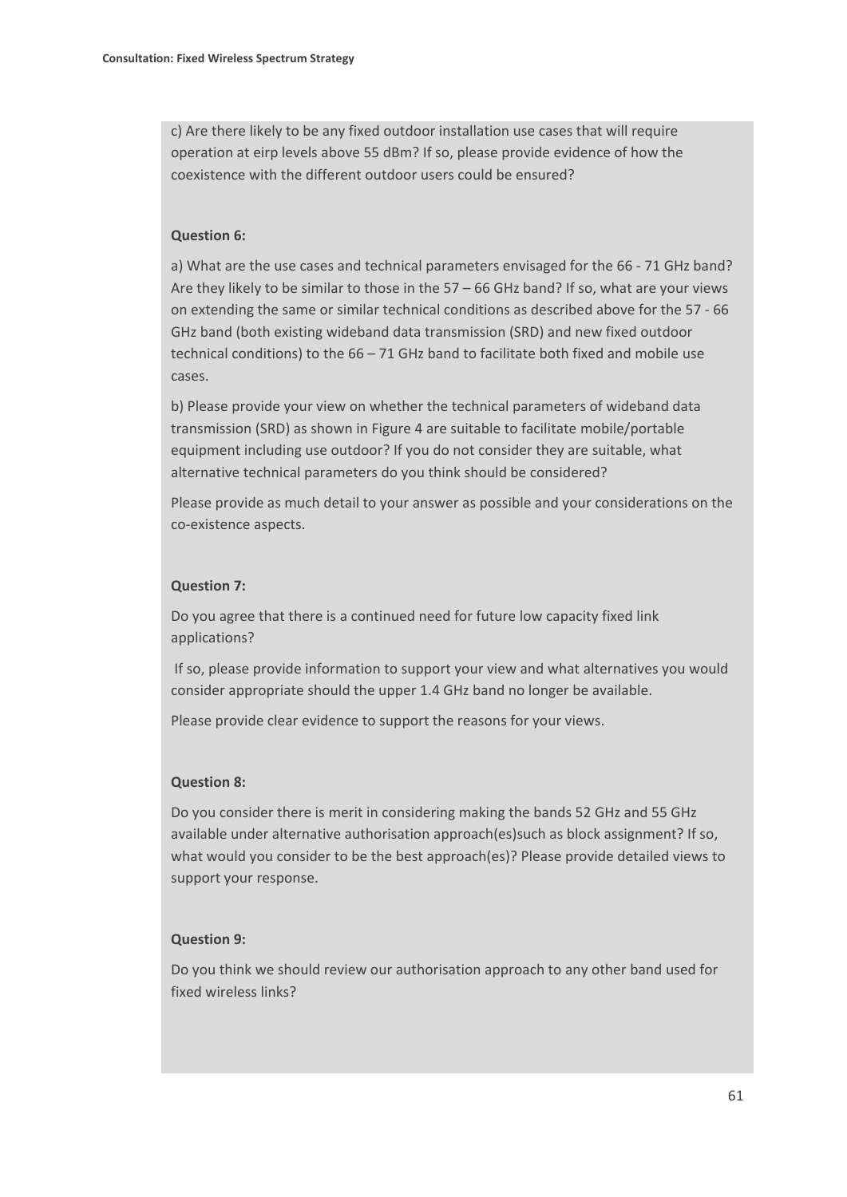c) Are there likely to be any fixed outdoor installation use cases that will require operation at eirp levels above 55 dBm? If so, please provide evidence of how the coexistence with the different outdoor users could be ensured?

**Question 6:**

a) What are the use cases and technical parameters envisaged for the 66 - 71 GHz band? Are they likely to be similar to those in the 57 – 66 GHz band? If so, what are your views on extending the same or similar technical conditions as described above for the 57 - 66 GHz band (both existing wideband data transmission (SRD) and new fixed outdoor technical conditions) to the 66 – 71 GHz band to facilitate both fixed and mobile use cases.

b) Please provide your view on whether the technical parameters of wideband data transmission (SRD) as shown in Figure 4 are suitable to facilitate mobile/portable equipment including use outdoor? If you do not consider they are suitable, what alternative technical parameters do you think should be considered?

Please provide as much detail to your answer as possible and your considerations on the co-existence aspects.

**Question 7:**

Do you agree that there is a continued need for future low capacity fixed link applications?

If so, please provide information to support your view and what alternatives you would consider appropriate should the upper 1.4 GHz band no longer be available.

Please provide clear evidence to support the reasons for your views.

**Question 8:**

Do you consider there is merit in considering making the bands 52 GHz and 55 GHz available under alternative authorisation approach(es)such as block assignment? If so, what would you consider to be the best approach(es)? Please provide detailed views to support your response.

**Question 9:**

Do you think we should review our authorisation approach to any other band used for fixed wireless links?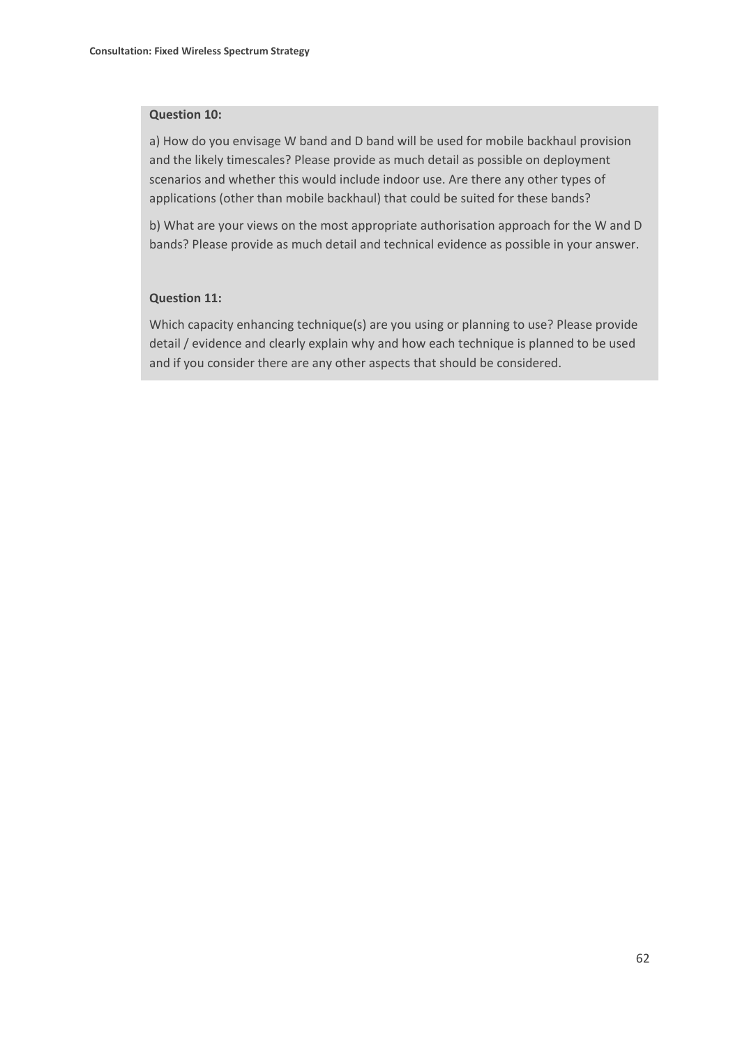**Question 10:**

a) How do you envisage W band and D band will be used for mobile backhaul provision and the likely timescales? Please provide as much detail as possible on deployment scenarios and whether this would include indoor use. Are there any other types of applications (other than mobile backhaul) that could be suited for these bands?

b) What are your views on the most appropriate authorisation approach for the W and D bands? Please provide as much detail and technical evidence as possible in your answer.

**Question 11:**

Which capacity enhancing technique(s) are you using or planning to use? Please provide detail / evidence and clearly explain why and how each technique is planned to be used and if you consider there are any other aspects that should be considered.